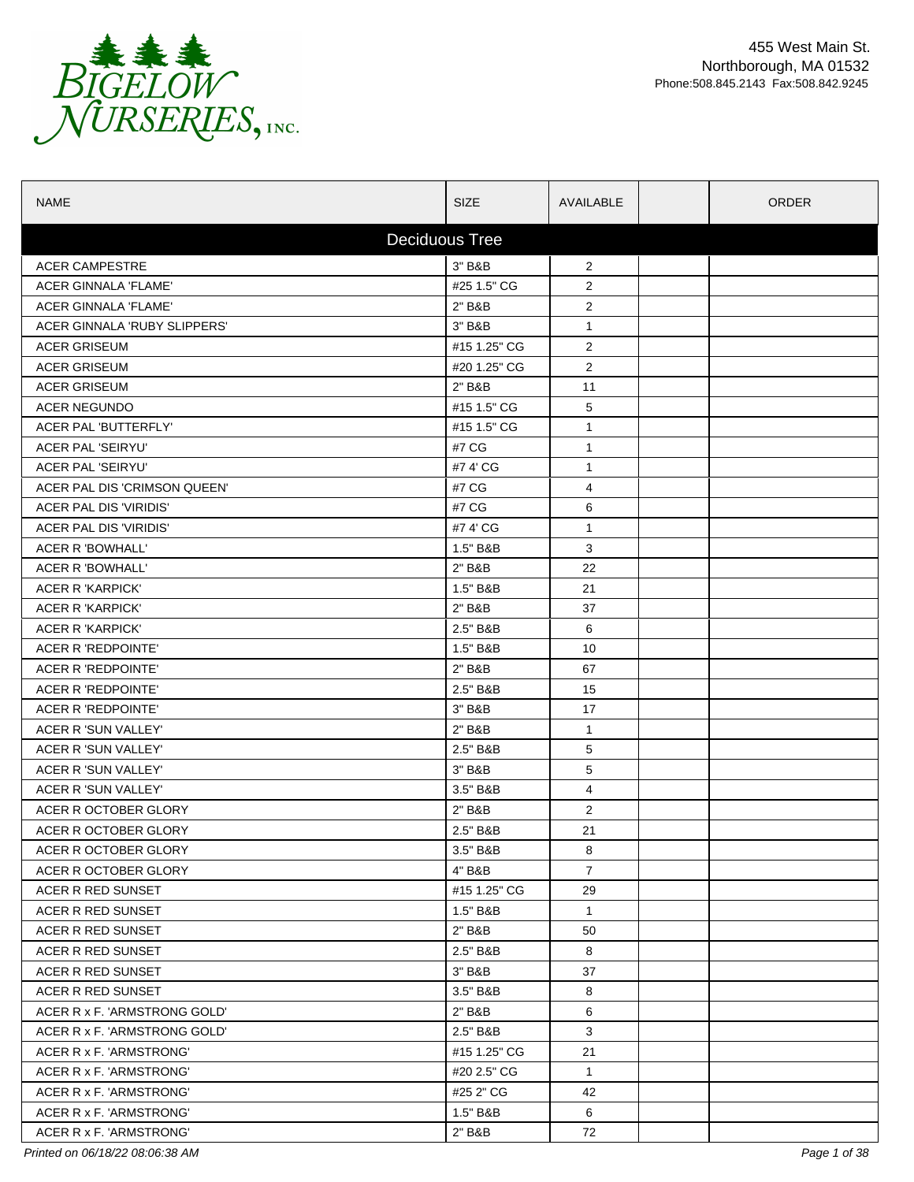Bigelow Nurseries, Inc.

455 West Main St.
Northborough, MA 01532
Phone:508.845.2143 Fax:508.842.9245

| NAME | SIZE | AVAILABLE | | ORDER |
|---|---|---|---|---|
| **Deciduous Tree** | | | | |
| ACER CAMPESTRE | 3" B&B | 2 | | |
| ACER GINNALA 'FLAME' | #25 1.5" CG | 2 | | |
| ACER GINNALA 'FLAME' | 2" B&B | 2 | | |
| ACER GINNALA 'RUBY SLIPPERS' | 3" B&B | 1 | | |
| ACER GRISEUM | #15 1.25" CG | 2 | | |
| ACER GRISEUM | #20 1.25" CG | 2 | | |
| ACER GRISEUM | 2" B&B | 11 | | |
| ACER NEGUNDO | #15 1.5" CG | 5 | | |
| ACER PAL 'BUTTERFLY' | #15 1.5" CG | 1 | | |
| ACER PAL 'SEIRYU' | #7 CG | 1 | | |
| ACER PAL 'SEIRYU' | #7 4' CG | 1 | | |
| ACER PAL DIS 'CRIMSON QUEEN' | #7 CG | 4 | | |
| ACER PAL DIS 'VIRIDIS' | #7 CG | 6 | | |
| ACER PAL DIS 'VIRIDIS' | #7 4' CG | 1 | | |
| ACER R 'BOWHALL' | 1.5" B&B | 3 | | |
| ACER R 'BOWHALL' | 2" B&B | 22 | | |
| ACER R 'KARPICK' | 1.5" B&B | 21 | | |
| ACER R 'KARPICK' | 2" B&B | 37 | | |
| ACER R 'KARPICK' | 2.5" B&B | 6 | | |
| ACER R 'REDPOINTE' | 1.5" B&B | 10 | | |
| ACER R 'REDPOINTE' | 2" B&B | 67 | | |
| ACER R 'REDPOINTE' | 2.5" B&B | 15 | | |
| ACER R 'REDPOINTE' | 3" B&B | 17 | | |
| ACER R 'SUN VALLEY' | 2" B&B | 1 | | |
| ACER R 'SUN VALLEY' | 2.5" B&B | 5 | | |
| ACER R 'SUN VALLEY' | 3" B&B | 5 | | |
| ACER R 'SUN VALLEY' | 3.5" B&B | 4 | | |
| ACER R OCTOBER GLORY | 2" B&B | 2 | | |
| ACER R OCTOBER GLORY | 2.5" B&B | 21 | | |
| ACER R OCTOBER GLORY | 3.5" B&B | 8 | | |
| ACER R OCTOBER GLORY | 4" B&B | 7 | | |
| ACER R RED SUNSET | #15 1.25" CG | 29 | | |
| ACER R RED SUNSET | 1.5" B&B | 1 | | |
| ACER R RED SUNSET | 2" B&B | 50 | | |
| ACER R RED SUNSET | 2.5" B&B | 8 | | |
| ACER R RED SUNSET | 3" B&B | 37 | | |
| ACER R RED SUNSET | 3.5" B&B | 8 | | |
| ACER R x F. 'ARMSTRONG GOLD' | 2" B&B | 6 | | |
| ACER R x F. 'ARMSTRONG GOLD' | 2.5" B&B | 3 | | |
| ACER R x F. 'ARMSTRONG' | #15 1.25" CG | 21 | | |
| ACER R x F. 'ARMSTRONG' | #20 2.5" CG | 1 | | |
| ACER R x F. 'ARMSTRONG' | #25 2" CG | 42 | | |
| ACER R x F. 'ARMSTRONG' | 1.5" B&B | 6 | | |
| ACER R x F. 'ARMSTRONG' | 2" B&B | 72 | | |

*Printed on 06/18/22 08:06:38 AM*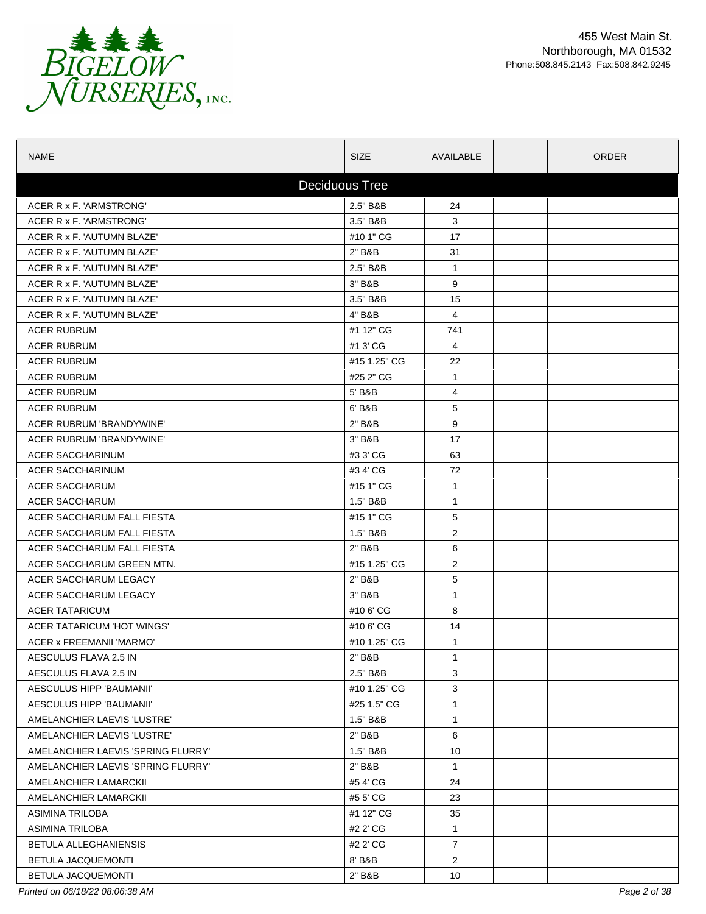455 West Main St.
Northborough, MA 01532
Phone:508.845.2143 Fax:508.842.9245

| NAME | SIZE | AVAILABLE | | ORDER |
|---|---|---|---|---|
| **Deciduous Tree** | | | | |
| ACER R x F. 'ARMSTRONG' | 2.5" B&B | 24 | | |
| ACER R x F. 'ARMSTRONG' | 3.5" B&B | 3 | | |
| ACER R x F. 'AUTUMN BLAZE' | #10 1" CG | 17 | | |
| ACER R x F. 'AUTUMN BLAZE' | 2" B&B | 31 | | |
| ACER R x F. 'AUTUMN BLAZE' | 2.5" B&B | 1 | | |
| ACER R x F. 'AUTUMN BLAZE' | 3" B&B | 9 | | |
| ACER R x F. 'AUTUMN BLAZE' | 3.5" B&B | 15 | | |
| ACER R x F. 'AUTUMN BLAZE' | 4" B&B | 4 | | |
| ACER RUBRUM | #1 12" CG | 741 | | |
| ACER RUBRUM | #1 3' CG | 4 | | |
| ACER RUBRUM | #15 1.25" CG | 22 | | |
| ACER RUBRUM | #25 2" CG | 1 | | |
| ACER RUBRUM | 5' B&B | 4 | | |
| ACER RUBRUM | 6' B&B | 5 | | |
| ACER RUBRUM 'BRANDYWINE' | 2" B&B | 9 | | |
| ACER RUBRUM 'BRANDYWINE' | 3" B&B | 17 | | |
| ACER SACCHARINUM | #3 3' CG | 63 | | |
| ACER SACCHARINUM | #3 4' CG | 72 | | |
| ACER SACCHARUM | #15 1" CG | 1 | | |
| ACER SACCHARUM | 1.5" B&B | 1 | | |
| ACER SACCHARUM FALL FIESTA | #15 1" CG | 5 | | |
| ACER SACCHARUM FALL FIESTA | 1.5" B&B | 2 | | |
| ACER SACCHARUM FALL FIESTA | 2" B&B | 6 | | |
| ACER SACCHARUM GREEN MTN. | #15 1.25" CG | 2 | | |
| ACER SACCHARUM LEGACY | 2" B&B | 5 | | |
| ACER SACCHARUM LEGACY | 3" B&B | 1 | | |
| ACER TATARICUM | #10 6' CG | 8 | | |
| ACER TATARICUM 'HOT WINGS' | #10 6' CG | 14 | | |
| ACER x FREEMANII 'MARMO' | #10 1.25" CG | 1 | | |
| AESCULUS FLAVA 2.5 IN | 2" B&B | 1 | | |
| AESCULUS FLAVA 2.5 IN | 2.5" B&B | 3 | | |
| AESCULUS HIPP 'BAUMANII' | #10 1.25" CG | 3 | | |
| AESCULUS HIPP 'BAUMANII' | #25 1.5" CG | 1 | | |
| AMELANCHIER LAEVIS 'LUSTRE' | 1.5" B&B | 1 | | |
| AMELANCHIER LAEVIS 'LUSTRE' | 2" B&B | 6 | | |
| AMELANCHIER LAEVIS 'SPRING FLURRY' | 1.5" B&B | 10 | | |
| AMELANCHIER LAEVIS 'SPRING FLURRY' | 2" B&B | 1 | | |
| AMELANCHIER LAMARCKII | #5 4' CG | 24 | | |
| AMELANCHIER LAMARCKII | #5 5' CG | 23 | | |
| ASIMINA TRILOBA | #1 12" CG | 35 | | |
| ASIMINA TRILOBA | #2 2' CG | 1 | | |
| BETULA ALLEGHANIENSIS | #2 2' CG | 7 | | |
| BETULA JACQUEMONTI | 8' B&B | 2 | | |
| BETULA JACQUEMONTI | 2" B&B | 10 | | |

*Printed on 06/18/22 08:06:38 AM*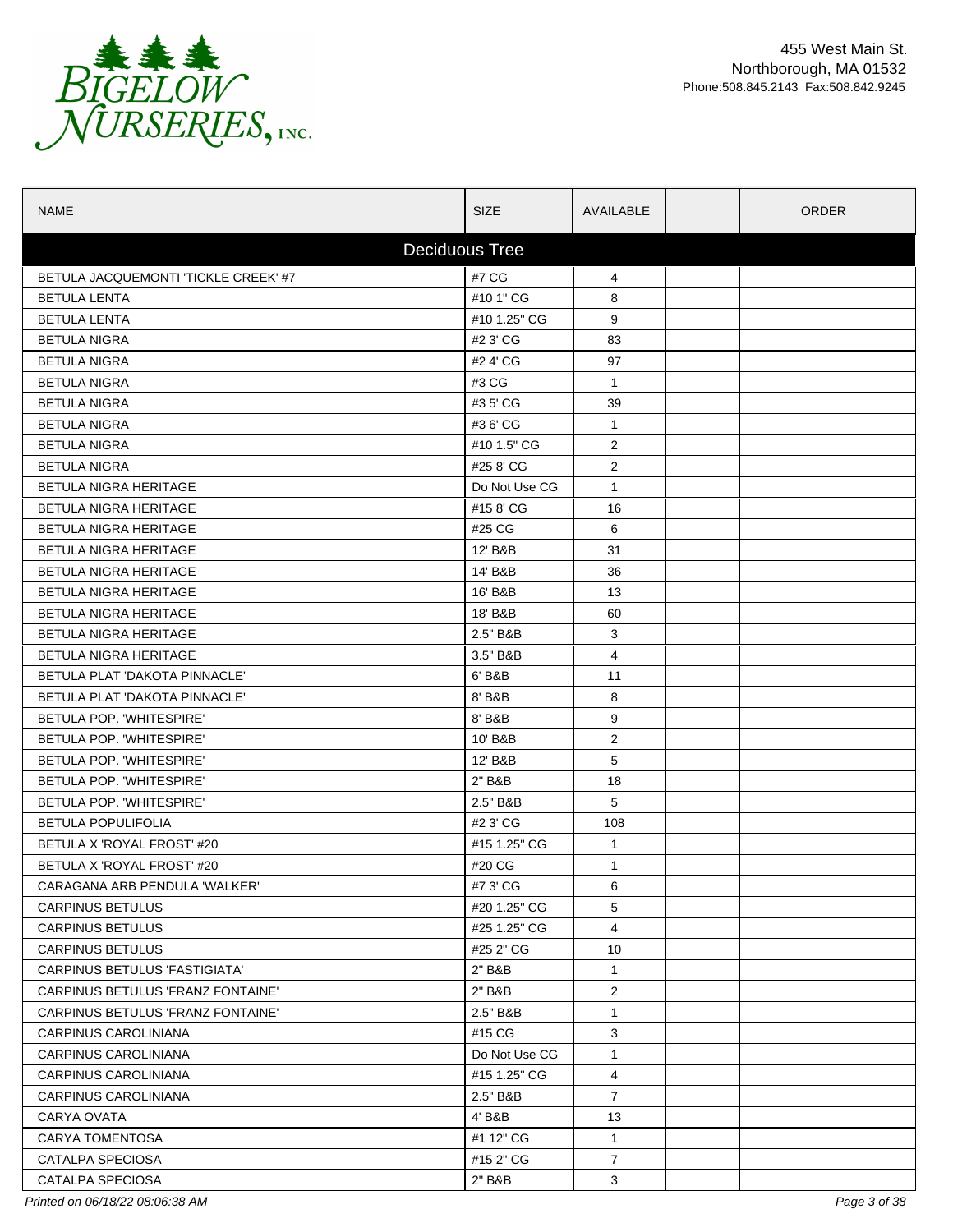455 West Main St.
Northborough, MA 01532
Phone:508.845.2143 Fax:508.842.9245

| NAME | SIZE | AVAILABLE | | ORDER |
|---|---|---|---|---|
| **Deciduous Tree** | | | | |
| BETULA JACQUEMONTI 'TICKLE CREEK' #7 | #7 CG | 4 | | |
| BETULA LENTA | #10 1" CG | 8 | | |
| BETULA LENTA | #10 1.25" CG | 9 | | |
| BETULA NIGRA | #2 3' CG | 83 | | |
| BETULA NIGRA | #2 4' CG | 97 | | |
| BETULA NIGRA | #3 CG | 1 | | |
| BETULA NIGRA | #3 5' CG | 39 | | |
| BETULA NIGRA | #3 6' CG | 1 | | |
| BETULA NIGRA | #10 1.5" CG | 2 | | |
| BETULA NIGRA | #25 8' CG | 2 | | |
| BETULA NIGRA HERITAGE | Do Not Use CG | 1 | | |
| BETULA NIGRA HERITAGE | #15 8' CG | 16 | | |
| BETULA NIGRA HERITAGE | #25 CG | 6 | | |
| BETULA NIGRA HERITAGE | 12' B&B | 31 | | |
| BETULA NIGRA HERITAGE | 14' B&B | 36 | | |
| BETULA NIGRA HERITAGE | 16' B&B | 13 | | |
| BETULA NIGRA HERITAGE | 18' B&B | 60 | | |
| BETULA NIGRA HERITAGE | 2.5" B&B | 3 | | |
| BETULA NIGRA HERITAGE | 3.5" B&B | 4 | | |
| BETULA PLAT 'DAKOTA PINNACLE' | 6' B&B | 11 | | |
| BETULA PLAT 'DAKOTA PINNACLE' | 8' B&B | 8 | | |
| BETULA POP. 'WHITESPIRE' | 8' B&B | 9 | | |
| BETULA POP. 'WHITESPIRE' | 10' B&B | 2 | | |
| BETULA POP. 'WHITESPIRE' | 12' B&B | 5 | | |
| BETULA POP. 'WHITESPIRE' | 2" B&B | 18 | | |
| BETULA POP. 'WHITESPIRE' | 2.5" B&B | 5 | | |
| BETULA POPULIFOLIA | #2 3' CG | 108 | | |
| BETULA X 'ROYAL FROST' #20 | #15 1.25" CG | 1 | | |
| BETULA X 'ROYAL FROST' #20 | #20 CG | 1 | | |
| CARAGANA ARB PENDULA 'WALKER' | #7 3' CG | 6 | | |
| CARPINUS BETULUS | #20 1.25" CG | 5 | | |
| CARPINUS BETULUS | #25 1.25" CG | 4 | | |
| CARPINUS BETULUS | #25 2" CG | 10 | | |
| CARPINUS BETULUS 'FASTIGIATA' | 2" B&B | 1 | | |
| CARPINUS BETULUS 'FRANZ FONTAINE' | 2" B&B | 2 | | |
| CARPINUS BETULUS 'FRANZ FONTAINE' | 2.5" B&B | 1 | | |
| CARPINUS CAROLINIANA | #15 CG | 3 | | |
| CARPINUS CAROLINIANA | Do Not Use CG | 1 | | |
| CARPINUS CAROLINIANA | #15 1.25" CG | 4 | | |
| CARPINUS CAROLINIANA | 2.5" B&B | 7 | | |
| CARYA OVATA | 4' B&B | 13 | | |
| CARYA TOMENTOSA | #1 12" CG | 1 | | |
| CATALPA SPECIOSA | #15 2" CG | 7 | | |
| CATALPA SPECIOSA | 2" B&B | 3 | | |

*Printed on 06/18/22 08:06:38 AM*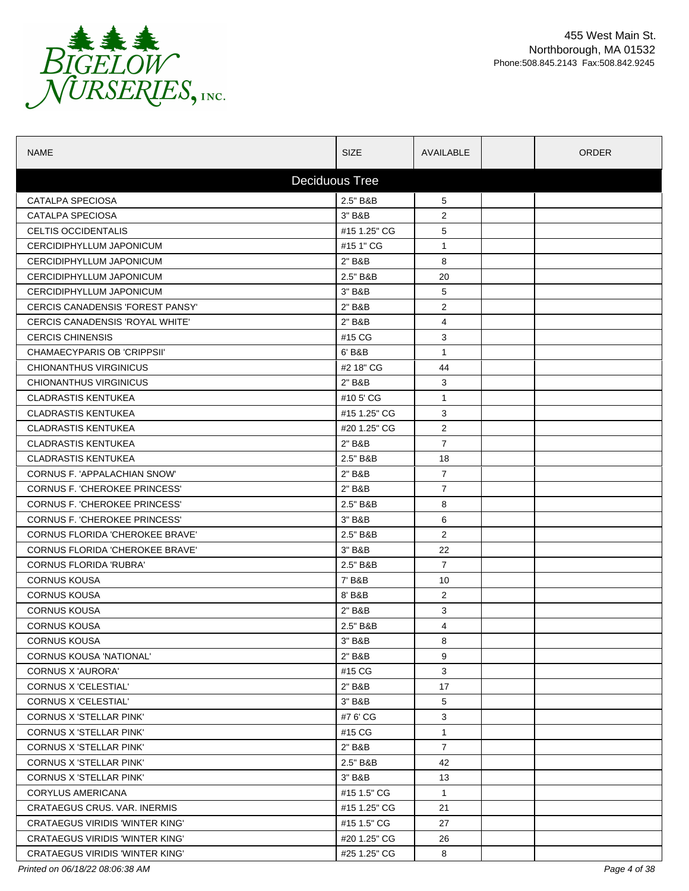# BIGELOW NURSERIES, INC.

455 West Main St.
Northborough, MA 01532
Phone:508.845.2143 Fax:508.842.9245

| NAME | SIZE | AVAILABLE | | ORDER |
|---|---|---|---|---|
| **Deciduous Tree** | | | | |
| CATALPA SPECIOSA | 2.5" B&B | 5 | | |
| CATALPA SPECIOSA | 3" B&B | 2 | | |
| CELTIS OCCIDENTALIS | #15 1.25" CG | 5 | | |
| CERCIDIPHYLLUM JAPONICUM | #15 1" CG | 1 | | |
| CERCIDIPHYLLUM JAPONICUM | 2" B&B | 8 | | |
| CERCIDIPHYLLUM JAPONICUM | 2.5" B&B | 20 | | |
| CERCIDIPHYLLUM JAPONICUM | 3" B&B | 5 | | |
| CERCIS CANADENSIS 'FOREST PANSY' | 2" B&B | 2 | | |
| CERCIS CANADENSIS 'ROYAL WHITE' | 2" B&B | 4 | | |
| CERCIS CHINENSIS | #15 CG | 3 | | |
| CHAMAECYPARIS OB 'CRIPPSII' | 6' B&B | 1 | | |
| CHIONANTHUS VIRGINICUS | #2 18" CG | 44 | | |
| CHIONANTHUS VIRGINICUS | 2" B&B | 3 | | |
| CLADRASTIS KENTUKEA | #10 5' CG | 1 | | |
| CLADRASTIS KENTUKEA | #15 1.25" CG | 3 | | |
| CLADRASTIS KENTUKEA | #20 1.25" CG | 2 | | |
| CLADRASTIS KENTUKEA | 2" B&B | 7 | | |
| CLADRASTIS KENTUKEA | 2.5" B&B | 18 | | |
| CORNUS F. 'APPALACHIAN SNOW' | 2" B&B | 7 | | |
| CORNUS F. 'CHEROKEE PRINCESS' | 2" B&B | 7 | | |
| CORNUS F. 'CHEROKEE PRINCESS' | 2.5" B&B | 8 | | |
| CORNUS F. 'CHEROKEE PRINCESS' | 3" B&B | 6 | | |
| CORNUS FLORIDA 'CHEROKEE BRAVE' | 2.5" B&B | 2 | | |
| CORNUS FLORIDA 'CHEROKEE BRAVE' | 3" B&B | 22 | | |
| CORNUS FLORIDA 'RUBRA' | 2.5" B&B | 7 | | |
| CORNUS KOUSA | 7' B&B | 10 | | |
| CORNUS KOUSA | 8' B&B | 2 | | |
| CORNUS KOUSA | 2" B&B | 3 | | |
| CORNUS KOUSA | 2.5" B&B | 4 | | |
| CORNUS KOUSA | 3" B&B | 8 | | |
| CORNUS KOUSA 'NATIONAL' | 2" B&B | 9 | | |
| CORNUS X 'AURORA' | #15 CG | 3 | | |
| CORNUS X 'CELESTIAL' | 2" B&B | 17 | | |
| CORNUS X 'CELESTIAL' | 3" B&B | 5 | | |
| CORNUS X 'STELLAR PINK' | #7 6' CG | 3 | | |
| CORNUS X 'STELLAR PINK' | #15 CG | 1 | | |
| CORNUS X 'STELLAR PINK' | 2" B&B | 7 | | |
| CORNUS X 'STELLAR PINK' | 2.5" B&B | 42 | | |
| CORNUS X 'STELLAR PINK' | 3" B&B | 13 | | |
| CORYLUS AMERICANA | #15 1.5" CG | 1 | | |
| CRATAEGUS CRUS. VAR. INERMIS | #15 1.25" CG | 21 | | |
| CRATAEGUS VIRIDIS 'WINTER KING' | #15 1.5" CG | 27 | | |
| CRATAEGUS VIRIDIS 'WINTER KING' | #20 1.25" CG | 26 | | |
| CRATAEGUS VIRIDIS 'WINTER KING' | #25 1.25" CG | 8 | | |

*Printed on 06/18/22 08:06:38 AM*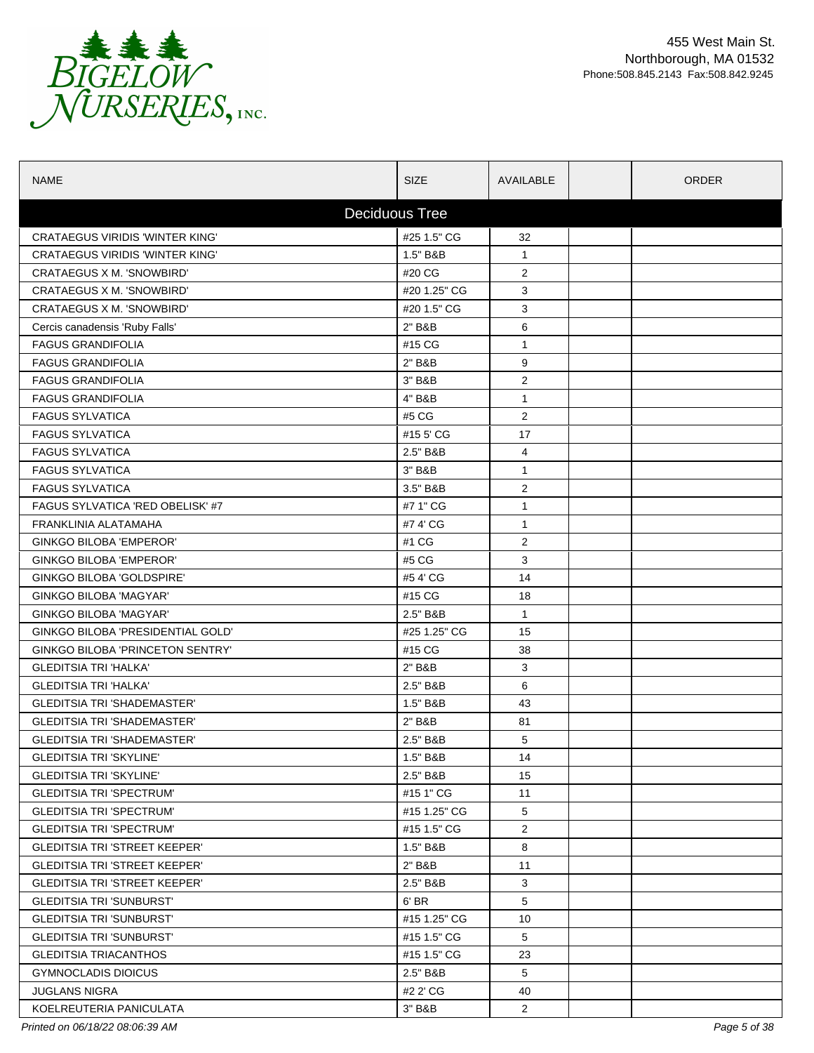Bigelow Nurseries, Inc.

455 West Main St.
Northborough, MA 01532
Phone:508.845.2143 Fax:508.842.9245

| NAME | SIZE | AVAILABLE | | ORDER |
|---|---|---|---|---|
| **Deciduous Tree** | | | | |
| CRATAEGUS VIRIDIS 'WINTER KING' | #25 1.5" CG | 32 | | |
| CRATAEGUS VIRIDIS 'WINTER KING' | 1.5" B&B | 1 | | |
| CRATAEGUS X M. 'SNOWBIRD' | #20 CG | 2 | | |
| CRATAEGUS X M. 'SNOWBIRD' | #20 1.25" CG | 3 | | |
| CRATAEGUS X M. 'SNOWBIRD' | #20 1.5" CG | 3 | | |
| Cercis canadensis 'Ruby Falls' | 2" B&B | 6 | | |
| FAGUS GRANDIFOLIA | #15 CG | 1 | | |
| FAGUS GRANDIFOLIA | 2" B&B | 9 | | |
| FAGUS GRANDIFOLIA | 3" B&B | 2 | | |
| FAGUS GRANDIFOLIA | 4" B&B | 1 | | |
| FAGUS SYLVATICA | #5 CG | 2 | | |
| FAGUS SYLVATICA | #15 5' CG | 17 | | |
| FAGUS SYLVATICA | 2.5" B&B | 4 | | |
| FAGUS SYLVATICA | 3" B&B | 1 | | |
| FAGUS SYLVATICA | 3.5" B&B | 2 | | |
| FAGUS SYLVATICA 'RED OBELISK' #7 | #7 1" CG | 1 | | |
| FRANKLINIA ALATAMAHA | #7 4' CG | 1 | | |
| GINKGO BILOBA 'EMPEROR' | #1 CG | 2 | | |
| GINKGO BILOBA 'EMPEROR' | #5 CG | 3 | | |
| GINKGO BILOBA 'GOLDSPIRE' | #5 4' CG | 14 | | |
| GINKGO BILOBA 'MAGYAR' | #15 CG | 18 | | |
| GINKGO BILOBA 'MAGYAR' | 2.5" B&B | 1 | | |
| GINKGO BILOBA 'PRESIDENTIAL GOLD' | #25 1.25" CG | 15 | | |
| GINKGO BILOBA 'PRINCETON SENTRY' | #15 CG | 38 | | |
| GLEDITSIA TRI 'HALKA' | 2" B&B | 3 | | |
| GLEDITSIA TRI 'HALKA' | 2.5" B&B | 6 | | |
| GLEDITSIA TRI 'SHADEMASTER' | 1.5" B&B | 43 | | |
| GLEDITSIA TRI 'SHADEMASTER' | 2" B&B | 81 | | |
| GLEDITSIA TRI 'SHADEMASTER' | 2.5" B&B | 5 | | |
| GLEDITSIA TRI 'SKYLINE' | 1.5" B&B | 14 | | |
| GLEDITSIA TRI 'SKYLINE' | 2.5" B&B | 15 | | |
| GLEDITSIA TRI 'SPECTRUM' | #15 1" CG | 11 | | |
| GLEDITSIA TRI 'SPECTRUM' | #15 1.25" CG | 5 | | |
| GLEDITSIA TRI 'SPECTRUM' | #15 1.5" CG | 2 | | |
| GLEDITSIA TRI 'STREET KEEPER' | 1.5" B&B | 8 | | |
| GLEDITSIA TRI 'STREET KEEPER' | 2" B&B | 11 | | |
| GLEDITSIA TRI 'STREET KEEPER' | 2.5" B&B | 3 | | |
| GLEDITSIA TRI 'SUNBURST' | 6' BR | 5 | | |
| GLEDITSIA TRI 'SUNBURST' | #15 1.25" CG | 10 | | |
| GLEDITSIA TRI 'SUNBURST' | #15 1.5" CG | 5 | | |
| GLEDITSIA TRIACANTHOS | #15 1.5" CG | 23 | | |
| GYMNOCLADIS DIOICUS | 2.5" B&B | 5 | | |
| JUGLANS NIGRA | #2 2' CG | 40 | | |
| KOELREUTERIA PANICULATA | 3" B&B | 2 | | |

*Printed on 06/18/22 08:06:39 AM*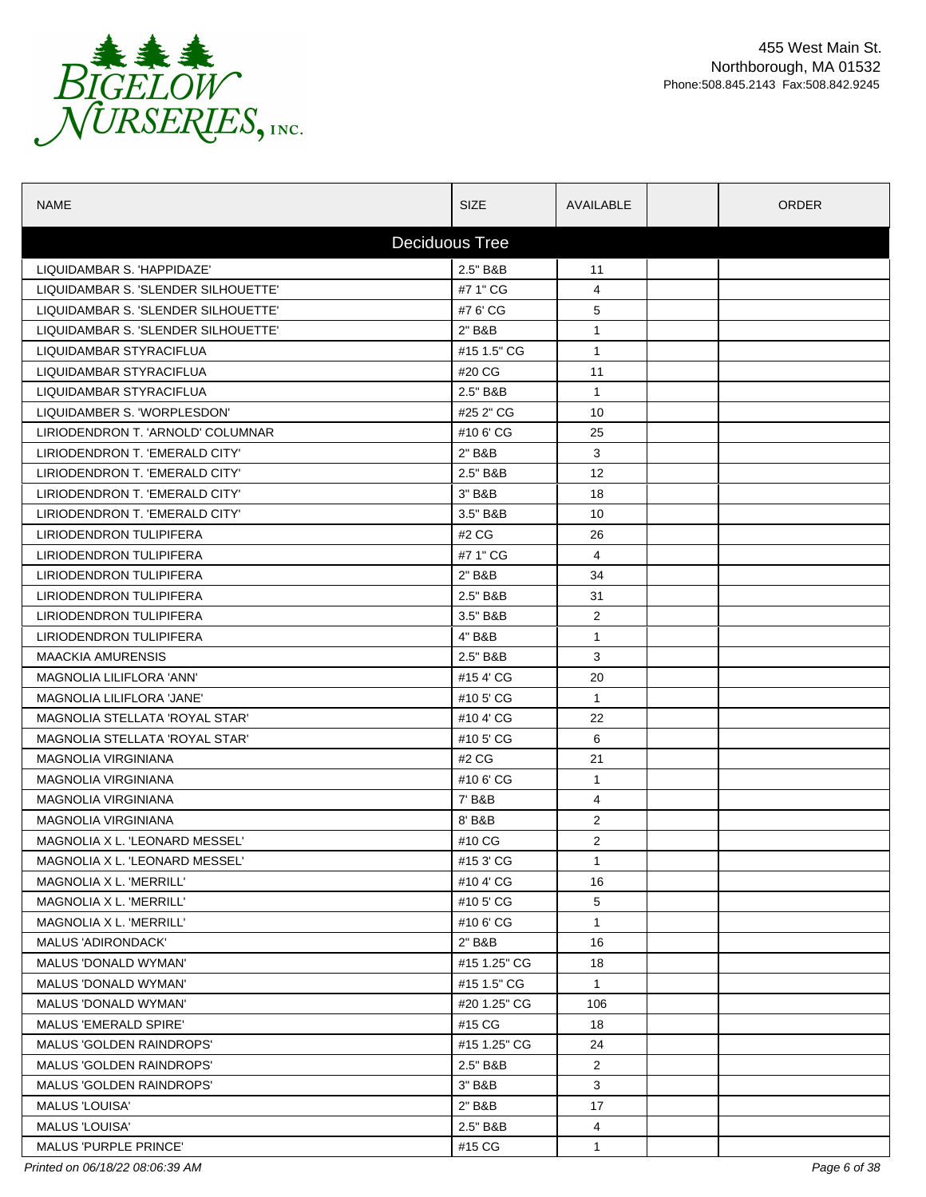BIGELOW NURSERIES, INC.

455 West Main St.
Northborough, MA 01532
Phone:508.845.2143 Fax:508.842.9245

| NAME | SIZE | AVAILABLE | | ORDER |
|---|---|---|---|---|
| **Deciduous Tree** | | | | |
| LIQUIDAMBAR S. 'HAPPIDAZE' | 2.5" B&B | 11 | | |
| LIQUIDAMBAR S. 'SLENDER SILHOUETTE' | #7 1" CG | 4 | | |
| LIQUIDAMBAR S. 'SLENDER SILHOUETTE' | #7 6' CG | 5 | | |
| LIQUIDAMBAR S. 'SLENDER SILHOUETTE' | 2" B&B | 1 | | |
| LIQUIDAMBAR STYRACIFLUA | #15 1.5" CG | 1 | | |
| LIQUIDAMBAR STYRACIFLUA | #20 CG | 11 | | |
| LIQUIDAMBAR STYRACIFLUA | 2.5" B&B | 1 | | |
| LIQUIDAMBER S. 'WORPLESDON' | #25 2" CG | 10 | | |
| LIRIODENDRON T. 'ARNOLD' COLUMNAR | #10 6' CG | 25 | | |
| LIRIODENDRON T. 'EMERALD CITY' | 2" B&B | 3 | | |
| LIRIODENDRON T. 'EMERALD CITY' | 2.5" B&B | 12 | | |
| LIRIODENDRON T. 'EMERALD CITY' | 3" B&B | 18 | | |
| LIRIODENDRON T. 'EMERALD CITY' | 3.5" B&B | 10 | | |
| LIRIODENDRON TULIPIFERA | #2 CG | 26 | | |
| LIRIODENDRON TULIPIFERA | #7 1" CG | 4 | | |
| LIRIODENDRON TULIPIFERA | 2" B&B | 34 | | |
| LIRIODENDRON TULIPIFERA | 2.5" B&B | 31 | | |
| LIRIODENDRON TULIPIFERA | 3.5" B&B | 2 | | |
| LIRIODENDRON TULIPIFERA | 4" B&B | 1 | | |
| MAACKIA AMURENSIS | 2.5" B&B | 3 | | |
| MAGNOLIA LILIFLORA 'ANN' | #15 4' CG | 20 | | |
| MAGNOLIA LILIFLORA 'JANE' | #10 5' CG | 1 | | |
| MAGNOLIA STELLATA 'ROYAL STAR' | #10 4' CG | 22 | | |
| MAGNOLIA STELLATA 'ROYAL STAR' | #10 5' CG | 6 | | |
| MAGNOLIA VIRGINIANA | #2 CG | 21 | | |
| MAGNOLIA VIRGINIANA | #10 6' CG | 1 | | |
| MAGNOLIA VIRGINIANA | 7' B&B | 4 | | |
| MAGNOLIA VIRGINIANA | 8' B&B | 2 | | |
| MAGNOLIA X L. 'LEONARD MESSEL' | #10 CG | 2 | | |
| MAGNOLIA X L. 'LEONARD MESSEL' | #15 3' CG | 1 | | |
| MAGNOLIA X L. 'MERRILL' | #10 4' CG | 16 | | |
| MAGNOLIA X L. 'MERRILL' | #10 5' CG | 5 | | |
| MAGNOLIA X L. 'MERRILL' | #10 6' CG | 1 | | |
| MALUS 'ADIRONDACK' | 2" B&B | 16 | | |
| MALUS 'DONALD WYMAN' | #15 1.25" CG | 18 | | |
| MALUS 'DONALD WYMAN' | #15 1.5" CG | 1 | | |
| MALUS 'DONALD WYMAN' | #20 1.25" CG | 106 | | |
| MALUS 'EMERALD SPIRE' | #15 CG | 18 | | |
| MALUS 'GOLDEN RAINDROPS' | #15 1.25" CG | 24 | | |
| MALUS 'GOLDEN RAINDROPS' | 2.5" B&B | 2 | | |
| MALUS 'GOLDEN RAINDROPS' | 3" B&B | 3 | | |
| MALUS 'LOUISA' | 2" B&B | 17 | | |
| MALUS 'LOUISA' | 2.5" B&B | 4 | | |
| MALUS 'PURPLE PRINCE' | #15 CG | 1 | | |

*Printed on 06/18/22 08:06:39 AM*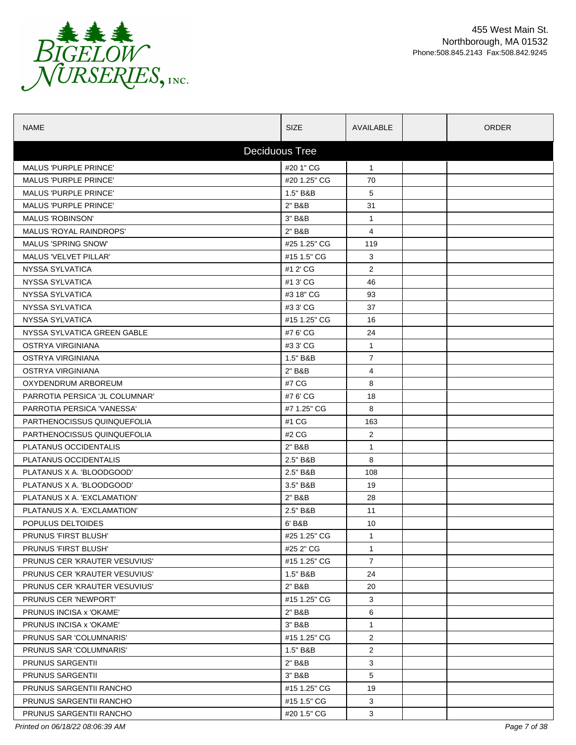455 West Main St.
Northborough, MA 01532
Phone:508.845.2143 Fax:508.842.9245

| NAME | SIZE | AVAILABLE | | ORDER |
|---|---|---|---|---|
| **Deciduous Tree** | | | | |
| MALUS 'PURPLE PRINCE' | #20 1" CG | 1 | | |
| MALUS 'PURPLE PRINCE' | #20 1.25" CG | 70 | | |
| MALUS 'PURPLE PRINCE' | 1.5" B&B | 5 | | |
| MALUS 'PURPLE PRINCE' | 2" B&B | 31 | | |
| MALUS 'ROBINSON' | 3" B&B | 1 | | |
| MALUS 'ROYAL RAINDROPS' | 2" B&B | 4 | | |
| MALUS 'SPRING SNOW' | #25 1.25" CG | 119 | | |
| MALUS 'VELVET PILLAR' | #15 1.5" CG | 3 | | |
| NYSSA SYLVATICA | #1 2' CG | 2 | | |
| NYSSA SYLVATICA | #1 3' CG | 46 | | |
| NYSSA SYLVATICA | #3 18" CG | 93 | | |
| NYSSA SYLVATICA | #3 3' CG | 37 | | |
| NYSSA SYLVATICA | #15 1.25" CG | 16 | | |
| NYSSA SYLVATICA GREEN GABLE | #7 6' CG | 24 | | |
| OSTRYA VIRGINIANA | #3 3' CG | 1 | | |
| OSTRYA VIRGINIANA | 1.5" B&B | 7 | | |
| OSTRYA VIRGINIANA | 2" B&B | 4 | | |
| OXYDENDRUM ARBOREUM | #7 CG | 8 | | |
| PARROTIA PERSICA 'JL COLUMNAR' | #7 6' CG | 18 | | |
| PARROTIA PERSICA 'VANESSA' | #7 1.25" CG | 8 | | |
| PARTHENOCISSUS QUINQUEFOLIA | #1 CG | 163 | | |
| PARTHENOCISSUS QUINQUEFOLIA | #2 CG | 2 | | |
| PLATANUS OCCIDENTALIS | 2" B&B | 1 | | |
| PLATANUS OCCIDENTALIS | 2.5" B&B | 8 | | |
| PLATANUS X A. 'BLOODGOOD' | 2.5" B&B | 108 | | |
| PLATANUS X A. 'BLOODGOOD' | 3.5" B&B | 19 | | |
| PLATANUS X A. 'EXCLAMATION' | 2" B&B | 28 | | |
| PLATANUS X A. 'EXCLAMATION' | 2.5" B&B | 11 | | |
| POPULUS DELTOIDES | 6' B&B | 10 | | |
| PRUNUS 'FIRST BLUSH' | #25 1.25" CG | 1 | | |
| PRUNUS 'FIRST BLUSH' | #25 2" CG | 1 | | |
| PRUNUS CER 'KRAUTER VESUVIUS' | #15 1.25" CG | 7 | | |
| PRUNUS CER 'KRAUTER VESUVIUS' | 1.5" B&B | 24 | | |
| PRUNUS CER 'KRAUTER VESUVIUS' | 2" B&B | 20 | | |
| PRUNUS CER 'NEWPORT' | #15 1.25" CG | 3 | | |
| PRUNUS INCISA x 'OKAME' | 2" B&B | 6 | | |
| PRUNUS INCISA x 'OKAME' | 3" B&B | 1 | | |
| PRUNUS SAR 'COLUMNARIS' | #15 1.25" CG | 2 | | |
| PRUNUS SAR 'COLUMNARIS' | 1.5" B&B | 2 | | |
| PRUNUS SARGENTII | 2" B&B | 3 | | |
| PRUNUS SARGENTII | 3" B&B | 5 | | |
| PRUNUS SARGENTII RANCHO | #15 1.25" CG | 19 | | |
| PRUNUS SARGENTII RANCHO | #15 1.5" CG | 3 | | |
| PRUNUS SARGENTII RANCHO | #20 1.5" CG | 3 | | |

*Printed on 06/18/22 08:06:39 AM*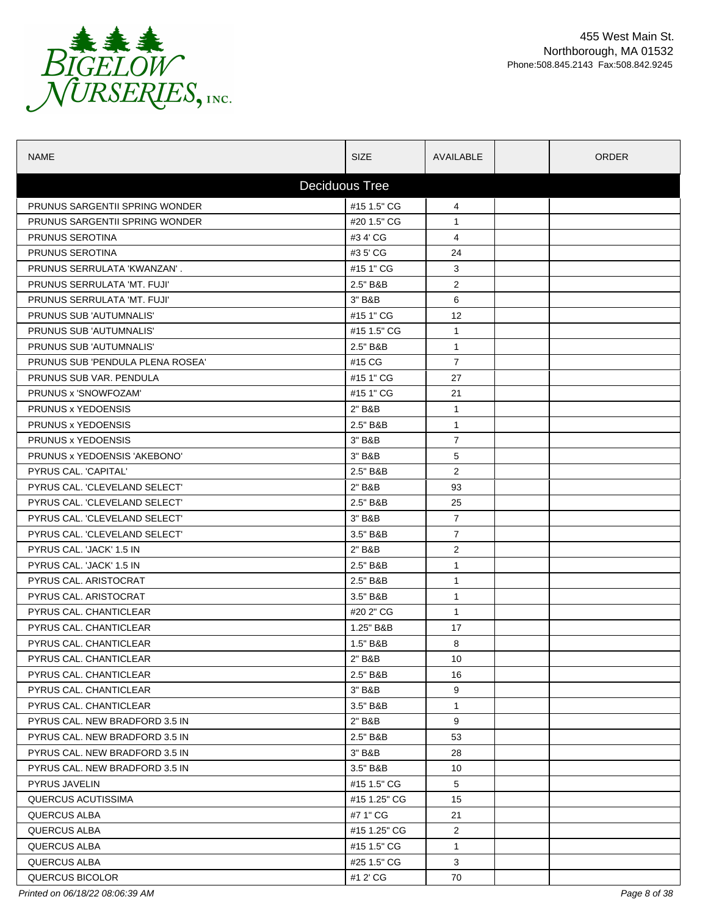455 West Main St.
Northborough, MA 01532
Phone:508.845.2143 Fax:508.842.9245

| NAME | SIZE | AVAILABLE | | ORDER |
|---|---|---|---|---|
| **Deciduous Tree** | | | | |
| PRUNUS SARGENTII SPRING WONDER | #15 1.5" CG | 4 | | |
| PRUNUS SARGENTII SPRING WONDER | #20 1.5" CG | 1 | | |
| PRUNUS SEROTINA | #3 4' CG | 4 | | |
| PRUNUS SEROTINA | #3 5' CG | 24 | | |
| PRUNUS SERRULATA 'KWANZAN' . | #15 1" CG | 3 | | |
| PRUNUS SERRULATA 'MT. FUJI' | 2.5" B&B | 2 | | |
| PRUNUS SERRULATA 'MT. FUJI' | 3" B&B | 6 | | |
| PRUNUS SUB 'AUTUMNALIS' | #15 1" CG | 12 | | |
| PRUNUS SUB 'AUTUMNALIS' | #15 1.5" CG | 1 | | |
| PRUNUS SUB 'AUTUMNALIS' | 2.5" B&B | 1 | | |
| PRUNUS SUB 'PENDULA PLENA ROSEA' | #15 CG | 7 | | |
| PRUNUS SUB VAR. PENDULA | #15 1" CG | 27 | | |
| PRUNUS x 'SNOWFOZAM' | #15 1" CG | 21 | | |
| PRUNUS x YEDOENSIS | 2" B&B | 1 | | |
| PRUNUS x YEDOENSIS | 2.5" B&B | 1 | | |
| PRUNUS x YEDOENSIS | 3" B&B | 7 | | |
| PRUNUS x YEDOENSIS 'AKEBONO' | 3" B&B | 5 | | |
| PYRUS CAL. 'CAPITAL' | 2.5" B&B | 2 | | |
| PYRUS CAL. 'CLEVELAND SELECT' | 2" B&B | 93 | | |
| PYRUS CAL. 'CLEVELAND SELECT' | 2.5" B&B | 25 | | |
| PYRUS CAL. 'CLEVELAND SELECT' | 3" B&B | 7 | | |
| PYRUS CAL. 'CLEVELAND SELECT' | 3.5" B&B | 7 | | |
| PYRUS CAL. 'JACK' 1.5 IN | 2" B&B | 2 | | |
| PYRUS CAL. 'JACK' 1.5 IN | 2.5" B&B | 1 | | |
| PYRUS CAL. ARISTOCRAT | 2.5" B&B | 1 | | |
| PYRUS CAL. ARISTOCRAT | 3.5" B&B | 1 | | |
| PYRUS CAL. CHANTICLEAR | #20 2" CG | 1 | | |
| PYRUS CAL. CHANTICLEAR | 1.25" B&B | 17 | | |
| PYRUS CAL. CHANTICLEAR | 1.5" B&B | 8 | | |
| PYRUS CAL. CHANTICLEAR | 2" B&B | 10 | | |
| PYRUS CAL. CHANTICLEAR | 2.5" B&B | 16 | | |
| PYRUS CAL. CHANTICLEAR | 3" B&B | 9 | | |
| PYRUS CAL. CHANTICLEAR | 3.5" B&B | 1 | | |
| PYRUS CAL. NEW BRADFORD 3.5 IN | 2" B&B | 9 | | |
| PYRUS CAL. NEW BRADFORD 3.5 IN | 2.5" B&B | 53 | | |
| PYRUS CAL. NEW BRADFORD 3.5 IN | 3" B&B | 28 | | |
| PYRUS CAL. NEW BRADFORD 3.5 IN | 3.5" B&B | 10 | | |
| PYRUS JAVELIN | #15 1.5" CG | 5 | | |
| QUERCUS ACUTISSIMA | #15 1.25" CG | 15 | | |
| QUERCUS ALBA | #7 1" CG | 21 | | |
| QUERCUS ALBA | #15 1.25" CG | 2 | | |
| QUERCUS ALBA | #15 1.5" CG | 1 | | |
| QUERCUS ALBA | #25 1.5" CG | 3 | | |
| QUERCUS BICOLOR | #1 2' CG | 70 | | |

*Printed on 06/18/22 08:06:39 AM*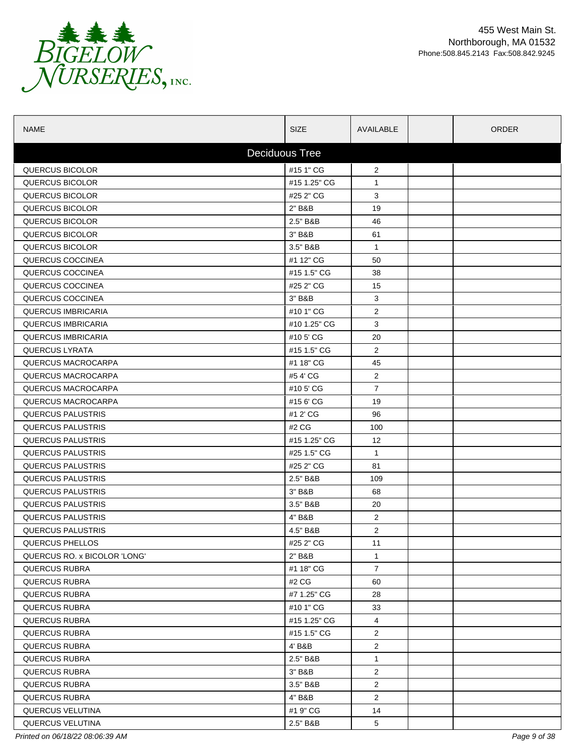BIGELOW NURSERIES, INC.

455 West Main St.
Northborough, MA 01532
Phone:508.845.2143 Fax:508.842.9245

| NAME | SIZE | AVAILABLE | | ORDER |
|---|---|---|---|---|
| **Deciduous Tree** | | | | |
| QUERCUS BICOLOR | #15 1" CG | 2 | | |
| QUERCUS BICOLOR | #15 1.25" CG | 1 | | |
| QUERCUS BICOLOR | #25 2" CG | 3 | | |
| QUERCUS BICOLOR | 2" B&B | 19 | | |
| QUERCUS BICOLOR | 2.5" B&B | 46 | | |
| QUERCUS BICOLOR | 3" B&B | 61 | | |
| QUERCUS BICOLOR | 3.5" B&B | 1 | | |
| QUERCUS COCCINEA | #1 12" CG | 50 | | |
| QUERCUS COCCINEA | #15 1.5" CG | 38 | | |
| QUERCUS COCCINEA | #25 2" CG | 15 | | |
| QUERCUS COCCINEA | 3" B&B | 3 | | |
| QUERCUS IMBRICARIA | #10 1" CG | 2 | | |
| QUERCUS IMBRICARIA | #10 1.25" CG | 3 | | |
| QUERCUS IMBRICARIA | #10 5' CG | 20 | | |
| QUERCUS LYRATA | #15 1.5" CG | 2 | | |
| QUERCUS MACROCARPA | #1 18" CG | 45 | | |
| QUERCUS MACROCARPA | #5 4' CG | 2 | | |
| QUERCUS MACROCARPA | #10 5' CG | 7 | | |
| QUERCUS MACROCARPA | #15 6' CG | 19 | | |
| QUERCUS PALUSTRIS | #1 2' CG | 96 | | |
| QUERCUS PALUSTRIS | #2 CG | 100 | | |
| QUERCUS PALUSTRIS | #15 1.25" CG | 12 | | |
| QUERCUS PALUSTRIS | #25 1.5" CG | 1 | | |
| QUERCUS PALUSTRIS | #25 2" CG | 81 | | |
| QUERCUS PALUSTRIS | 2.5" B&B | 109 | | |
| QUERCUS PALUSTRIS | 3" B&B | 68 | | |
| QUERCUS PALUSTRIS | 3.5" B&B | 20 | | |
| QUERCUS PALUSTRIS | 4" B&B | 2 | | |
| QUERCUS PALUSTRIS | 4.5" B&B | 2 | | |
| QUERCUS PHELLOS | #25 2" CG | 11 | | |
| QUERCUS RO. x BICOLOR 'LONG' | 2" B&B | 1 | | |
| QUERCUS RUBRA | #1 18" CG | 7 | | |
| QUERCUS RUBRA | #2 CG | 60 | | |
| QUERCUS RUBRA | #7 1.25" CG | 28 | | |
| QUERCUS RUBRA | #10 1" CG | 33 | | |
| QUERCUS RUBRA | #15 1.25" CG | 4 | | |
| QUERCUS RUBRA | #15 1.5" CG | 2 | | |
| QUERCUS RUBRA | 4' B&B | 2 | | |
| QUERCUS RUBRA | 2.5" B&B | 1 | | |
| QUERCUS RUBRA | 3" B&B | 2 | | |
| QUERCUS RUBRA | 3.5" B&B | 2 | | |
| QUERCUS RUBRA | 4" B&B | 2 | | |
| QUERCUS VELUTINA | #1 9" CG | 14 | | |
| QUERCUS VELUTINA | 2.5" B&B | 5 | | |

*Printed on 06/18/22 08:06:39 AM*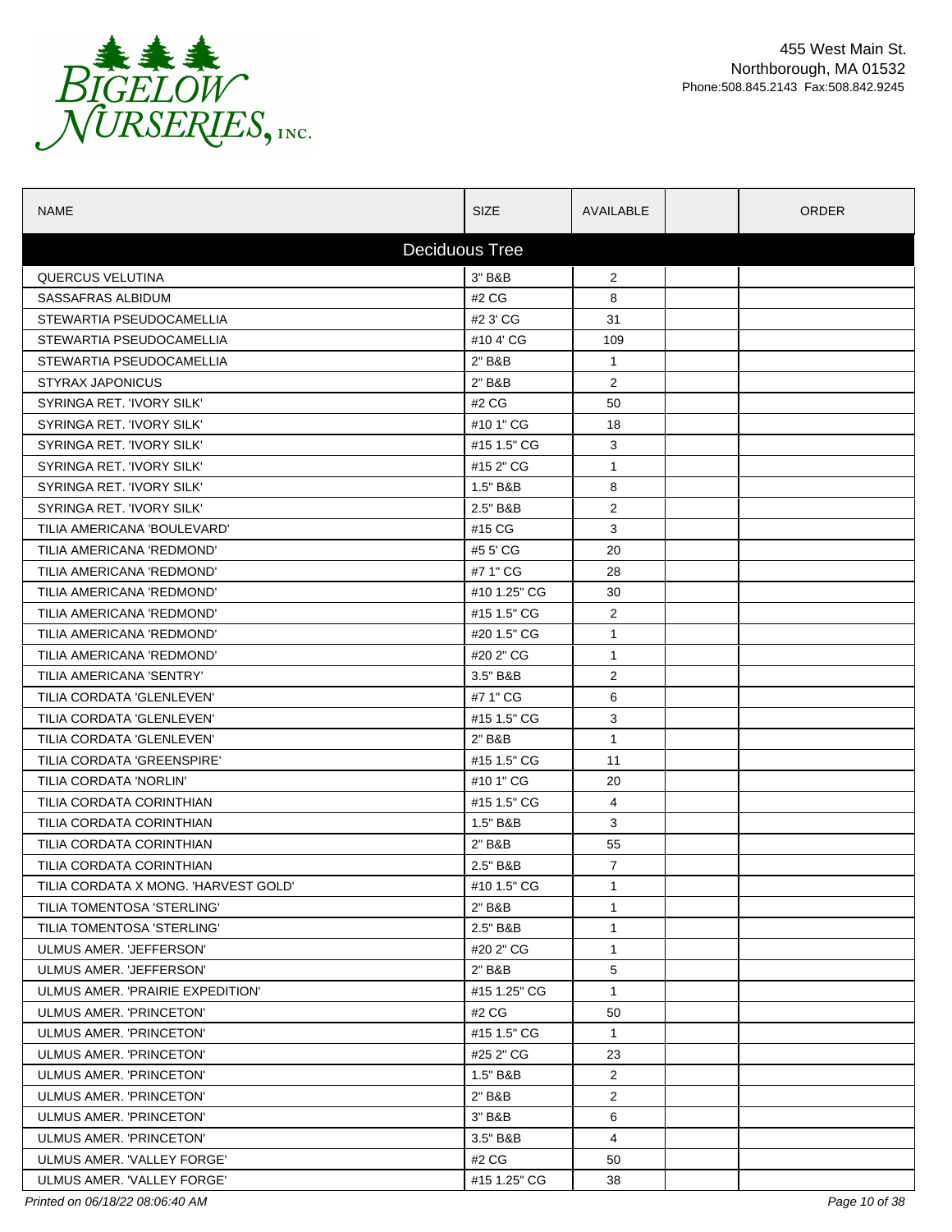# Bigelow Nurseries, Inc.

455 West Main St.
Northborough, MA 01532
Phone:508.845.2143 Fax:508.842.9245

| NAME | SIZE | AVAILABLE | | ORDER |
|---|---|---|---|---|
| **Deciduous Tree** | | | | |
| QUERCUS VELUTINA | 3" B&B | 2 | | |
| SASSAFRAS ALBIDUM | #2 CG | 8 | | |
| STEWARTIA PSEUDOCAMELLIA | #2 3' CG | 31 | | |
| STEWARTIA PSEUDOCAMELLIA | #10 4' CG | 109 | | |
| STEWARTIA PSEUDOCAMELLIA | 2" B&B | 1 | | |
| STYRAX JAPONICUS | 2" B&B | 2 | | |
| SYRINGA RET. 'IVORY SILK' | #2 CG | 50 | | |
| SYRINGA RET. 'IVORY SILK' | #10 1" CG | 18 | | |
| SYRINGA RET. 'IVORY SILK' | #15 1.5" CG | 3 | | |
| SYRINGA RET. 'IVORY SILK' | #15 2" CG | 1 | | |
| SYRINGA RET. 'IVORY SILK' | 1.5" B&B | 8 | | |
| SYRINGA RET. 'IVORY SILK' | 2.5" B&B | 2 | | |
| TILIA AMERICANA 'BOULEVARD' | #15 CG | 3 | | |
| TILIA AMERICANA 'REDMOND' | #5 5' CG | 20 | | |
| TILIA AMERICANA 'REDMOND' | #7 1" CG | 28 | | |
| TILIA AMERICANA 'REDMOND' | #10 1.25" CG | 30 | | |
| TILIA AMERICANA 'REDMOND' | #15 1.5" CG | 2 | | |
| TILIA AMERICANA 'REDMOND' | #20 1.5" CG | 1 | | |
| TILIA AMERICANA 'REDMOND' | #20 2" CG | 1 | | |
| TILIA AMERICANA 'SENTRY' | 3.5" B&B | 2 | | |
| TILIA CORDATA 'GLENLEVEN' | #7 1" CG | 6 | | |
| TILIA CORDATA 'GLENLEVEN' | #15 1.5" CG | 3 | | |
| TILIA CORDATA 'GLENLEVEN' | 2" B&B | 1 | | |
| TILIA CORDATA 'GREENSPIRE' | #15 1.5" CG | 11 | | |
| TILIA CORDATA 'NORLIN' | #10 1" CG | 20 | | |
| TILIA CORDATA CORINTHIAN | #15 1.5" CG | 4 | | |
| TILIA CORDATA CORINTHIAN | 1.5" B&B | 3 | | |
| TILIA CORDATA CORINTHIAN | 2" B&B | 55 | | |
| TILIA CORDATA CORINTHIAN | 2.5" B&B | 7 | | |
| TILIA CORDATA X MONG. 'HARVEST GOLD' | #10 1.5" CG | 1 | | |
| TILIA TOMENTOSA 'STERLING' | 2" B&B | 1 | | |
| TILIA TOMENTOSA 'STERLING' | 2.5" B&B | 1 | | |
| ULMUS AMER. 'JEFFERSON' | #20 2" CG | 1 | | |
| ULMUS AMER. 'JEFFERSON' | 2" B&B | 5 | | |
| ULMUS AMER. 'PRAIRIE EXPEDITION' | #15 1.25" CG | 1 | | |
| ULMUS AMER. 'PRINCETON' | #2 CG | 50 | | |
| ULMUS AMER. 'PRINCETON' | #15 1.5" CG | 1 | | |
| ULMUS AMER. 'PRINCETON' | #25 2" CG | 23 | | |
| ULMUS AMER. 'PRINCETON' | 1.5" B&B | 2 | | |
| ULMUS AMER. 'PRINCETON' | 2" B&B | 2 | | |
| ULMUS AMER. 'PRINCETON' | 3" B&B | 6 | | |
| ULMUS AMER. 'PRINCETON' | 3.5" B&B | 4 | | |
| ULMUS AMER. 'VALLEY FORGE' | #2 CG | 50 | | |
| ULMUS AMER. 'VALLEY FORGE' | #15 1.25" CG | 38 | | |

*Printed on 06/18/22 08:06:40 AM*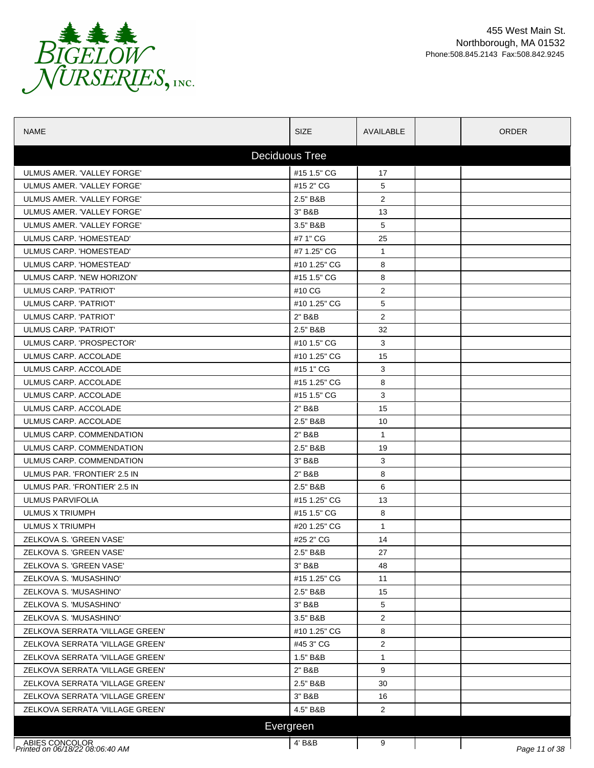Bigelow Nurseries, Inc.

455 West Main St.
Northborough, MA 01532
Phone:508.845.2143 Fax:508.842.9245

| NAME | SIZE | AVAILABLE | | ORDER |
|---|---|---|---|---|
| **Deciduous Tree** | | | | |
| ULMUS AMER. 'VALLEY FORGE' | #15 1.5" CG | 17 | | |
| ULMUS AMER. 'VALLEY FORGE' | #15 2" CG | 5 | | |
| ULMUS AMER. 'VALLEY FORGE' | 2.5" B&B | 2 | | |
| ULMUS AMER. 'VALLEY FORGE' | 3" B&B | 13 | | |
| ULMUS AMER. 'VALLEY FORGE' | 3.5" B&B | 5 | | |
| ULMUS CARP. 'HOMESTEAD' | #7 1" CG | 25 | | |
| ULMUS CARP. 'HOMESTEAD' | #7 1.25" CG | 1 | | |
| ULMUS CARP. 'HOMESTEAD' | #10 1.25" CG | 8 | | |
| ULMUS CARP. 'NEW HORIZON' | #15 1.5" CG | 8 | | |
| ULMUS CARP. 'PATRIOT' | #10 CG | 2 | | |
| ULMUS CARP. 'PATRIOT' | #10 1.25" CG | 5 | | |
| ULMUS CARP. 'PATRIOT' | 2" B&B | 2 | | |
| ULMUS CARP. 'PATRIOT' | 2.5" B&B | 32 | | |
| ULMUS CARP. 'PROSPECTOR' | #10 1.5" CG | 3 | | |
| ULMUS CARP. ACCOLADE | #10 1.25" CG | 15 | | |
| ULMUS CARP. ACCOLADE | #15 1" CG | 3 | | |
| ULMUS CARP. ACCOLADE | #15 1.25" CG | 8 | | |
| ULMUS CARP. ACCOLADE | #15 1.5" CG | 3 | | |
| ULMUS CARP. ACCOLADE | 2" B&B | 15 | | |
| ULMUS CARP. ACCOLADE | 2.5" B&B | 10 | | |
| ULMUS CARP. COMMENDATION | 2" B&B | 1 | | |
| ULMUS CARP. COMMENDATION | 2.5" B&B | 19 | | |
| ULMUS CARP. COMMENDATION | 3" B&B | 3 | | |
| ULMUS PAR. 'FRONTIER' 2.5 IN | 2" B&B | 8 | | |
| ULMUS PAR. 'FRONTIER' 2.5 IN | 2.5" B&B | 6 | | |
| ULMUS PARVIFOLIA | #15 1.25" CG | 13 | | |
| ULMUS X TRIUMPH | #15 1.5" CG | 8 | | |
| ULMUS X TRIUMPH | #20 1.25" CG | 1 | | |
| ZELKOVA S. 'GREEN VASE' | #25 2" CG | 14 | | |
| ZELKOVA S. 'GREEN VASE' | 2.5" B&B | 27 | | |
| ZELKOVA S. 'GREEN VASE' | 3" B&B | 48 | | |
| ZELKOVA S. 'MUSASHINO' | #15 1.25" CG | 11 | | |
| ZELKOVA S. 'MUSASHINO' | 2.5" B&B | 15 | | |
| ZELKOVA S. 'MUSASHINO' | 3" B&B | 5 | | |
| ZELKOVA S. 'MUSASHINO' | 3.5" B&B | 2 | | |
| ZELKOVA SERRATA 'VILLAGE GREEN' | #10 1.25" CG | 8 | | |
| ZELKOVA SERRATA 'VILLAGE GREEN' | #45 3" CG | 2 | | |
| ZELKOVA SERRATA 'VILLAGE GREEN' | 1.5" B&B | 1 | | |
| ZELKOVA SERRATA 'VILLAGE GREEN' | 2" B&B | 9 | | |
| ZELKOVA SERRATA 'VILLAGE GREEN' | 2.5" B&B | 30 | | |
| ZELKOVA SERRATA 'VILLAGE GREEN' | 3" B&B | 16 | | |
| ZELKOVA SERRATA 'VILLAGE GREEN' | 4.5" B&B | 2 | | |
| **Evergreen** | | | | |
| ABIES CONCOLOR | 4' B&B | 9 | | |

*Printed on 06/18/22 08:06:40 AM*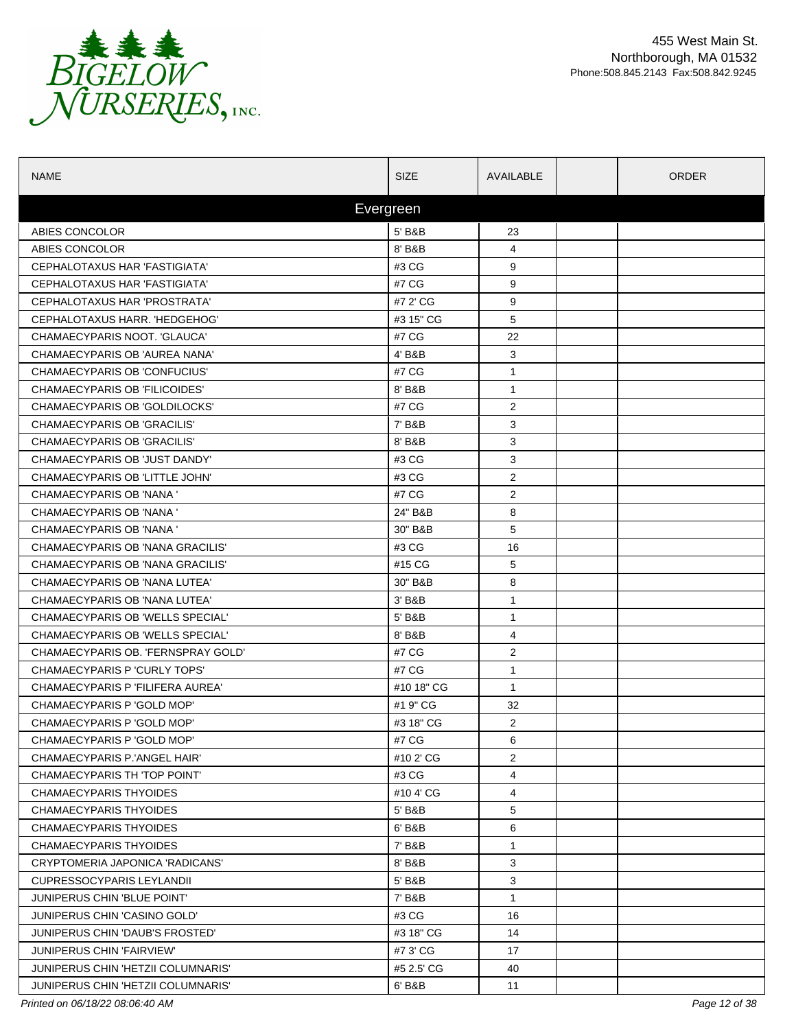**BIGELOW NURSERIES, INC.**

455 West Main St.
Northborough, MA 01532
Phone:508.845.2143 Fax:508.842.9245

| NAME | SIZE | AVAILABLE | | ORDER |
|---|---|---|---|---|
| **Evergreen** | | | | |
| ABIES CONCOLOR | 5' B&B | 23 | | |
| ABIES CONCOLOR | 8' B&B | 4 | | |
| CEPHALOTAXUS HAR 'FASTIGIATA' | #3 CG | 9 | | |
| CEPHALOTAXUS HAR 'FASTIGIATA' | #7 CG | 9 | | |
| CEPHALOTAXUS HAR 'PROSTRATA' | #7 2' CG | 9 | | |
| CEPHALOTAXUS HARR. 'HEDGEHOG' | #3 15" CG | 5 | | |
| CHAMAECYPARIS NOOT. 'GLAUCA' | #7 CG | 22 | | |
| CHAMAECYPARIS OB 'AUREA NANA' | 4' B&B | 3 | | |
| CHAMAECYPARIS OB 'CONFUCIUS' | #7 CG | 1 | | |
| CHAMAECYPARIS OB 'FILICOIDES' | 8' B&B | 1 | | |
| CHAMAECYPARIS OB 'GOLDILOCKS' | #7 CG | 2 | | |
| CHAMAECYPARIS OB 'GRACILIS' | 7' B&B | 3 | | |
| CHAMAECYPARIS OB 'GRACILIS' | 8' B&B | 3 | | |
| CHAMAECYPARIS OB 'JUST DANDY' | #3 CG | 3 | | |
| CHAMAECYPARIS OB 'LITTLE JOHN' | #3 CG | 2 | | |
| CHAMAECYPARIS OB 'NANA ' | #7 CG | 2 | | |
| CHAMAECYPARIS OB 'NANA ' | 24" B&B | 8 | | |
| CHAMAECYPARIS OB 'NANA ' | 30" B&B | 5 | | |
| CHAMAECYPARIS OB 'NANA GRACILIS' | #3 CG | 16 | | |
| CHAMAECYPARIS OB 'NANA GRACILIS' | #15 CG | 5 | | |
| CHAMAECYPARIS OB 'NANA LUTEA' | 30" B&B | 8 | | |
| CHAMAECYPARIS OB 'NANA LUTEA' | 3' B&B | 1 | | |
| CHAMAECYPARIS OB 'WELLS SPECIAL' | 5' B&B | 1 | | |
| CHAMAECYPARIS OB 'WELLS SPECIAL' | 8' B&B | 4 | | |
| CHAMAECYPARIS OB. 'FERNSPRAY GOLD' | #7 CG | 2 | | |
| CHAMAECYPARIS P 'CURLY TOPS' | #7 CG | 1 | | |
| CHAMAECYPARIS P 'FILIFERA AUREA' | #10 18" CG | 1 | | |
| CHAMAECYPARIS P 'GOLD MOP' | #1 9" CG | 32 | | |
| CHAMAECYPARIS P 'GOLD MOP' | #3 18" CG | 2 | | |
| CHAMAECYPARIS P 'GOLD MOP' | #7 CG | 6 | | |
| CHAMAECYPARIS P.'ANGEL HAIR' | #10 2' CG | 2 | | |
| CHAMAECYPARIS TH 'TOP POINT' | #3 CG | 4 | | |
| CHAMAECYPARIS THYOIDES | #10 4' CG | 4 | | |
| CHAMAECYPARIS THYOIDES | 5' B&B | 5 | | |
| CHAMAECYPARIS THYOIDES | 6' B&B | 6 | | |
| CHAMAECYPARIS THYOIDES | 7' B&B | 1 | | |
| CRYPTOMERIA JAPONICA 'RADICANS' | 8' B&B | 3 | | |
| CUPRESSOCYPARIS LEYLANDII | 5' B&B | 3 | | |
| JUNIPERUS CHIN 'BLUE POINT' | 7' B&B | 1 | | |
| JUNIPERUS CHIN 'CASINO GOLD' | #3 CG | 16 | | |
| JUNIPERUS CHIN 'DAUB'S FROSTED' | #3 18" CG | 14 | | |
| JUNIPERUS CHIN 'FAIRVIEW' | #7 3' CG | 17 | | |
| JUNIPERUS CHIN 'HETZII COLUMNARIS' | #5 2.5' CG | 40 | | |
| JUNIPERUS CHIN 'HETZII COLUMNARIS' | 6' B&B | 11 | | |

*Printed on 06/18/22 08:06:40 AM*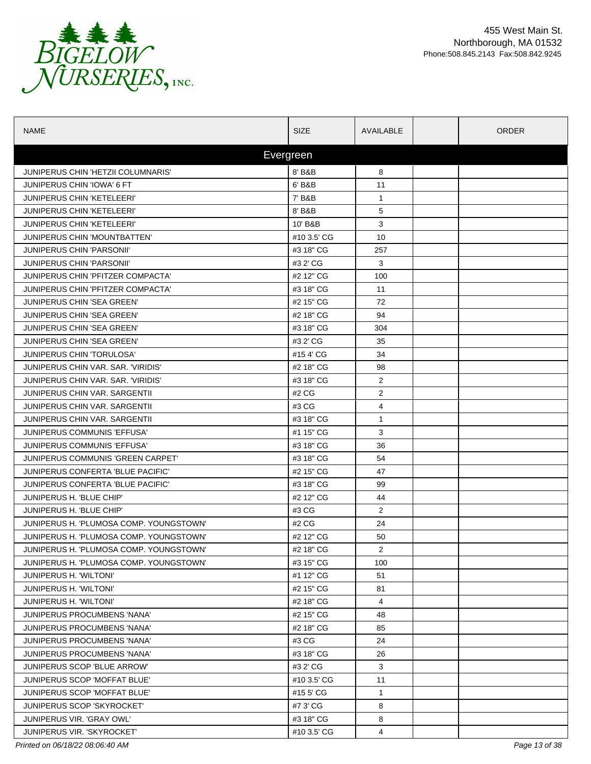455 West Main St.
Northborough, MA 01532
Phone:508.845.2143 Fax:508.842.9245

| NAME | SIZE | AVAILABLE | | ORDER |
|---|---|---|---|---|
| **Evergreen** | | | | |
| JUNIPERUS CHIN 'HETZII COLUMNARIS' | 8' B&B | 8 | | |
| JUNIPERUS CHIN 'IOWA' 6 FT | 6' B&B | 11 | | |
| JUNIPERUS CHIN 'KETELEERI' | 7' B&B | 1 | | |
| JUNIPERUS CHIN 'KETELEERI' | 8' B&B | 5 | | |
| JUNIPERUS CHIN 'KETELEERI' | 10' B&B | 3 | | |
| JUNIPERUS CHIN 'MOUNTBATTEN' | #10 3.5' CG | 10 | | |
| JUNIPERUS CHIN 'PARSONII' | #3 18" CG | 257 | | |
| JUNIPERUS CHIN 'PARSONII' | #3 2' CG | 3 | | |
| JUNIPERUS CHIN 'PFITZER COMPACTA' | #2 12" CG | 100 | | |
| JUNIPERUS CHIN 'PFITZER COMPACTA' | #3 18" CG | 11 | | |
| JUNIPERUS CHIN 'SEA GREEN' | #2 15" CG | 72 | | |
| JUNIPERUS CHIN 'SEA GREEN' | #2 18" CG | 94 | | |
| JUNIPERUS CHIN 'SEA GREEN' | #3 18" CG | 304 | | |
| JUNIPERUS CHIN 'SEA GREEN' | #3 2' CG | 35 | | |
| JUNIPERUS CHIN 'TORULOSA' | #15 4' CG | 34 | | |
| JUNIPERUS CHIN VAR. SAR. 'VIRIDIS' | #2 18" CG | 98 | | |
| JUNIPERUS CHIN VAR. SAR. 'VIRIDIS' | #3 18" CG | 2 | | |
| JUNIPERUS CHIN VAR. SARGENTII | #2 CG | 2 | | |
| JUNIPERUS CHIN VAR. SARGENTII | #3 CG | 4 | | |
| JUNIPERUS CHIN VAR. SARGENTII | #3 18" CG | 1 | | |
| JUNIPERUS COMMUNIS 'EFFUSA' | #1 15" CG | 3 | | |
| JUNIPERUS COMMUNIS 'EFFUSA' | #3 18" CG | 36 | | |
| JUNIPERUS COMMUNIS 'GREEN CARPET' | #3 18" CG | 54 | | |
| JUNIPERUS CONFERTA 'BLUE PACIFIC' | #2 15" CG | 47 | | |
| JUNIPERUS CONFERTA 'BLUE PACIFIC' | #3 18" CG | 99 | | |
| JUNIPERUS H. 'BLUE CHIP' | #2 12" CG | 44 | | |
| JUNIPERUS H. 'BLUE CHIP' | #3 CG | 2 | | |
| JUNIPERUS H. 'PLUMOSA COMP. YOUNGSTOWN' | #2 CG | 24 | | |
| JUNIPERUS H. 'PLUMOSA COMP. YOUNGSTOWN' | #2 12" CG | 50 | | |
| JUNIPERUS H. 'PLUMOSA COMP. YOUNGSTOWN' | #2 18" CG | 2 | | |
| JUNIPERUS H. 'PLUMOSA COMP. YOUNGSTOWN' | #3 15" CG | 100 | | |
| JUNIPERUS H. 'WILTONI' | #1 12" CG | 51 | | |
| JUNIPERUS H. 'WILTONI' | #2 15" CG | 81 | | |
| JUNIPERUS H. 'WILTONI' | #2 18" CG | 4 | | |
| JUNIPERUS PROCUMBENS 'NANA' | #2 15" CG | 48 | | |
| JUNIPERUS PROCUMBENS 'NANA' | #2 18" CG | 85 | | |
| JUNIPERUS PROCUMBENS 'NANA' | #3 CG | 24 | | |
| JUNIPERUS PROCUMBENS 'NANA' | #3 18" CG | 26 | | |
| JUNIPERUS SCOP 'BLUE ARROW' | #3 2' CG | 3 | | |
| JUNIPERUS SCOP 'MOFFAT BLUE' | #10 3.5' CG | 11 | | |
| JUNIPERUS SCOP 'MOFFAT BLUE' | #15 5' CG | 1 | | |
| JUNIPERUS SCOP 'SKYROCKET' | #7 3' CG | 8 | | |
| JUNIPERUS VIR. 'GRAY OWL' | #3 18" CG | 8 | | |
| JUNIPERUS VIR. 'SKYROCKET' | #10 3.5' CG | 4 | | |

*Printed on 06/18/22 08:06:40 AM*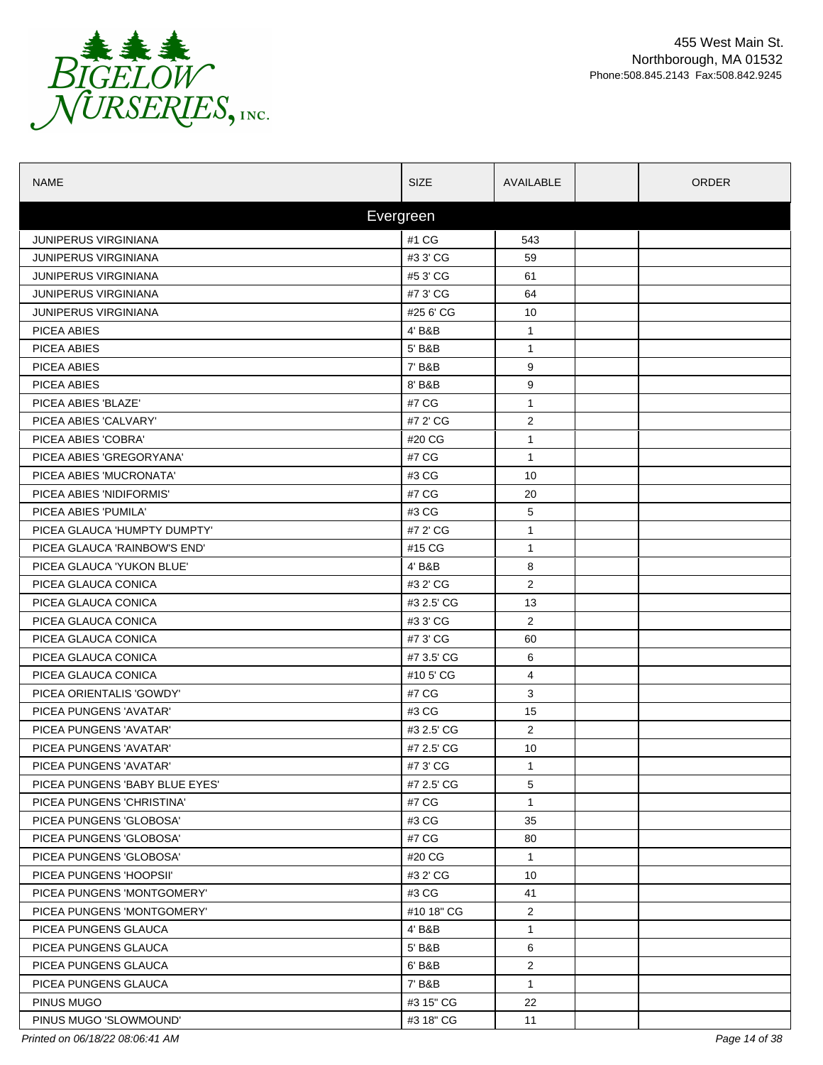BIGELOW NURSERIES, INC.

455 West Main St.
Northborough, MA 01532
Phone:508.845.2143 Fax:508.842.9245

| NAME | SIZE | AVAILABLE | | ORDER |
|---|---|---|---|---|
| **Evergreen** | | | | |
| JUNIPERUS VIRGINIANA | #1 CG | 543 | | |
| JUNIPERUS VIRGINIANA | #3 3' CG | 59 | | |
| JUNIPERUS VIRGINIANA | #5 3' CG | 61 | | |
| JUNIPERUS VIRGINIANA | #7 3' CG | 64 | | |
| JUNIPERUS VIRGINIANA | #25 6' CG | 10 | | |
| PICEA ABIES | 4' B&B | 1 | | |
| PICEA ABIES | 5' B&B | 1 | | |
| PICEA ABIES | 7' B&B | 9 | | |
| PICEA ABIES | 8' B&B | 9 | | |
| PICEA ABIES 'BLAZE' | #7 CG | 1 | | |
| PICEA ABIES 'CALVARY' | #7 2' CG | 2 | | |
| PICEA ABIES 'COBRA' | #20 CG | 1 | | |
| PICEA ABIES 'GREGORYANA' | #7 CG | 1 | | |
| PICEA ABIES 'MUCRONATA' | #3 CG | 10 | | |
| PICEA ABIES 'NIDIFORMIS' | #7 CG | 20 | | |
| PICEA ABIES 'PUMILA' | #3 CG | 5 | | |
| PICEA GLAUCA 'HUMPTY DUMPTY' | #7 2' CG | 1 | | |
| PICEA GLAUCA 'RAINBOW'S END' | #15 CG | 1 | | |
| PICEA GLAUCA 'YUKON BLUE' | 4' B&B | 8 | | |
| PICEA GLAUCA CONICA | #3 2' CG | 2 | | |
| PICEA GLAUCA CONICA | #3 2.5' CG | 13 | | |
| PICEA GLAUCA CONICA | #3 3' CG | 2 | | |
| PICEA GLAUCA CONICA | #7 3' CG | 60 | | |
| PICEA GLAUCA CONICA | #7 3.5' CG | 6 | | |
| PICEA GLAUCA CONICA | #10 5' CG | 4 | | |
| PICEA ORIENTALIS 'GOWDY' | #7 CG | 3 | | |
| PICEA PUNGENS 'AVATAR' | #3 CG | 15 | | |
| PICEA PUNGENS 'AVATAR' | #3 2.5' CG | 2 | | |
| PICEA PUNGENS 'AVATAR' | #7 2.5' CG | 10 | | |
| PICEA PUNGENS 'AVATAR' | #7 3' CG | 1 | | |
| PICEA PUNGENS 'BABY BLUE EYES' | #7 2.5' CG | 5 | | |
| PICEA PUNGENS 'CHRISTINA' | #7 CG | 1 | | |
| PICEA PUNGENS 'GLOBOSA' | #3 CG | 35 | | |
| PICEA PUNGENS 'GLOBOSA' | #7 CG | 80 | | |
| PICEA PUNGENS 'GLOBOSA' | #20 CG | 1 | | |
| PICEA PUNGENS 'HOOPSII' | #3 2' CG | 10 | | |
| PICEA PUNGENS 'MONTGOMERY' | #3 CG | 41 | | |
| PICEA PUNGENS 'MONTGOMERY' | #10 18" CG | 2 | | |
| PICEA PUNGENS GLAUCA | 4' B&B | 1 | | |
| PICEA PUNGENS GLAUCA | 5' B&B | 6 | | |
| PICEA PUNGENS GLAUCA | 6' B&B | 2 | | |
| PICEA PUNGENS GLAUCA | 7' B&B | 1 | | |
| PINUS MUGO | #3 15" CG | 22 | | |
| PINUS MUGO 'SLOWMOUND' | #3 18" CG | 11 | | |

*Printed on 06/18/22 08:06:41 AM*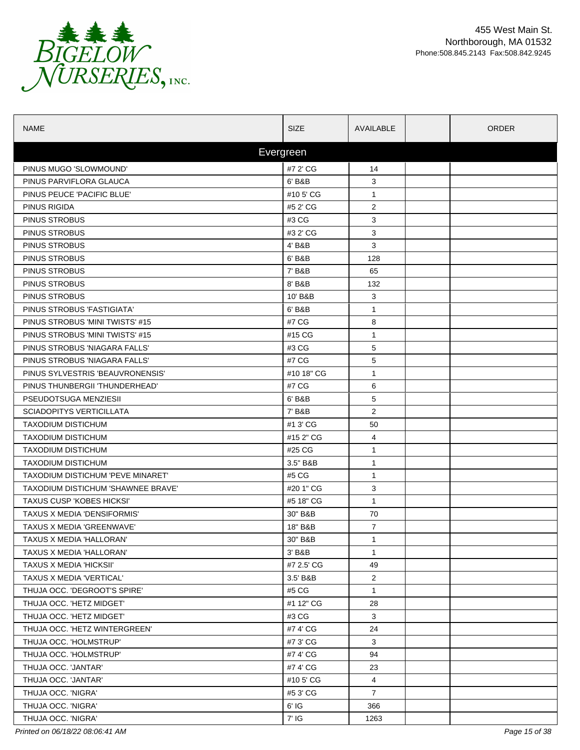BIGELOW NURSERIES, INC.

455 West Main St.
Northborough, MA 01532
Phone:508.845.2143 Fax:508.842.9245

| NAME | SIZE | AVAILABLE | | ORDER |
|---|---|---|---|---|
| **Evergreen** | | | | |
| PINUS MUGO 'SLOWMOUND' | #7 2' CG | 14 | | |
| PINUS PARVIFLORA GLAUCA | 6' B&B | 3 | | |
| PINUS PEUCE 'PACIFIC BLUE' | #10 5' CG | 1 | | |
| PINUS RIGIDA | #5 2' CG | 2 | | |
| PINUS STROBUS | #3 CG | 3 | | |
| PINUS STROBUS | #3 2' CG | 3 | | |
| PINUS STROBUS | 4' B&B | 3 | | |
| PINUS STROBUS | 6' B&B | 128 | | |
| PINUS STROBUS | 7' B&B | 65 | | |
| PINUS STROBUS | 8' B&B | 132 | | |
| PINUS STROBUS | 10' B&B | 3 | | |
| PINUS STROBUS 'FASTIGIATA' | 6' B&B | 1 | | |
| PINUS STROBUS 'MINI TWISTS' #15 | #7 CG | 8 | | |
| PINUS STROBUS 'MINI TWISTS' #15 | #15 CG | 1 | | |
| PINUS STROBUS 'NIAGARA FALLS' | #3 CG | 5 | | |
| PINUS STROBUS 'NIAGARA FALLS' | #7 CG | 5 | | |
| PINUS SYLVESTRIS 'BEAUVRONENSIS' | #10 18" CG | 1 | | |
| PINUS THUNBERGII 'THUNDERHEAD' | #7 CG | 6 | | |
| PSEUDOTSUGA MENZIESII | 6' B&B | 5 | | |
| SCIADOPITYS VERTICILLATA | 7' B&B | 2 | | |
| TAXODIUM DISTICHUM | #1 3' CG | 50 | | |
| TAXODIUM DISTICHUM | #15 2" CG | 4 | | |
| TAXODIUM DISTICHUM | #25 CG | 1 | | |
| TAXODIUM DISTICHUM | 3.5" B&B | 1 | | |
| TAXODIUM DISTICHUM 'PEVE MINARET' | #5 CG | 1 | | |
| TAXODIUM DISTICHUM 'SHAWNEE BRAVE' | #20 1" CG | 3 | | |
| TAXUS CUSP 'KOBES HICKSI' | #5 18" CG | 1 | | |
| TAXUS X MEDIA 'DENSIFORMIS' | 30" B&B | 70 | | |
| TAXUS X MEDIA 'GREENWAVE' | 18" B&B | 7 | | |
| TAXUS X MEDIA 'HALLORAN' | 30" B&B | 1 | | |
| TAXUS X MEDIA 'HALLORAN' | 3' B&B | 1 | | |
| TAXUS X MEDIA 'HICKSII' | #7 2.5' CG | 49 | | |
| TAXUS X MEDIA 'VERTICAL' | 3.5' B&B | 2 | | |
| THUJA OCC. 'DEGROOT'S SPIRE' | #5 CG | 1 | | |
| THUJA OCC. 'HETZ MIDGET' | #1 12" CG | 28 | | |
| THUJA OCC. 'HETZ MIDGET' | #3 CG | 3 | | |
| THUJA OCC. 'HETZ WINTERGREEN' | #7 4' CG | 24 | | |
| THUJA OCC. 'HOLMSTRUP' | #7 3' CG | 3 | | |
| THUJA OCC. 'HOLMSTRUP' | #7 4' CG | 94 | | |
| THUJA OCC. 'JANTAR' | #7 4' CG | 23 | | |
| THUJA OCC. 'JANTAR' | #10 5' CG | 4 | | |
| THUJA OCC. 'NIGRA' | #5 3' CG | 7 | | |
| THUJA OCC. 'NIGRA' | 6' IG | 366 | | |
| THUJA OCC. 'NIGRA' | 7' IG | 1263 | | |

*Printed on 06/18/22 08:06:41 AM*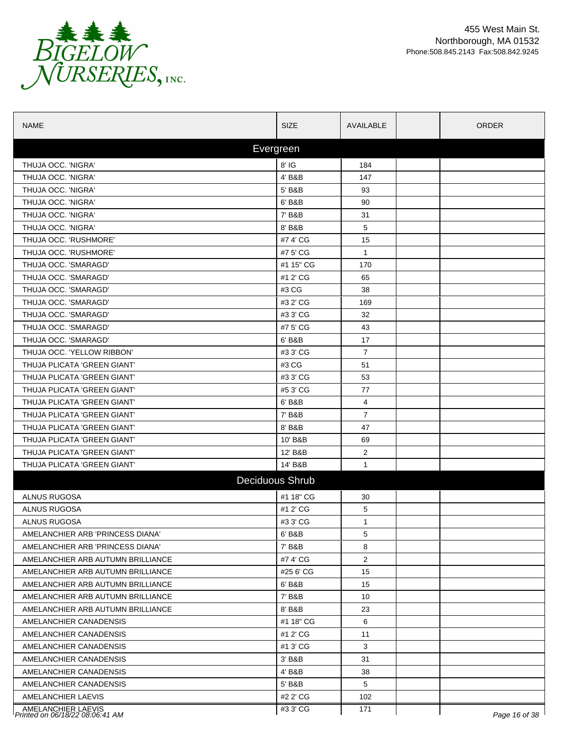455 West Main St.
Northborough, MA 01532
Phone:508.845.2143 Fax:508.842.9245

| NAME | SIZE | AVAILABLE | | ORDER |
|---|---|---|---|---|
| **Evergreen** | | | | |
| THUJA OCC. 'NIGRA' | 8' IG | 184 | | |
| THUJA OCC. 'NIGRA' | 4' B&B | 147 | | |
| THUJA OCC. 'NIGRA' | 5' B&B | 93 | | |
| THUJA OCC. 'NIGRA' | 6' B&B | 90 | | |
| THUJA OCC. 'NIGRA' | 7' B&B | 31 | | |
| THUJA OCC. 'NIGRA' | 8' B&B | 5 | | |
| THUJA OCC. 'RUSHMORE' | #7 4' CG | 15 | | |
| THUJA OCC. 'RUSHMORE' | #7 5' CG | 1 | | |
| THUJA OCC. 'SMARAGD' | #1 15" CG | 170 | | |
| THUJA OCC. 'SMARAGD' | #1 2' CG | 65 | | |
| THUJA OCC. 'SMARAGD' | #3 CG | 38 | | |
| THUJA OCC. 'SMARAGD' | #3 2' CG | 169 | | |
| THUJA OCC. 'SMARAGD' | #3 3' CG | 32 | | |
| THUJA OCC. 'SMARAGD' | #7 5' CG | 43 | | |
| THUJA OCC. 'SMARAGD' | 6' B&B | 17 | | |
| THUJA OCC. 'YELLOW RIBBON' | #3 3' CG | 7 | | |
| THUJA PLICATA 'GREEN GIANT' | #3 CG | 51 | | |
| THUJA PLICATA 'GREEN GIANT' | #3 3' CG | 53 | | |
| THUJA PLICATA 'GREEN GIANT' | #5 3' CG | 77 | | |
| THUJA PLICATA 'GREEN GIANT' | 6' B&B | 4 | | |
| THUJA PLICATA 'GREEN GIANT' | 7' B&B | 7 | | |
| THUJA PLICATA 'GREEN GIANT' | 8' B&B | 47 | | |
| THUJA PLICATA 'GREEN GIANT' | 10' B&B | 69 | | |
| THUJA PLICATA 'GREEN GIANT' | 12' B&B | 2 | | |
| THUJA PLICATA 'GREEN GIANT' | 14' B&B | 1 | | |
| **Deciduous Shrub** | | | | |
| ALNUS RUGOSA | #1 18" CG | 30 | | |
| ALNUS RUGOSA | #1 2' CG | 5 | | |
| ALNUS RUGOSA | #3 3' CG | 1 | | |
| AMELANCHIER ARB 'PRINCESS DIANA' | 6' B&B | 5 | | |
| AMELANCHIER ARB 'PRINCESS DIANA' | 7' B&B | 8 | | |
| AMELANCHIER ARB AUTUMN BRILLIANCE | #7 4' CG | 2 | | |
| AMELANCHIER ARB AUTUMN BRILLIANCE | #25 6' CG | 15 | | |
| AMELANCHIER ARB AUTUMN BRILLIANCE | 6' B&B | 15 | | |
| AMELANCHIER ARB AUTUMN BRILLIANCE | 7' B&B | 10 | | |
| AMELANCHIER ARB AUTUMN BRILLIANCE | 8' B&B | 23 | | |
| AMELANCHIER CANADENSIS | #1 18" CG | 6 | | |
| AMELANCHIER CANADENSIS | #1 2' CG | 11 | | |
| AMELANCHIER CANADENSIS | #1 3' CG | 3 | | |
| AMELANCHIER CANADENSIS | 3' B&B | 31 | | |
| AMELANCHIER CANADENSIS | 4' B&B | 38 | | |
| AMELANCHIER CANADENSIS | 5' B&B | 5 | | |
| AMELANCHIER LAEVIS | #2 2' CG | 102 | | |
| AMELANCHIER LAEVIS | #3 3' CG | 171 | | |

*Printed on 06/18/22 08:06:41 AM*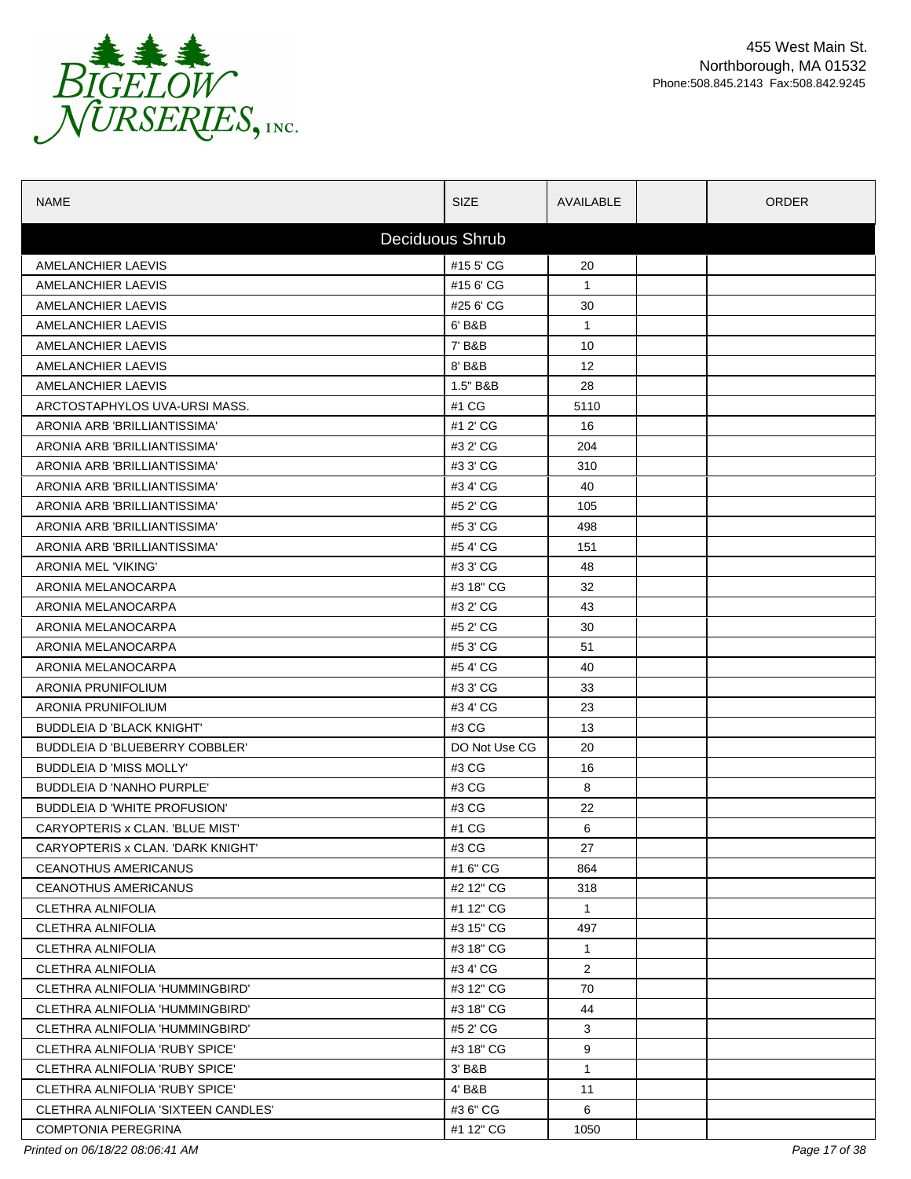455 West Main St.
Northborough, MA 01532
Phone:508.845.2143 Fax:508.842.9245

| NAME | SIZE | AVAILABLE | | ORDER |
|---|---|---|---|---|
| **Deciduous Shrub** | | | | |
| AMELANCHIER LAEVIS | #15 5' CG | 20 | | |
| AMELANCHIER LAEVIS | #15 6' CG | 1 | | |
| AMELANCHIER LAEVIS | #25 6' CG | 30 | | |
| AMELANCHIER LAEVIS | 6' B&B | 1 | | |
| AMELANCHIER LAEVIS | 7' B&B | 10 | | |
| AMELANCHIER LAEVIS | 8' B&B | 12 | | |
| AMELANCHIER LAEVIS | 1.5" B&B | 28 | | |
| ARCTOSTAPHYLOS UVA-URSI MASS. | #1 CG | 5110 | | |
| ARONIA ARB 'BRILLIANTISSIMA' | #1 2' CG | 16 | | |
| ARONIA ARB 'BRILLIANTISSIMA' | #3 2' CG | 204 | | |
| ARONIA ARB 'BRILLIANTISSIMA' | #3 3' CG | 310 | | |
| ARONIA ARB 'BRILLIANTISSIMA' | #3 4' CG | 40 | | |
| ARONIA ARB 'BRILLIANTISSIMA' | #5 2' CG | 105 | | |
| ARONIA ARB 'BRILLIANTISSIMA' | #5 3' CG | 498 | | |
| ARONIA ARB 'BRILLIANTISSIMA' | #5 4' CG | 151 | | |
| ARONIA MEL 'VIKING' | #3 3' CG | 48 | | |
| ARONIA MELANOCARPA | #3 18" CG | 32 | | |
| ARONIA MELANOCARPA | #3 2' CG | 43 | | |
| ARONIA MELANOCARPA | #5 2' CG | 30 | | |
| ARONIA MELANOCARPA | #5 3' CG | 51 | | |
| ARONIA MELANOCARPA | #5 4' CG | 40 | | |
| ARONIA PRUNIFOLIUM | #3 3' CG | 33 | | |
| ARONIA PRUNIFOLIUM | #3 4' CG | 23 | | |
| BUDDLEIA D 'BLACK KNIGHT' | #3 CG | 13 | | |
| BUDDLEIA D 'BLUEBERRY COBBLER' | DO Not Use CG | 20 | | |
| BUDDLEIA D 'MISS MOLLY' | #3 CG | 16 | | |
| BUDDLEIA D 'NANHO PURPLE' | #3 CG | 8 | | |
| BUDDLEIA D 'WHITE PROFUSION' | #3 CG | 22 | | |
| CARYOPTERIS x CLAN. 'BLUE MIST' | #1 CG | 6 | | |
| CARYOPTERIS x CLAN. 'DARK KNIGHT' | #3 CG | 27 | | |
| CEANOTHUS AMERICANUS | #1 6" CG | 864 | | |
| CEANOTHUS AMERICANUS | #2 12" CG | 318 | | |
| CLETHRA ALNIFOLIA | #1 12" CG | 1 | | |
| CLETHRA ALNIFOLIA | #3 15" CG | 497 | | |
| CLETHRA ALNIFOLIA | #3 18" CG | 1 | | |
| CLETHRA ALNIFOLIA | #3 4' CG | 2 | | |
| CLETHRA ALNIFOLIA 'HUMMINGBIRD' | #3 12" CG | 70 | | |
| CLETHRA ALNIFOLIA 'HUMMINGBIRD' | #3 18" CG | 44 | | |
| CLETHRA ALNIFOLIA 'HUMMINGBIRD' | #5 2' CG | 3 | | |
| CLETHRA ALNIFOLIA 'RUBY SPICE' | #3 18" CG | 9 | | |
| CLETHRA ALNIFOLIA 'RUBY SPICE' | 3' B&B | 1 | | |
| CLETHRA ALNIFOLIA 'RUBY SPICE' | 4' B&B | 11 | | |
| CLETHRA ALNIFOLIA 'SIXTEEN CANDLES' | #3 6" CG | 6 | | |
| COMPTONIA PEREGRINA | #1 12" CG | 1050 | | |

*Printed on 06/18/22 08:06:41 AM*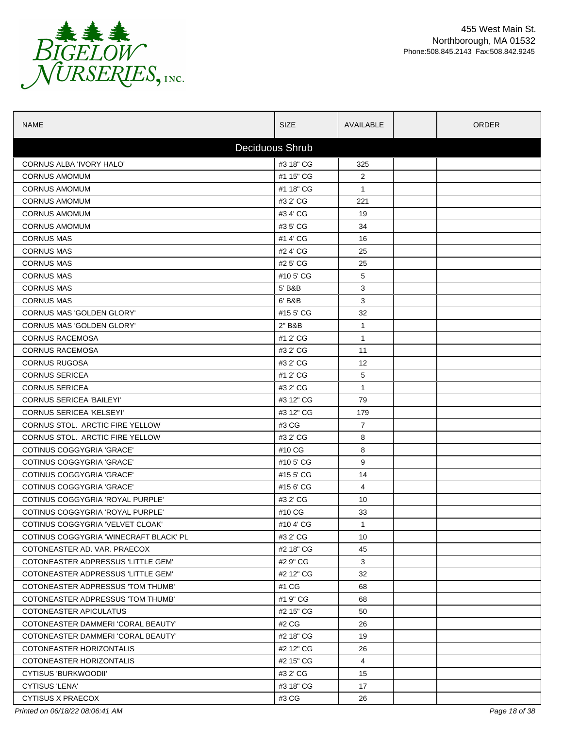# Bigelow Nurseries, Inc.

455 West Main St.
Northborough, MA 01532
Phone:508.845.2143 Fax:508.842.9245

| NAME | SIZE | AVAILABLE | | ORDER |
|---|---|---|---|---|
| **Deciduous Shrub** | | | | |
| CORNUS ALBA 'IVORY HALO' | #3 18" CG | 325 | | |
| CORNUS AMOMUM | #1 15" CG | 2 | | |
| CORNUS AMOMUM | #1 18" CG | 1 | | |
| CORNUS AMOMUM | #3 2' CG | 221 | | |
| CORNUS AMOMUM | #3 4' CG | 19 | | |
| CORNUS AMOMUM | #3 5' CG | 34 | | |
| CORNUS MAS | #1 4' CG | 16 | | |
| CORNUS MAS | #2 4' CG | 25 | | |
| CORNUS MAS | #2 5' CG | 25 | | |
| CORNUS MAS | #10 5' CG | 5 | | |
| CORNUS MAS | 5' B&B | 3 | | |
| CORNUS MAS | 6' B&B | 3 | | |
| CORNUS MAS 'GOLDEN GLORY' | #15 5' CG | 32 | | |
| CORNUS MAS 'GOLDEN GLORY' | 2" B&B | 1 | | |
| CORNUS RACEMOSA | #1 2' CG | 1 | | |
| CORNUS RACEMOSA | #3 2' CG | 11 | | |
| CORNUS RUGOSA | #3 2' CG | 12 | | |
| CORNUS SERICEA | #1 2' CG | 5 | | |
| CORNUS SERICEA | #3 2' CG | 1 | | |
| CORNUS SERICEA 'BAILEYI' | #3 12" CG | 79 | | |
| CORNUS SERICEA 'KELSEYI' | #3 12" CG | 179 | | |
| CORNUS STOL. ARCTIC FIRE YELLOW | #3 CG | 7 | | |
| CORNUS STOL. ARCTIC FIRE YELLOW | #3 2' CG | 8 | | |
| COTINUS COGGYGRIA 'GRACE' | #10 CG | 8 | | |
| COTINUS COGGYGRIA 'GRACE' | #10 5' CG | 9 | | |
| COTINUS COGGYGRIA 'GRACE' | #15 5' CG | 14 | | |
| COTINUS COGGYGRIA 'GRACE' | #15 6' CG | 4 | | |
| COTINUS COGGYGRIA 'ROYAL PURPLE' | #3 2' CG | 10 | | |
| COTINUS COGGYGRIA 'ROYAL PURPLE' | #10 CG | 33 | | |
| COTINUS COGGYGRIA 'VELVET CLOAK' | #10 4' CG | 1 | | |
| COTINUS COGGYGRIA 'WINECRAFT BLACK' PL | #3 2' CG | 10 | | |
| COTONEASTER AD. VAR. PRAECOX | #2 18" CG | 45 | | |
| COTONEASTER ADPRESSUS 'LITTLE GEM' | #2 9" CG | 3 | | |
| COTONEASTER ADPRESSUS 'LITTLE GEM' | #2 12" CG | 32 | | |
| COTONEASTER ADPRESSUS 'TOM THUMB' | #1 CG | 68 | | |
| COTONEASTER ADPRESSUS 'TOM THUMB' | #1 9" CG | 68 | | |
| COTONEASTER APICULATUS | #2 15" CG | 50 | | |
| COTONEASTER DAMMERI 'CORAL BEAUTY' | #2 CG | 26 | | |
| COTONEASTER DAMMERI 'CORAL BEAUTY' | #2 18" CG | 19 | | |
| COTONEASTER HORIZONTALIS | #2 12" CG | 26 | | |
| COTONEASTER HORIZONTALIS | #2 15" CG | 4 | | |
| CYTISUS 'BURKWOODII' | #3 2' CG | 15 | | |
| CYTISUS 'LENA' | #3 18" CG | 17 | | |
| CYTISUS X PRAECOX | #3 CG | 26 | | |

*Printed on 06/18/22 08:06:41 AM*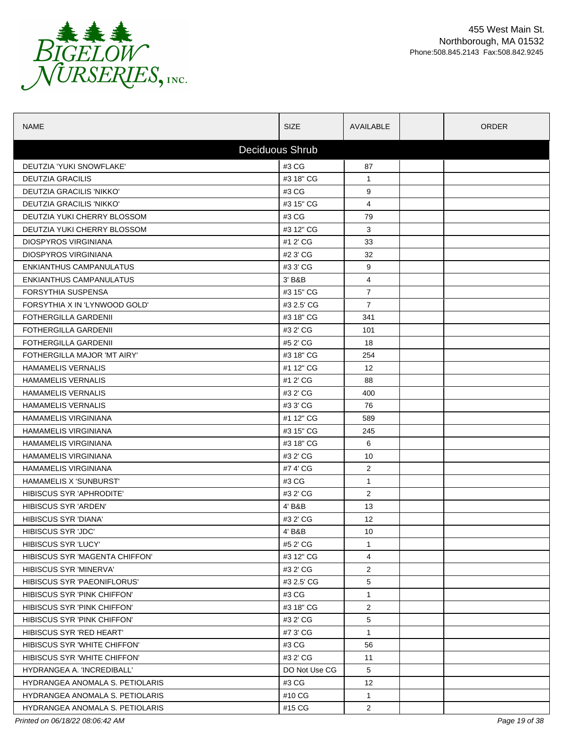# BIGELOW NURSERIES, INC.

455 West Main St.
Northborough, MA 01532
Phone:508.845.2143 Fax:508.842.9245

| NAME | SIZE | AVAILABLE | | ORDER |
|---|---|---|---|---|
| **Deciduous Shrub** | | | | |
| DEUTZIA 'YUKI SNOWFLAKE' | #3 CG | 87 | | |
| DEUTZIA GRACILIS | #3 18" CG | 1 | | |
| DEUTZIA GRACILIS 'NIKKO' | #3 CG | 9 | | |
| DEUTZIA GRACILIS 'NIKKO' | #3 15" CG | 4 | | |
| DEUTZIA YUKI CHERRY BLOSSOM | #3 CG | 79 | | |
| DEUTZIA YUKI CHERRY BLOSSOM | #3 12" CG | 3 | | |
| DIOSPYROS VIRGINIANA | #1 2' CG | 33 | | |
| DIOSPYROS VIRGINIANA | #2 3' CG | 32 | | |
| ENKIANTHUS CAMPANULATUS | #3 3' CG | 9 | | |
| ENKIANTHUS CAMPANULATUS | 3' B&B | 4 | | |
| FORSYTHIA SUSPENSA | #3 15" CG | 7 | | |
| FORSYTHIA X IN 'LYNWOOD GOLD' | #3 2.5' CG | 7 | | |
| FOTHERGILLA GARDENII | #3 18" CG | 341 | | |
| FOTHERGILLA GARDENII | #3 2' CG | 101 | | |
| FOTHERGILLA GARDENII | #5 2' CG | 18 | | |
| FOTHERGILLA MAJOR 'MT AIRY' | #3 18" CG | 254 | | |
| HAMAMELIS VERNALIS | #1 12" CG | 12 | | |
| HAMAMELIS VERNALIS | #1 2' CG | 88 | | |
| HAMAMELIS VERNALIS | #3 2' CG | 400 | | |
| HAMAMELIS VERNALIS | #3 3' CG | 76 | | |
| HAMAMELIS VIRGINIANA | #1 12" CG | 589 | | |
| HAMAMELIS VIRGINIANA | #3 15" CG | 245 | | |
| HAMAMELIS VIRGINIANA | #3 18" CG | 6 | | |
| HAMAMELIS VIRGINIANA | #3 2' CG | 10 | | |
| HAMAMELIS VIRGINIANA | #7 4' CG | 2 | | |
| HAMAMELIS X 'SUNBURST' | #3 CG | 1 | | |
| HIBISCUS SYR 'APHRODITE' | #3 2' CG | 2 | | |
| HIBISCUS SYR 'ARDEN' | 4' B&B | 13 | | |
| HIBISCUS SYR 'DIANA' | #3 2' CG | 12 | | |
| HIBISCUS SYR 'JDC' | 4' B&B | 10 | | |
| HIBISCUS SYR 'LUCY' | #5 2' CG | 1 | | |
| HIBISCUS SYR 'MAGENTA CHIFFON' | #3 12" CG | 4 | | |
| HIBISCUS SYR 'MINERVA' | #3 2' CG | 2 | | |
| HIBISCUS SYR 'PAEONIFLORUS' | #3 2.5' CG | 5 | | |
| HIBISCUS SYR 'PINK CHIFFON' | #3 CG | 1 | | |
| HIBISCUS SYR 'PINK CHIFFON' | #3 18" CG | 2 | | |
| HIBISCUS SYR 'PINK CHIFFON' | #3 2' CG | 5 | | |
| HIBISCUS SYR 'RED HEART' | #7 3' CG | 1 | | |
| HIBISCUS SYR 'WHITE CHIFFON' | #3 CG | 56 | | |
| HIBISCUS SYR 'WHITE CHIFFON' | #3 2' CG | 11 | | |
| HYDRANGEA A. 'INCREDIBALL' | DO Not Use CG | 5 | | |
| HYDRANGEA ANOMALA S. PETIOLARIS | #3 CG | 12 | | |
| HYDRANGEA ANOMALA S. PETIOLARIS | #10 CG | 1 | | |
| HYDRANGEA ANOMALA S. PETIOLARIS | #15 CG | 2 | | |

*Printed on 06/18/22 08:06:42 AM*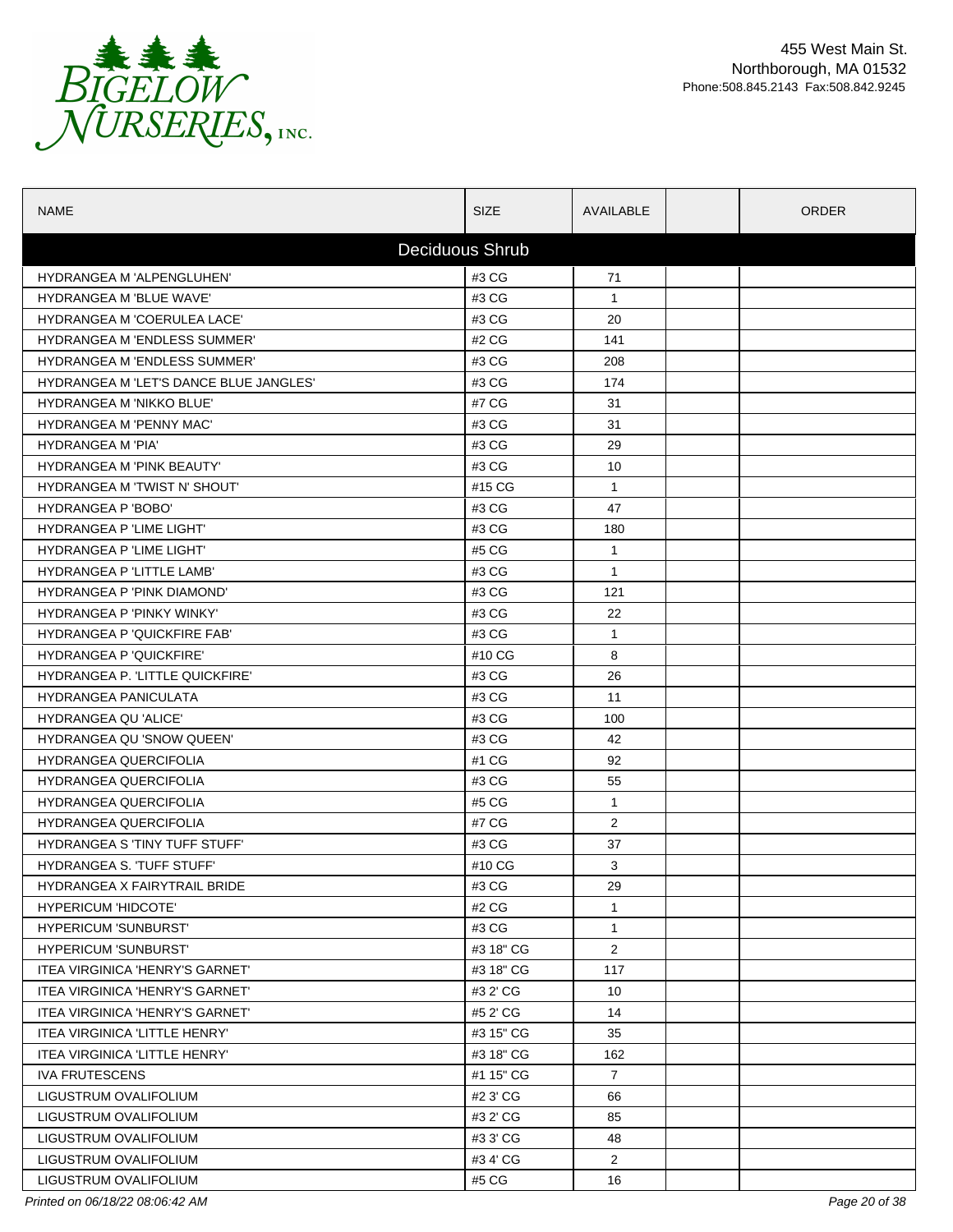Bigelow Nurseries, Inc.

455 West Main St.
Northborough, MA 01532
Phone:508.845.2143 Fax:508.842.9245

| NAME | SIZE | AVAILABLE | | ORDER |
|---|---|---|---|---|
| **Deciduous Shrub** | | | | |
| HYDRANGEA M 'ALPENGLUHEN' | #3 CG | 71 | | |
| HYDRANGEA M 'BLUE WAVE' | #3 CG | 1 | | |
| HYDRANGEA M 'COERULEA LACE' | #3 CG | 20 | | |
| HYDRANGEA M 'ENDLESS SUMMER' | #2 CG | 141 | | |
| HYDRANGEA M 'ENDLESS SUMMER' | #3 CG | 208 | | |
| HYDRANGEA M 'LET'S DANCE BLUE JANGLES' | #3 CG | 174 | | |
| HYDRANGEA M 'NIKKO BLUE' | #7 CG | 31 | | |
| HYDRANGEA M 'PENNY MAC' | #3 CG | 31 | | |
| HYDRANGEA M 'PIA' | #3 CG | 29 | | |
| HYDRANGEA M 'PINK BEAUTY' | #3 CG | 10 | | |
| HYDRANGEA M 'TWIST N' SHOUT' | #15 CG | 1 | | |
| HYDRANGEA P 'BOBO' | #3 CG | 47 | | |
| HYDRANGEA P 'LIME LIGHT' | #3 CG | 180 | | |
| HYDRANGEA P 'LIME LIGHT' | #5 CG | 1 | | |
| HYDRANGEA P 'LITTLE LAMB' | #3 CG | 1 | | |
| HYDRANGEA P 'PINK DIAMOND' | #3 CG | 121 | | |
| HYDRANGEA P 'PINKY WINKY' | #3 CG | 22 | | |
| HYDRANGEA P 'QUICKFIRE FAB' | #3 CG | 1 | | |
| HYDRANGEA P 'QUICKFIRE' | #10 CG | 8 | | |
| HYDRANGEA P. 'LITTLE QUICKFIRE' | #3 CG | 26 | | |
| HYDRANGEA PANICULATA | #3 CG | 11 | | |
| HYDRANGEA QU 'ALICE' | #3 CG | 100 | | |
| HYDRANGEA QU 'SNOW QUEEN' | #3 CG | 42 | | |
| HYDRANGEA QUERCIFOLIA | #1 CG | 92 | | |
| HYDRANGEA QUERCIFOLIA | #3 CG | 55 | | |
| HYDRANGEA QUERCIFOLIA | #5 CG | 1 | | |
| HYDRANGEA QUERCIFOLIA | #7 CG | 2 | | |
| HYDRANGEA S 'TINY TUFF STUFF' | #3 CG | 37 | | |
| HYDRANGEA S. 'TUFF STUFF' | #10 CG | 3 | | |
| HYDRANGEA X FAIRYTRAIL BRIDE | #3 CG | 29 | | |
| HYPERICUM 'HIDCOTE' | #2 CG | 1 | | |
| HYPERICUM 'SUNBURST' | #3 CG | 1 | | |
| HYPERICUM 'SUNBURST' | #3 18" CG | 2 | | |
| ITEA VIRGINICA 'HENRY'S GARNET' | #3 18" CG | 117 | | |
| ITEA VIRGINICA 'HENRY'S GARNET' | #3 2' CG | 10 | | |
| ITEA VIRGINICA 'HENRY'S GARNET' | #5 2' CG | 14 | | |
| ITEA VIRGINICA 'LITTLE HENRY' | #3 15" CG | 35 | | |
| ITEA VIRGINICA 'LITTLE HENRY' | #3 18" CG | 162 | | |
| IVA FRUTESCENS | #1 15" CG | 7 | | |
| LIGUSTRUM OVALIFOLIUM | #2 3' CG | 66 | | |
| LIGUSTRUM OVALIFOLIUM | #3 2' CG | 85 | | |
| LIGUSTRUM OVALIFOLIUM | #3 3' CG | 48 | | |
| LIGUSTRUM OVALIFOLIUM | #3 4' CG | 2 | | |
| LIGUSTRUM OVALIFOLIUM | #5 CG | 16 | | |

*Printed on 06/18/22 08:06:42 AM*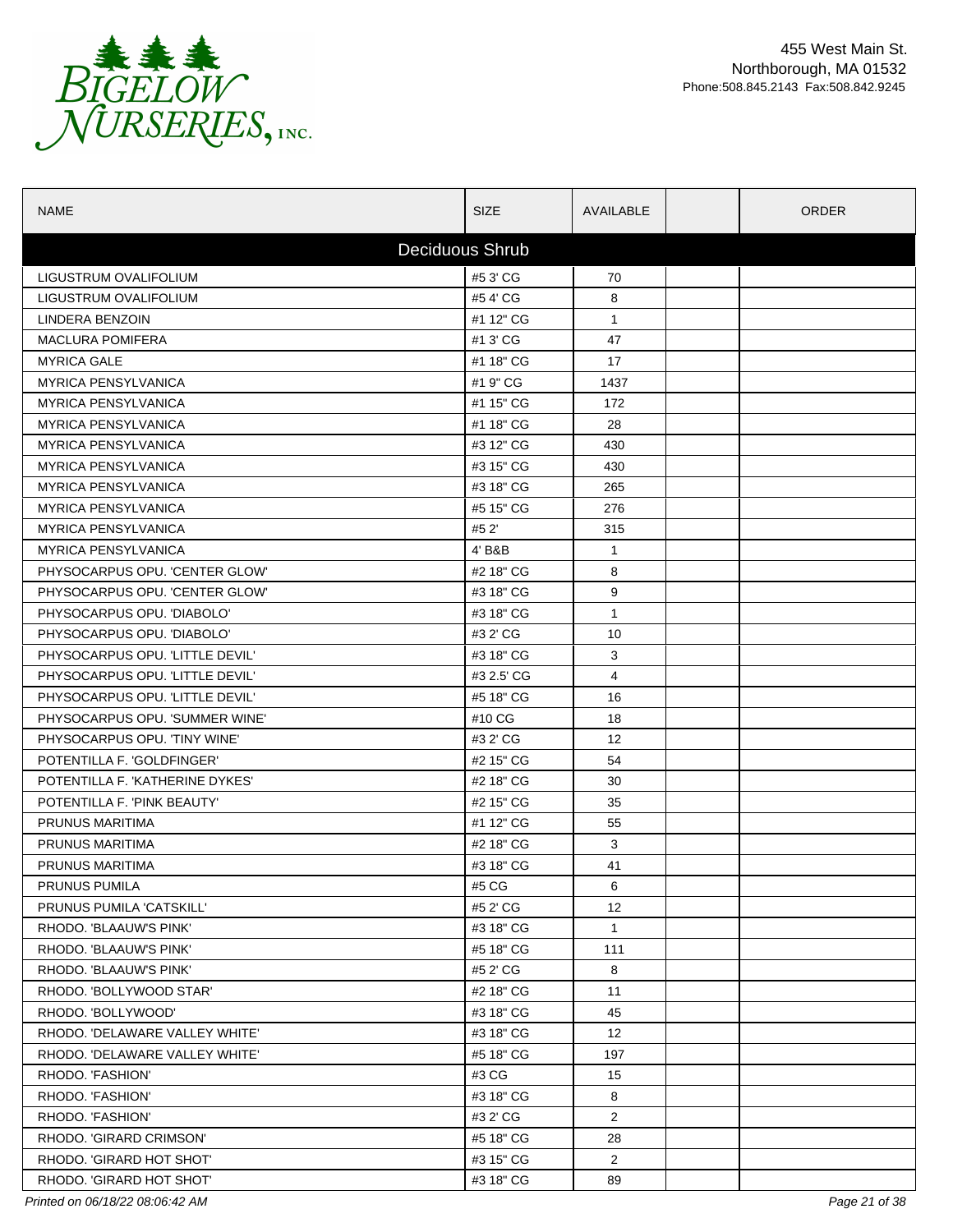BIGELOW NURSERIES, INC.

455 West Main St.
Northborough, MA 01532
Phone:508.845.2143 Fax:508.842.9245

| NAME | SIZE | AVAILABLE | | ORDER |
|---|---|---|---|---|
| **Deciduous Shrub** | | | | |
| LIGUSTRUM OVALIFOLIUM | #5 3' CG | 70 | | |
| LIGUSTRUM OVALIFOLIUM | #5 4' CG | 8 | | |
| LINDERA BENZOIN | #1 12" CG | 1 | | |
| MACLURA POMIFERA | #1 3' CG | 47 | | |
| MYRICA GALE | #1 18" CG | 17 | | |
| MYRICA PENSYLVANICA | #1 9" CG | 1437 | | |
| MYRICA PENSYLVANICA | #1 15" CG | 172 | | |
| MYRICA PENSYLVANICA | #1 18" CG | 28 | | |
| MYRICA PENSYLVANICA | #3 12" CG | 430 | | |
| MYRICA PENSYLVANICA | #3 15" CG | 430 | | |
| MYRICA PENSYLVANICA | #3 18" CG | 265 | | |
| MYRICA PENSYLVANICA | #5 15" CG | 276 | | |
| MYRICA PENSYLVANICA | #5 2' | 315 | | |
| MYRICA PENSYLVANICA | 4' B&B | 1 | | |
| PHYSOCARPUS OPU. 'CENTER GLOW' | #2 18" CG | 8 | | |
| PHYSOCARPUS OPU. 'CENTER GLOW' | #3 18" CG | 9 | | |
| PHYSOCARPUS OPU. 'DIABOLO' | #3 18" CG | 1 | | |
| PHYSOCARPUS OPU. 'DIABOLO' | #3 2' CG | 10 | | |
| PHYSOCARPUS OPU. 'LITTLE DEVIL' | #3 18" CG | 3 | | |
| PHYSOCARPUS OPU. 'LITTLE DEVIL' | #3 2.5' CG | 4 | | |
| PHYSOCARPUS OPU. 'LITTLE DEVIL' | #5 18" CG | 16 | | |
| PHYSOCARPUS OPU. 'SUMMER WINE' | #10 CG | 18 | | |
| PHYSOCARPUS OPU. 'TINY WINE' | #3 2' CG | 12 | | |
| POTENTILLA F. 'GOLDFINGER' | #2 15" CG | 54 | | |
| POTENTILLA F. 'KATHERINE DYKES' | #2 18" CG | 30 | | |
| POTENTILLA F. 'PINK BEAUTY' | #2 15" CG | 35 | | |
| PRUNUS MARITIMA | #1 12" CG | 55 | | |
| PRUNUS MARITIMA | #2 18" CG | 3 | | |
| PRUNUS MARITIMA | #3 18" CG | 41 | | |
| PRUNUS PUMILA | #5 CG | 6 | | |
| PRUNUS PUMILA 'CATSKILL' | #5 2' CG | 12 | | |
| RHODO. 'BLAAUW'S PINK' | #3 18" CG | 1 | | |
| RHODO. 'BLAAUW'S PINK' | #5 18" CG | 111 | | |
| RHODO. 'BLAAUW'S PINK' | #5 2' CG | 8 | | |
| RHODO. 'BOLLYWOOD STAR' | #2 18" CG | 11 | | |
| RHODO. 'BOLLYWOOD' | #3 18" CG | 45 | | |
| RHODO. 'DELAWARE VALLEY WHITE' | #3 18" CG | 12 | | |
| RHODO. 'DELAWARE VALLEY WHITE' | #5 18" CG | 197 | | |
| RHODO. 'FASHION' | #3 CG | 15 | | |
| RHODO. 'FASHION' | #3 18" CG | 8 | | |
| RHODO. 'FASHION' | #3 2' CG | 2 | | |
| RHODO. 'GIRARD CRIMSON' | #5 18" CG | 28 | | |
| RHODO. 'GIRARD HOT SHOT' | #3 15" CG | 2 | | |
| RHODO. 'GIRARD HOT SHOT' | #3 18" CG | 89 | | |

*Printed on 06/18/22 08:06:42 AM*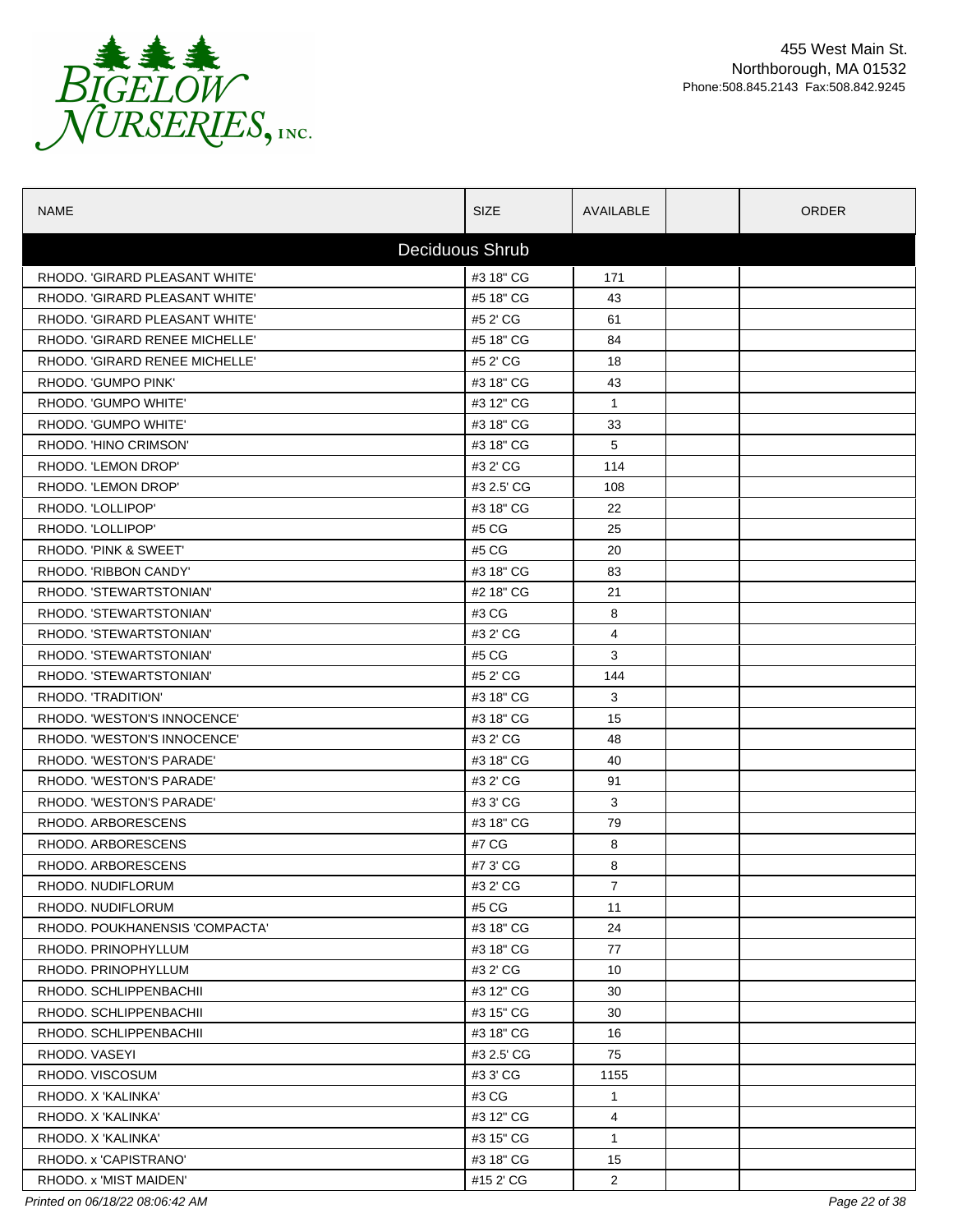Bigelow Nurseries, Inc.

455 West Main St.
Northborough, MA 01532
Phone:508.845.2143 Fax:508.842.9245

| NAME | SIZE | AVAILABLE | | ORDER |
|---|---|---|---|---|
| **Deciduous Shrub** | | | | |
| RHODO. 'GIRARD PLEASANT WHITE' | #3 18" CG | 171 | | |
| RHODO. 'GIRARD PLEASANT WHITE' | #5 18" CG | 43 | | |
| RHODO. 'GIRARD PLEASANT WHITE' | #5 2' CG | 61 | | |
| RHODO. 'GIRARD RENEE MICHELLE' | #5 18" CG | 84 | | |
| RHODO. 'GIRARD RENEE MICHELLE' | #5 2' CG | 18 | | |
| RHODO. 'GUMPO PINK' | #3 18" CG | 43 | | |
| RHODO. 'GUMPO WHITE' | #3 12" CG | 1 | | |
| RHODO. 'GUMPO WHITE' | #3 18" CG | 33 | | |
| RHODO. 'HINO CRIMSON' | #3 18" CG | 5 | | |
| RHODO. 'LEMON DROP' | #3 2' CG | 114 | | |
| RHODO. 'LEMON DROP' | #3 2.5' CG | 108 | | |
| RHODO. 'LOLLIPOP' | #3 18" CG | 22 | | |
| RHODO. 'LOLLIPOP' | #5 CG | 25 | | |
| RHODO. 'PINK & SWEET' | #5 CG | 20 | | |
| RHODO. 'RIBBON CANDY' | #3 18" CG | 83 | | |
| RHODO. 'STEWARTSTONIAN' | #2 18" CG | 21 | | |
| RHODO. 'STEWARTSTONIAN' | #3 CG | 8 | | |
| RHODO. 'STEWARTSTONIAN' | #3 2' CG | 4 | | |
| RHODO. 'STEWARTSTONIAN' | #5 CG | 3 | | |
| RHODO. 'STEWARTSTONIAN' | #5 2' CG | 144 | | |
| RHODO. 'TRADITION' | #3 18" CG | 3 | | |
| RHODO. 'WESTON'S INNOCENCE' | #3 18" CG | 15 | | |
| RHODO. 'WESTON'S INNOCENCE' | #3 2' CG | 48 | | |
| RHODO. 'WESTON'S PARADE' | #3 18" CG | 40 | | |
| RHODO. 'WESTON'S PARADE' | #3 2' CG | 91 | | |
| RHODO. 'WESTON'S PARADE' | #3 3' CG | 3 | | |
| RHODO. ARBORESCENS | #3 18" CG | 79 | | |
| RHODO. ARBORESCENS | #7 CG | 8 | | |
| RHODO. ARBORESCENS | #7 3' CG | 8 | | |
| RHODO. NUDIFLORUM | #3 2' CG | 7 | | |
| RHODO. NUDIFLORUM | #5 CG | 11 | | |
| RHODO. POUKHANENSIS 'COMPACTA' | #3 18" CG | 24 | | |
| RHODO. PRINOPHYLLUM | #3 18" CG | 77 | | |
| RHODO. PRINOPHYLLUM | #3 2' CG | 10 | | |
| RHODO. SCHLIPPENBACHII | #3 12" CG | 30 | | |
| RHODO. SCHLIPPENBACHII | #3 15" CG | 30 | | |
| RHODO. SCHLIPPENBACHII | #3 18" CG | 16 | | |
| RHODO. VASEYI | #3 2.5' CG | 75 | | |
| RHODO. VISCOSUM | #3 3' CG | 1155 | | |
| RHODO. X 'KALINKA' | #3 CG | 1 | | |
| RHODO. X 'KALINKA' | #3 12" CG | 4 | | |
| RHODO. X 'KALINKA' | #3 15" CG | 1 | | |
| RHODO. x 'CAPISTRANO' | #3 18" CG | 15 | | |
| RHODO. x 'MIST MAIDEN' | #15 2' CG | 2 | | |

*Printed on 06/18/22 08:06:42 AM*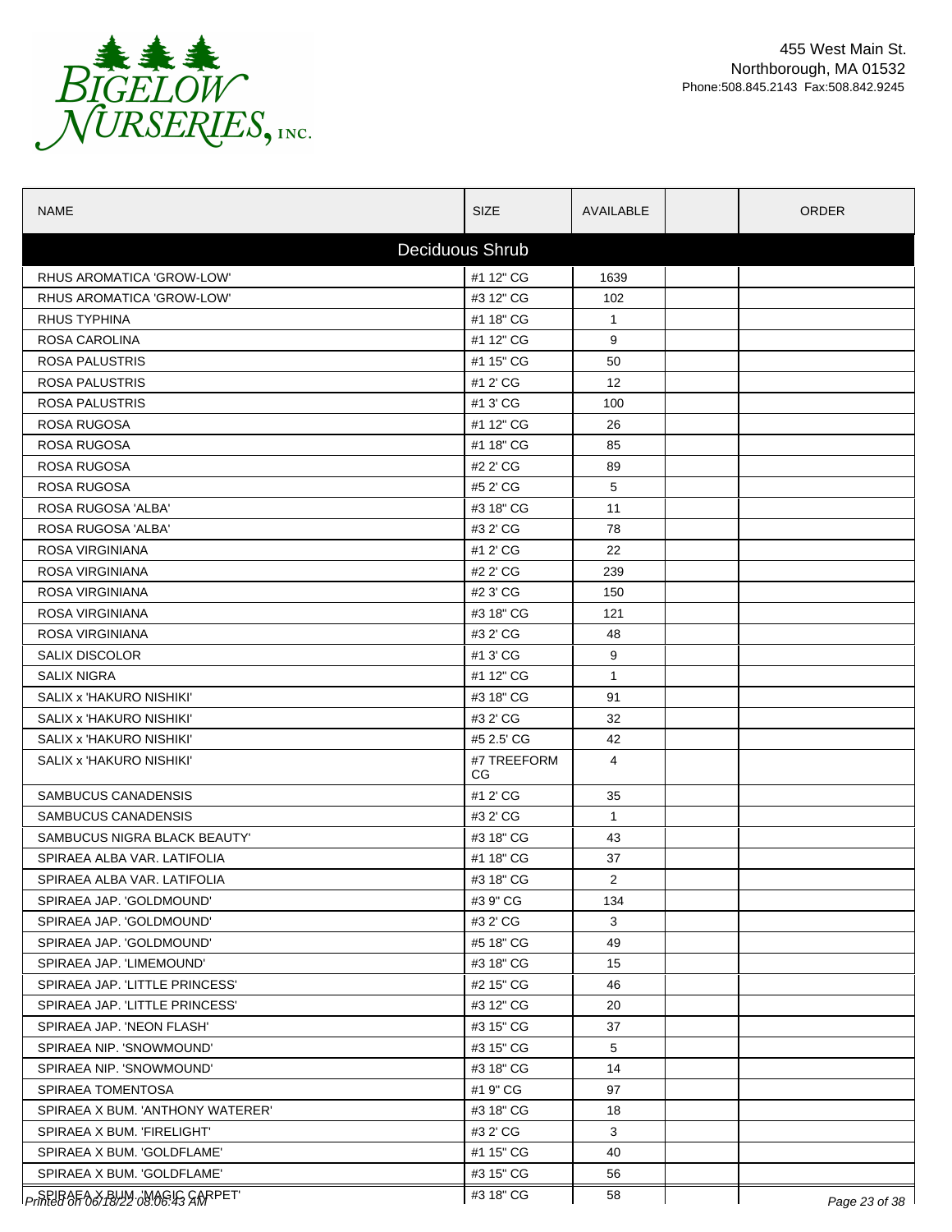BIGELOW NURSERIES, INC.

455 West Main St.
Northborough, MA 01532
Phone:508.845.2143 Fax:508.842.9245

| NAME | SIZE | AVAILABLE | | ORDER |
|---|---|---|---|---|
| **Deciduous Shrub** | | | | |
| RHUS AROMATICA 'GROW-LOW' | #1 12" CG | 1639 | | |
| RHUS AROMATICA 'GROW-LOW' | #3 12" CG | 102 | | |
| RHUS TYPHINA | #1 18" CG | 1 | | |
| ROSA CAROLINA | #1 12" CG | 9 | | |
| ROSA PALUSTRIS | #1 15" CG | 50 | | |
| ROSA PALUSTRIS | #1 2' CG | 12 | | |
| ROSA PALUSTRIS | #1 3' CG | 100 | | |
| ROSA RUGOSA | #1 12" CG | 26 | | |
| ROSA RUGOSA | #1 18" CG | 85 | | |
| ROSA RUGOSA | #2 2' CG | 89 | | |
| ROSA RUGOSA | #5 2' CG | 5 | | |
| ROSA RUGOSA 'ALBA' | #3 18" CG | 11 | | |
| ROSA RUGOSA 'ALBA' | #3 2' CG | 78 | | |
| ROSA VIRGINIANA | #1 2' CG | 22 | | |
| ROSA VIRGINIANA | #2 2' CG | 239 | | |
| ROSA VIRGINIANA | #2 3' CG | 150 | | |
| ROSA VIRGINIANA | #3 18" CG | 121 | | |
| ROSA VIRGINIANA | #3 2' CG | 48 | | |
| SALIX DISCOLOR | #1 3' CG | 9 | | |
| SALIX NIGRA | #1 12" CG | 1 | | |
| SALIX x 'HAKURO NISHIKI' | #3 18" CG | 91 | | |
| SALIX x 'HAKURO NISHIKI' | #3 2' CG | 32 | | |
| SALIX x 'HAKURO NISHIKI' | #5 2.5' CG | 42 | | |
| SALIX x 'HAKURO NISHIKI' | #7 TREEFORM CG | 4 | | |
| SAMBUCUS CANADENSIS | #1 2' CG | 35 | | |
| SAMBUCUS CANADENSIS | #3 2' CG | 1 | | |
| SAMBUCUS NIGRA BLACK BEAUTY' | #3 18" CG | 43 | | |
| SPIRAEA ALBA VAR. LATIFOLIA | #1 18" CG | 37 | | |
| SPIRAEA ALBA VAR. LATIFOLIA | #3 18" CG | 2 | | |
| SPIRAEA JAP. 'GOLDMOUND' | #3 9" CG | 134 | | |
| SPIRAEA JAP. 'GOLDMOUND' | #3 2' CG | 3 | | |
| SPIRAEA JAP. 'GOLDMOUND' | #5 18" CG | 49 | | |
| SPIRAEA JAP. 'LIMEMOUND' | #3 18" CG | 15 | | |
| SPIRAEA JAP. 'LITTLE PRINCESS' | #2 15" CG | 46 | | |
| SPIRAEA JAP. 'LITTLE PRINCESS' | #3 12" CG | 20 | | |
| SPIRAEA JAP. 'NEON FLASH' | #3 15" CG | 37 | | |
| SPIRAEA NIP. 'SNOWMOUND' | #3 15" CG | 5 | | |
| SPIRAEA NIP. 'SNOWMOUND' | #3 18" CG | 14 | | |
| SPIRAEA TOMENTOSA | #1 9" CG | 97 | | |
| SPIRAEA X BUM. 'ANTHONY WATERER' | #3 18" CG | 18 | | |
| SPIRAEA X BUM. 'FIRELIGHT' | #3 2' CG | 3 | | |
| SPIRAEA X BUM. 'GOLDFLAME' | #1 15" CG | 40 | | |
| SPIRAEA X BUM. 'GOLDFLAME' | #3 15" CG | 56 | | |
| SPIRAEA X BUM. 'MAGIC CARPET' | #3 18" CG | 58 | | |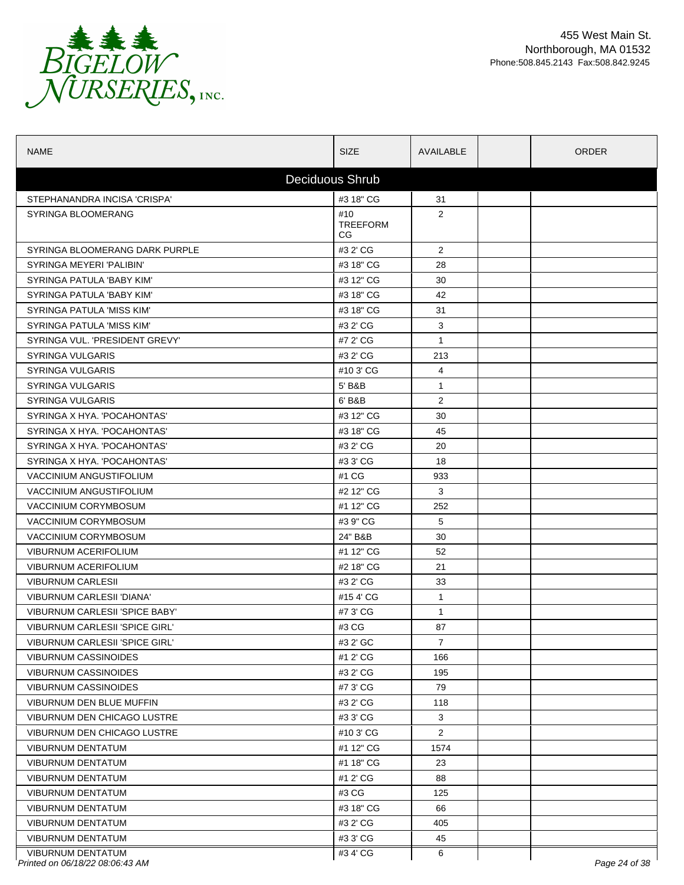# BIGELOW NURSERIES, INC.

455 West Main St.
Northborough, MA 01532
Phone:508.845.2143 Fax:508.842.9245

| NAME | SIZE | AVAILABLE | | ORDER |
|---|---|---|---|---|
| **Deciduous Shrub** | | | | |
| STEPHANANDRA INCISA 'CRISPA' | #3 18" CG | 31 | | |
| SYRINGA BLOOMERANG | #10 TREEFORM CG | 2 | | |
| SYRINGA BLOOMERANG DARK PURPLE | #3 2' CG | 2 | | |
| SYRINGA MEYERI 'PALIBIN' | #3 18" CG | 28 | | |
| SYRINGA PATULA 'BABY KIM' | #3 12" CG | 30 | | |
| SYRINGA PATULA 'BABY KIM' | #3 18" CG | 42 | | |
| SYRINGA PATULA 'MISS KIM' | #3 18" CG | 31 | | |
| SYRINGA PATULA 'MISS KIM' | #3 2' CG | 3 | | |
| SYRINGA VUL. 'PRESIDENT GREVY' | #7 2' CG | 1 | | |
| SYRINGA VULGARIS | #3 2' CG | 213 | | |
| SYRINGA VULGARIS | #10 3' CG | 4 | | |
| SYRINGA VULGARIS | 5' B&B | 1 | | |
| SYRINGA VULGARIS | 6' B&B | 2 | | |
| SYRINGA X HYA. 'POCAHONTAS' | #3 12" CG | 30 | | |
| SYRINGA X HYA. 'POCAHONTAS' | #3 18" CG | 45 | | |
| SYRINGA X HYA. 'POCAHONTAS' | #3 2' CG | 20 | | |
| SYRINGA X HYA. 'POCAHONTAS' | #3 3' CG | 18 | | |
| VACCINIUM ANGUSTIFOLIUM | #1 CG | 933 | | |
| VACCINIUM ANGUSTIFOLIUM | #2 12" CG | 3 | | |
| VACCINIUM CORYMBOSUM | #1 12" CG | 252 | | |
| VACCINIUM CORYMBOSUM | #3 9" CG | 5 | | |
| VACCINIUM CORYMBOSUM | 24" B&B | 30 | | |
| VIBURNUM ACERIFOLIUM | #1 12" CG | 52 | | |
| VIBURNUM ACERIFOLIUM | #2 18" CG | 21 | | |
| VIBURNUM CARLESII | #3 2' CG | 33 | | |
| VIBURNUM CARLESII 'DIANA' | #15 4' CG | 1 | | |
| VIBURNUM CARLESII 'SPICE BABY' | #7 3' CG | 1 | | |
| VIBURNUM CARLESII 'SPICE GIRL' | #3 CG | 87 | | |
| VIBURNUM CARLESII 'SPICE GIRL' | #3 2' GC | 7 | | |
| VIBURNUM CASSINOIDES | #1 2' CG | 166 | | |
| VIBURNUM CASSINOIDES | #3 2' CG | 195 | | |
| VIBURNUM CASSINOIDES | #7 3' CG | 79 | | |
| VIBURNUM DEN BLUE MUFFIN | #3 2' CG | 118 | | |
| VIBURNUM DEN CHICAGO LUSTRE | #3 3' CG | 3 | | |
| VIBURNUM DEN CHICAGO LUSTRE | #10 3' CG | 2 | | |
| VIBURNUM DENTATUM | #1 12" CG | 1574 | | |
| VIBURNUM DENTATUM | #1 18" CG | 23 | | |
| VIBURNUM DENTATUM | #1 2' CG | 88 | | |
| VIBURNUM DENTATUM | #3 CG | 125 | | |
| VIBURNUM DENTATUM | #3 18" CG | 66 | | |
| VIBURNUM DENTATUM | #3 2' CG | 405 | | |
| VIBURNUM DENTATUM | #3 3' CG | 45 | | |
| VIBURNUM DENTATUM | #3 4' CG | 6 | | |

*Printed on 06/18/22 08:06:43 AM*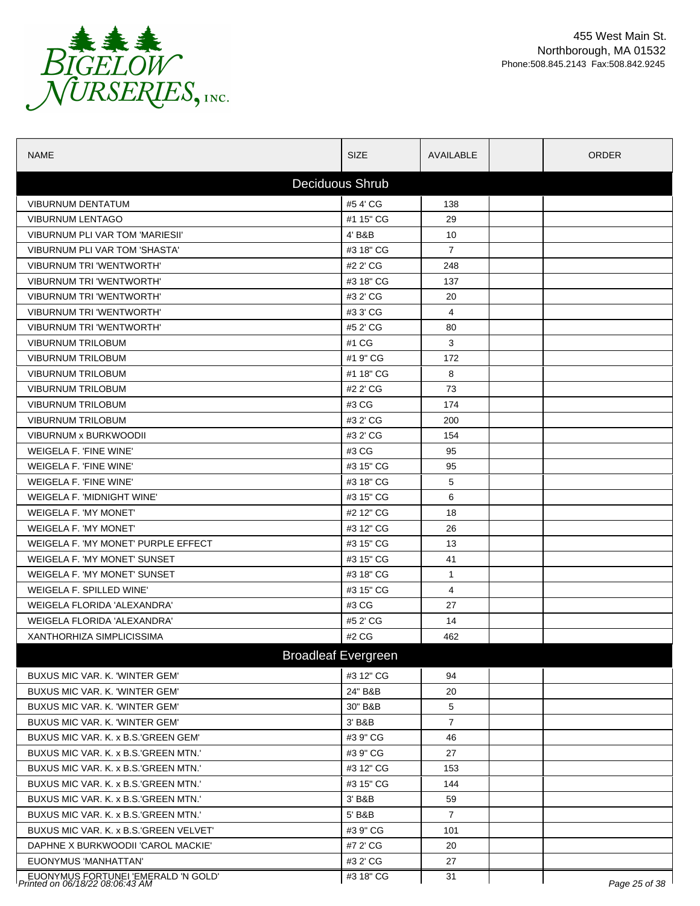BIGELOW NURSERIES, INC.

455 West Main St.
Northborough, MA 01532
Phone:508.845.2143 Fax:508.842.9245

| NAME | SIZE | AVAILABLE | | ORDER |
|---|---|---|---|---|
| **Deciduous Shrub** | | | | |
| VIBURNUM DENTATUM | #5 4' CG | 138 | | |
| VIBURNUM LENTAGO | #1 15" CG | 29 | | |
| VIBURNUM PLI VAR TOM 'MARIESII' | 4' B&B | 10 | | |
| VIBURNUM PLI VAR TOM 'SHASTA' | #3 18" CG | 7 | | |
| VIBURNUM TRI 'WENTWORTH' | #2 2' CG | 248 | | |
| VIBURNUM TRI 'WENTWORTH' | #3 18" CG | 137 | | |
| VIBURNUM TRI 'WENTWORTH' | #3 2' CG | 20 | | |
| VIBURNUM TRI 'WENTWORTH' | #3 3' CG | 4 | | |
| VIBURNUM TRI 'WENTWORTH' | #5 2' CG | 80 | | |
| VIBURNUM TRILOBUM | #1 CG | 3 | | |
| VIBURNUM TRILOBUM | #1 9" CG | 172 | | |
| VIBURNUM TRILOBUM | #1 18" CG | 8 | | |
| VIBURNUM TRILOBUM | #2 2' CG | 73 | | |
| VIBURNUM TRILOBUM | #3 CG | 174 | | |
| VIBURNUM TRILOBUM | #3 2' CG | 200 | | |
| VIBURNUM x BURKWOODII | #3 2' CG | 154 | | |
| WEIGELA F. 'FINE WINE' | #3 CG | 95 | | |
| WEIGELA F. 'FINE WINE' | #3 15" CG | 95 | | |
| WEIGELA F. 'FINE WINE' | #3 18" CG | 5 | | |
| WEIGELA F. 'MIDNIGHT WINE' | #3 15" CG | 6 | | |
| WEIGELA F. 'MY MONET' | #2 12" CG | 18 | | |
| WEIGELA F. 'MY MONET' | #3 12" CG | 26 | | |
| WEIGELA F. 'MY MONET' PURPLE EFFECT | #3 15" CG | 13 | | |
| WEIGELA F. 'MY MONET' SUNSET | #3 15" CG | 41 | | |
| WEIGELA F. 'MY MONET' SUNSET | #3 18" CG | 1 | | |
| WEIGELA F. SPILLED WINE' | #3 15" CG | 4 | | |
| WEIGELA FLORIDA 'ALEXANDRA' | #3 CG | 27 | | |
| WEIGELA FLORIDA 'ALEXANDRA' | #5 2' CG | 14 | | |
| XANTHORHIZA SIMPLICISSIMA | #2 CG | 462 | | |
| **Broadleaf Evergreen** | | | | |
| BUXUS MIC VAR. K. 'WINTER GEM' | #3 12" CG | 94 | | |
| BUXUS MIC VAR. K. 'WINTER GEM' | 24" B&B | 20 | | |
| BUXUS MIC VAR. K. 'WINTER GEM' | 30" B&B | 5 | | |
| BUXUS MIC VAR. K. 'WINTER GEM' | 3' B&B | 7 | | |
| BUXUS MIC VAR. K. x B.S.'GREEN GEM' | #3 9" CG | 46 | | |
| BUXUS MIC VAR. K. x B.S.'GREEN MTN.' | #3 9" CG | 27 | | |
| BUXUS MIC VAR. K. x B.S.'GREEN MTN.' | #3 12" CG | 153 | | |
| BUXUS MIC VAR. K. x B.S.'GREEN MTN.' | #3 15" CG | 144 | | |
| BUXUS MIC VAR. K. x B.S.'GREEN MTN.' | 3' B&B | 59 | | |
| BUXUS MIC VAR. K. x B.S.'GREEN MTN.' | 5' B&B | 7 | | |
| BUXUS MIC VAR. K. x B.S.'GREEN VELVET' | #3 9" CG | 101 | | |
| DAPHNE X BURKWOODII 'CAROL MACKIE' | #7 2' CG | 20 | | |
| EUONYMUS 'MANHATTAN' | #3 2' CG | 27 | | |
| EUONYMUS FORTUNEI 'EMERALD 'N GOLD' | #3 18" CG | 31 | | |

Printed on 06/18/22 08:06:43 AM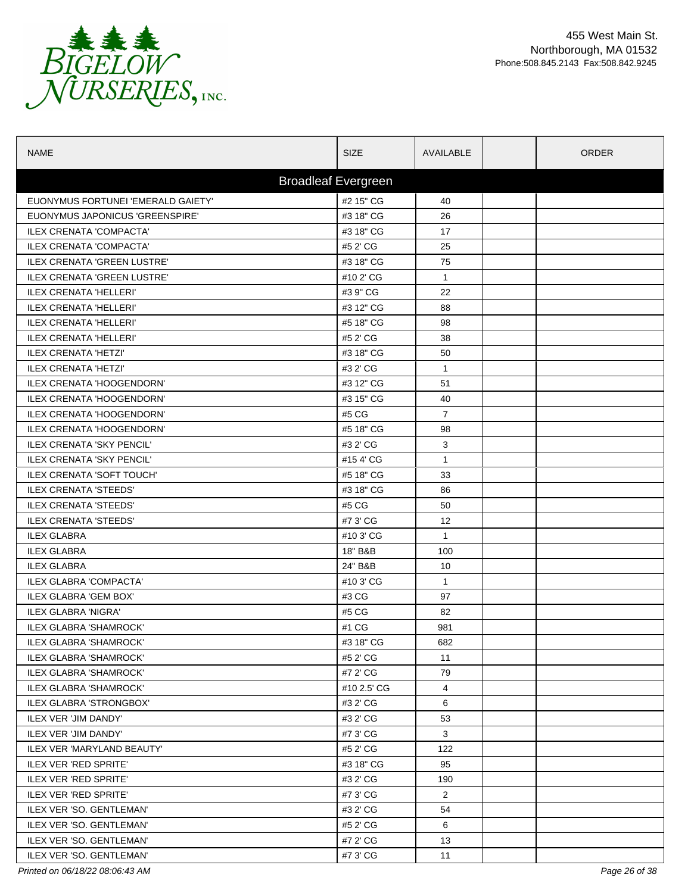455 West Main St.
Northborough, MA 01532
Phone:508.845.2143 Fax:508.842.9245

| NAME | SIZE | AVAILABLE | | ORDER |
|---|---|---|---|---|
| **Broadleaf Evergreen** | | | | |
| EUONYMUS FORTUNEI 'EMERALD GAIETY' | #2 15" CG | 40 | | |
| EUONYMUS JAPONICUS 'GREENSPIRE' | #3 18" CG | 26 | | |
| ILEX CRENATA 'COMPACTA' | #3 18" CG | 17 | | |
| ILEX CRENATA 'COMPACTA' | #5 2' CG | 25 | | |
| ILEX CRENATA 'GREEN LUSTRE' | #3 18" CG | 75 | | |
| ILEX CRENATA 'GREEN LUSTRE' | #10 2' CG | 1 | | |
| ILEX CRENATA 'HELLERI' | #3 9" CG | 22 | | |
| ILEX CRENATA 'HELLERI' | #3 12" CG | 88 | | |
| ILEX CRENATA 'HELLERI' | #5 18" CG | 98 | | |
| ILEX CRENATA 'HELLERI' | #5 2' CG | 38 | | |
| ILEX CRENATA 'HETZI' | #3 18" CG | 50 | | |
| ILEX CRENATA 'HETZI' | #3 2' CG | 1 | | |
| ILEX CRENATA 'HOOGENDORN' | #3 12" CG | 51 | | |
| ILEX CRENATA 'HOOGENDORN' | #3 15" CG | 40 | | |
| ILEX CRENATA 'HOOGENDORN' | #5 CG | 7 | | |
| ILEX CRENATA 'HOOGENDORN' | #5 18" CG | 98 | | |
| ILEX CRENATA 'SKY PENCIL' | #3 2' CG | 3 | | |
| ILEX CRENATA 'SKY PENCIL' | #15 4' CG | 1 | | |
| ILEX CRENATA 'SOFT TOUCH' | #5 18" CG | 33 | | |
| ILEX CRENATA 'STEEDS' | #3 18" CG | 86 | | |
| ILEX CRENATA 'STEEDS' | #5 CG | 50 | | |
| ILEX CRENATA 'STEEDS' | #7 3' CG | 12 | | |
| ILEX GLABRA | #10 3' CG | 1 | | |
| ILEX GLABRA | 18" B&B | 100 | | |
| ILEX GLABRA | 24" B&B | 10 | | |
| ILEX GLABRA 'COMPACTA' | #10 3' CG | 1 | | |
| ILEX GLABRA 'GEM BOX' | #3 CG | 97 | | |
| ILEX GLABRA 'NIGRA' | #5 CG | 82 | | |
| ILEX GLABRA 'SHAMROCK' | #1 CG | 981 | | |
| ILEX GLABRA 'SHAMROCK' | #3 18" CG | 682 | | |
| ILEX GLABRA 'SHAMROCK' | #5 2' CG | 11 | | |
| ILEX GLABRA 'SHAMROCK' | #7 2' CG | 79 | | |
| ILEX GLABRA 'SHAMROCK' | #10 2.5' CG | 4 | | |
| ILEX GLABRA 'STRONGBOX' | #3 2' CG | 6 | | |
| ILEX VER 'JIM DANDY' | #3 2' CG | 53 | | |
| ILEX VER 'JIM DANDY' | #7 3' CG | 3 | | |
| ILEX VER 'MARYLAND BEAUTY' | #5 2' CG | 122 | | |
| ILEX VER 'RED SPRITE' | #3 18" CG | 95 | | |
| ILEX VER 'RED SPRITE' | #3 2' CG | 190 | | |
| ILEX VER 'RED SPRITE' | #7 3' CG | 2 | | |
| ILEX VER 'SO. GENTLEMAN' | #3 2' CG | 54 | | |
| ILEX VER 'SO. GENTLEMAN' | #5 2' CG | 6 | | |
| ILEX VER 'SO. GENTLEMAN' | #7 2' CG | 13 | | |
| ILEX VER 'SO. GENTLEMAN' | #7 3' CG | 11 | | |

*Printed on 06/18/22 08:06:43 AM*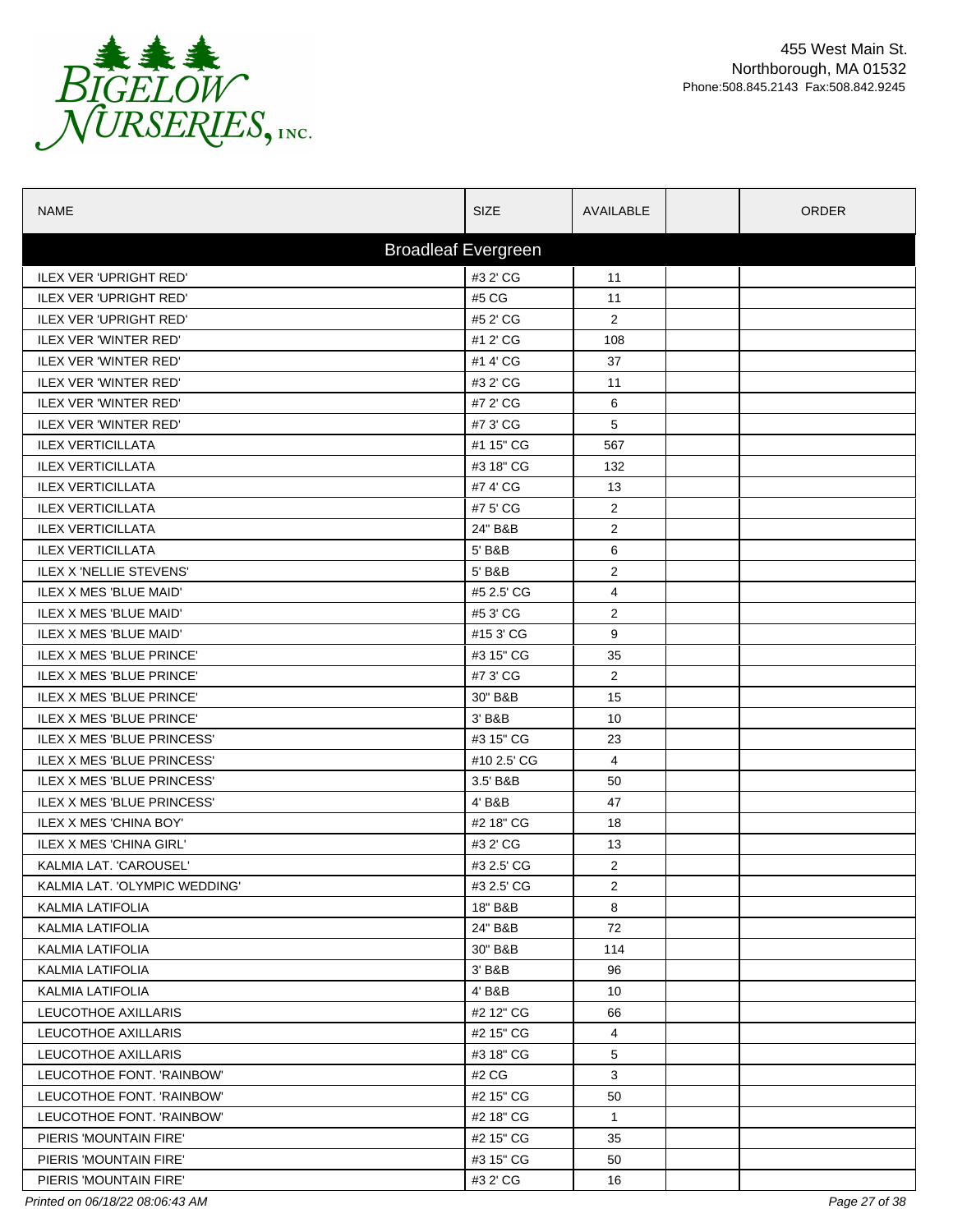455 West Main St.
Northborough, MA 01532
Phone:508.845.2143 Fax:508.842.9245

| NAME | SIZE | AVAILABLE | | ORDER |
|---|---|---|---|---|
| **Broadleaf Evergreen** | | | | |
| ILEX VER 'UPRIGHT RED' | #3 2' CG | 11 | | |
| ILEX VER 'UPRIGHT RED' | #5 CG | 11 | | |
| ILEX VER 'UPRIGHT RED' | #5 2' CG | 2 | | |
| ILEX VER 'WINTER RED' | #1 2' CG | 108 | | |
| ILEX VER 'WINTER RED' | #1 4' CG | 37 | | |
| ILEX VER 'WINTER RED' | #3 2' CG | 11 | | |
| ILEX VER 'WINTER RED' | #7 2' CG | 6 | | |
| ILEX VER 'WINTER RED' | #7 3' CG | 5 | | |
| ILEX VERTICILLATA | #1 15" CG | 567 | | |
| ILEX VERTICILLATA | #3 18" CG | 132 | | |
| ILEX VERTICILLATA | #7 4' CG | 13 | | |
| ILEX VERTICILLATA | #7 5' CG | 2 | | |
| ILEX VERTICILLATA | 24" B&B | 2 | | |
| ILEX VERTICILLATA | 5' B&B | 6 | | |
| ILEX X 'NELLIE STEVENS' | 5' B&B | 2 | | |
| ILEX X MES 'BLUE MAID' | #5 2.5' CG | 4 | | |
| ILEX X MES 'BLUE MAID' | #5 3' CG | 2 | | |
| ILEX X MES 'BLUE MAID' | #15 3' CG | 9 | | |
| ILEX X MES 'BLUE PRINCE' | #3 15" CG | 35 | | |
| ILEX X MES 'BLUE PRINCE' | #7 3' CG | 2 | | |
| ILEX X MES 'BLUE PRINCE' | 30" B&B | 15 | | |
| ILEX X MES 'BLUE PRINCE' | 3' B&B | 10 | | |
| ILEX X MES 'BLUE PRINCESS' | #3 15" CG | 23 | | |
| ILEX X MES 'BLUE PRINCESS' | #10 2.5' CG | 4 | | |
| ILEX X MES 'BLUE PRINCESS' | 3.5' B&B | 50 | | |
| ILEX X MES 'BLUE PRINCESS' | 4' B&B | 47 | | |
| ILEX X MES 'CHINA BOY' | #2 18" CG | 18 | | |
| ILEX X MES 'CHINA GIRL' | #3 2' CG | 13 | | |
| KALMIA LAT. 'CAROUSEL' | #3 2.5' CG | 2 | | |
| KALMIA LAT. 'OLYMPIC WEDDING' | #3 2.5' CG | 2 | | |
| KALMIA LATIFOLIA | 18" B&B | 8 | | |
| KALMIA LATIFOLIA | 24" B&B | 72 | | |
| KALMIA LATIFOLIA | 30" B&B | 114 | | |
| KALMIA LATIFOLIA | 3' B&B | 96 | | |
| KALMIA LATIFOLIA | 4' B&B | 10 | | |
| LEUCOTHOE AXILLARIS | #2 12" CG | 66 | | |
| LEUCOTHOE AXILLARIS | #2 15" CG | 4 | | |
| LEUCOTHOE AXILLARIS | #3 18" CG | 5 | | |
| LEUCOTHOE FONT. 'RAINBOW' | #2 CG | 3 | | |
| LEUCOTHOE FONT. 'RAINBOW' | #2 15" CG | 50 | | |
| LEUCOTHOE FONT. 'RAINBOW' | #2 18" CG | 1 | | |
| PIERIS 'MOUNTAIN FIRE' | #2 15" CG | 35 | | |
| PIERIS 'MOUNTAIN FIRE' | #3 15" CG | 50 | | |
| PIERIS 'MOUNTAIN FIRE' | #3 2' CG | 16 | | |

*Printed on 06/18/22 08:06:43 AM*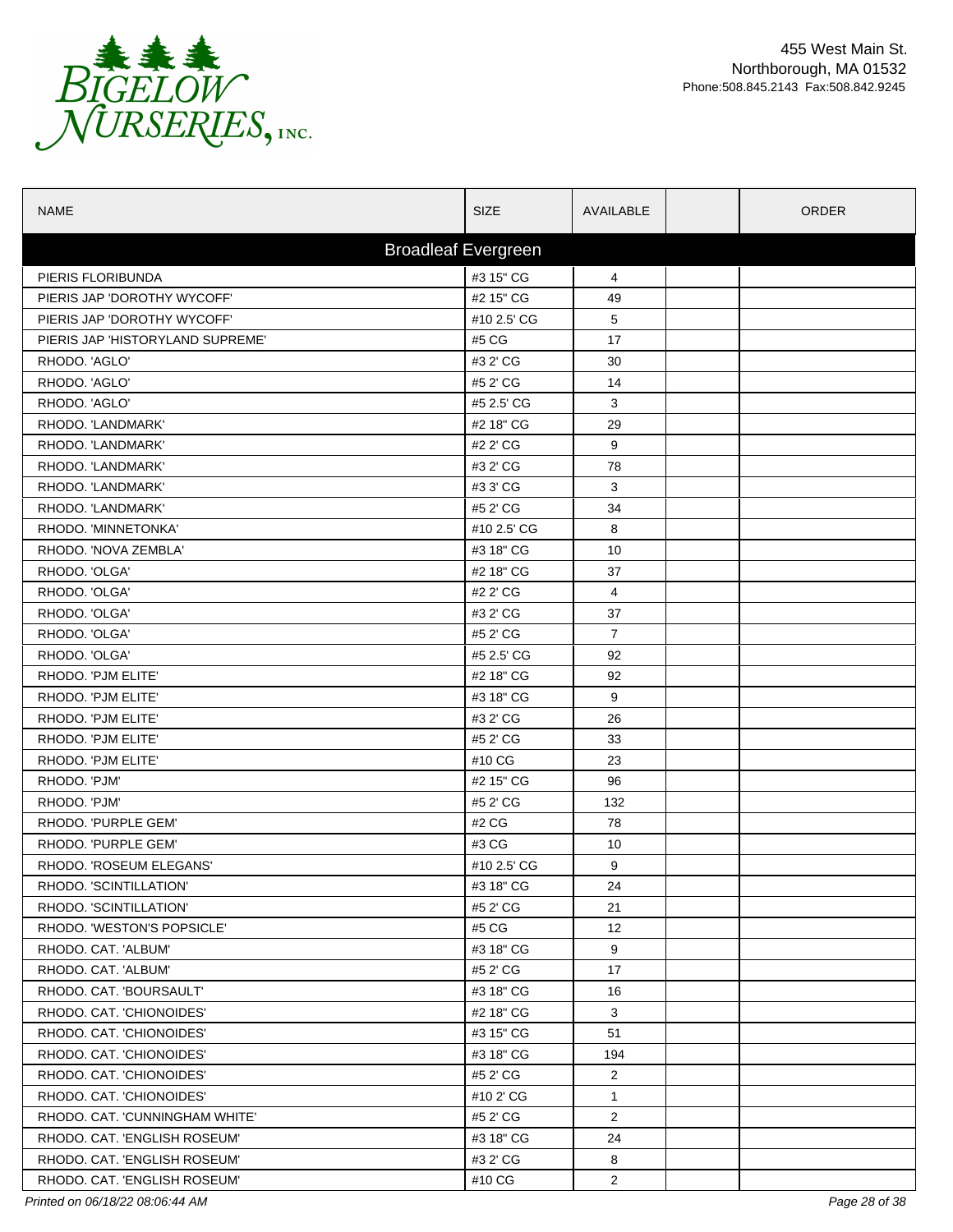Bigelow Nurseries, Inc.

455 West Main St.
Northborough, MA 01532
Phone:508.845.2143 Fax:508.842.9245

| NAME | SIZE | AVAILABLE | | ORDER |
|---|---|---|---|---|
| **Broadleaf Evergreen** | | | | |
| PIERIS FLORIBUNDA | #3 15" CG | 4 | | |
| PIERIS JAP 'DOROTHY WYCOFF' | #2 15" CG | 49 | | |
| PIERIS JAP 'DOROTHY WYCOFF' | #10 2.5' CG | 5 | | |
| PIERIS JAP 'HISTORYLAND SUPREME' | #5 CG | 17 | | |
| RHODO. 'AGLO' | #3 2' CG | 30 | | |
| RHODO. 'AGLO' | #5 2' CG | 14 | | |
| RHODO. 'AGLO' | #5 2.5' CG | 3 | | |
| RHODO. 'LANDMARK' | #2 18" CG | 29 | | |
| RHODO. 'LANDMARK' | #2 2' CG | 9 | | |
| RHODO. 'LANDMARK' | #3 2' CG | 78 | | |
| RHODO. 'LANDMARK' | #3 3' CG | 3 | | |
| RHODO. 'LANDMARK' | #5 2' CG | 34 | | |
| RHODO. 'MINNETONKA' | #10 2.5' CG | 8 | | |
| RHODO. 'NOVA ZEMBLA' | #3 18" CG | 10 | | |
| RHODO. 'OLGA' | #2 18" CG | 37 | | |
| RHODO. 'OLGA' | #2 2' CG | 4 | | |
| RHODO. 'OLGA' | #3 2' CG | 37 | | |
| RHODO. 'OLGA' | #5 2' CG | 7 | | |
| RHODO. 'OLGA' | #5 2.5' CG | 92 | | |
| RHODO. 'PJM ELITE' | #2 18" CG | 92 | | |
| RHODO. 'PJM ELITE' | #3 18" CG | 9 | | |
| RHODO. 'PJM ELITE' | #3 2' CG | 26 | | |
| RHODO. 'PJM ELITE' | #5 2' CG | 33 | | |
| RHODO. 'PJM ELITE' | #10 CG | 23 | | |
| RHODO. 'PJM' | #2 15" CG | 96 | | |
| RHODO. 'PJM' | #5 2' CG | 132 | | |
| RHODO. 'PURPLE GEM' | #2 CG | 78 | | |
| RHODO. 'PURPLE GEM' | #3 CG | 10 | | |
| RHODO. 'ROSEUM ELEGANS' | #10 2.5' CG | 9 | | |
| RHODO. 'SCINTILLATION' | #3 18" CG | 24 | | |
| RHODO. 'SCINTILLATION' | #5 2' CG | 21 | | |
| RHODO. 'WESTON'S POPSICLE' | #5 CG | 12 | | |
| RHODO. CAT. 'ALBUM' | #3 18" CG | 9 | | |
| RHODO. CAT. 'ALBUM' | #5 2' CG | 17 | | |
| RHODO. CAT. 'BOURSAULT' | #3 18" CG | 16 | | |
| RHODO. CAT. 'CHIONOIDES' | #2 18" CG | 3 | | |
| RHODO. CAT. 'CHIONOIDES' | #3 15" CG | 51 | | |
| RHODO. CAT. 'CHIONOIDES' | #3 18" CG | 194 | | |
| RHODO. CAT. 'CHIONOIDES' | #5 2' CG | 2 | | |
| RHODO. CAT. 'CHIONOIDES' | #10 2' CG | 1 | | |
| RHODO. CAT. 'CUNNINGHAM WHITE' | #5 2' CG | 2 | | |
| RHODO. CAT. 'ENGLISH ROSEUM' | #3 18" CG | 24 | | |
| RHODO. CAT. 'ENGLISH ROSEUM' | #3 2' CG | 8 | | |
| RHODO. CAT. 'ENGLISH ROSEUM' | #10 CG | 2 | | |

*Printed on 06/18/22 08:06:44 AM*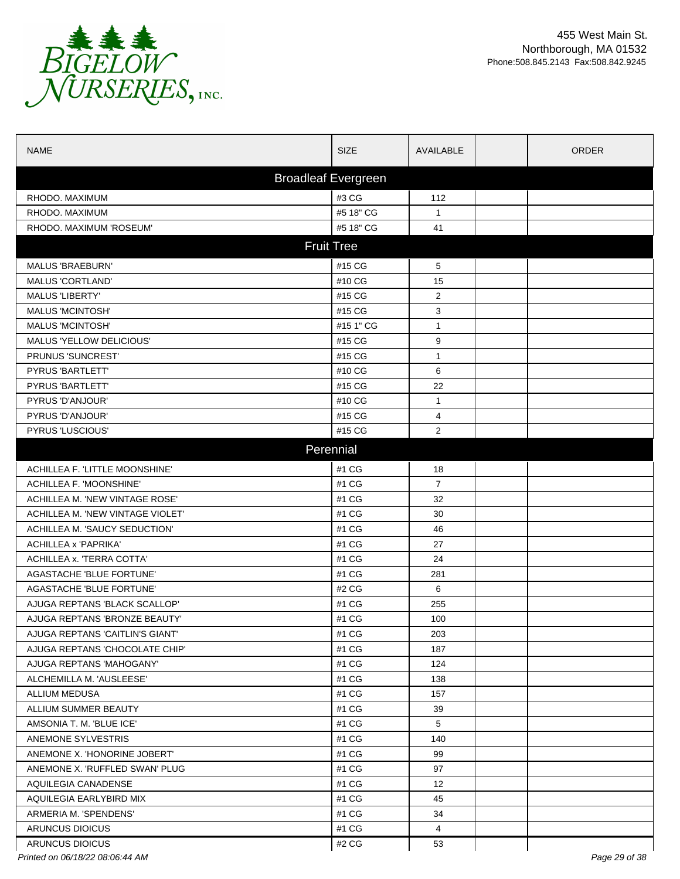BIGELOW NURSERIES, INC.

455 West Main St.
Northborough, MA 01532
Phone:508.845.2143 Fax:508.842.9245

| NAME | SIZE | AVAILABLE | | ORDER |
|---|---|---|---|---|
| **Broadleaf Evergreen** | | | | |
| RHODO. MAXIMUM | #3 CG | 112 | | |
| RHODO. MAXIMUM | #5 18" CG | 1 | | |
| RHODO. MAXIMUM 'ROSEUM' | #5 18" CG | 41 | | |
| **Fruit Tree** | | | | |
| MALUS 'BRAEBURN' | #15 CG | 5 | | |
| MALUS 'CORTLAND' | #10 CG | 15 | | |
| MALUS 'LIBERTY' | #15 CG | 2 | | |
| MALUS 'MCINTOSH' | #15 CG | 3 | | |
| MALUS 'MCINTOSH' | #15 1" CG | 1 | | |
| MALUS 'YELLOW DELICIOUS' | #15 CG | 9 | | |
| PRUNUS 'SUNCREST' | #15 CG | 1 | | |
| PYRUS 'BARTLETT' | #10 CG | 6 | | |
| PYRUS 'BARTLETT' | #15 CG | 22 | | |
| PYRUS 'D'ANJOUR' | #10 CG | 1 | | |
| PYRUS 'D'ANJOUR' | #15 CG | 4 | | |
| PYRUS 'LUSCIOUS' | #15 CG | 2 | | |
| **Perennial** | | | | |
| ACHILLEA F. 'LITTLE MOONSHINE' | #1 CG | 18 | | |
| ACHILLEA F. 'MOONSHINE' | #1 CG | 7 | | |
| ACHILLEA M. 'NEW VINTAGE ROSE' | #1 CG | 32 | | |
| ACHILLEA M. 'NEW VINTAGE VIOLET' | #1 CG | 30 | | |
| ACHILLEA M. 'SAUCY SEDUCTION' | #1 CG | 46 | | |
| ACHILLEA x 'PAPRIKA' | #1 CG | 27 | | |
| ACHILLEA x. 'TERRA COTTA' | #1 CG | 24 | | |
| AGASTACHE 'BLUE FORTUNE' | #1 CG | 281 | | |
| AGASTACHE 'BLUE FORTUNE' | #2 CG | 6 | | |
| AJUGA REPTANS 'BLACK SCALLOP' | #1 CG | 255 | | |
| AJUGA REPTANS 'BRONZE BEAUTY' | #1 CG | 100 | | |
| AJUGA REPTANS 'CAITLIN'S GIANT' | #1 CG | 203 | | |
| AJUGA REPTANS 'CHOCOLATE CHIP' | #1 CG | 187 | | |
| AJUGA REPTANS 'MAHOGANY' | #1 CG | 124 | | |
| ALCHEMILLA M. 'AUSLEESE' | #1 CG | 138 | | |
| ALLIUM MEDUSA | #1 CG | 157 | | |
| ALLIUM SUMMER BEAUTY | #1 CG | 39 | | |
| AMSONIA T. M. 'BLUE ICE' | #1 CG | 5 | | |
| ANEMONE SYLVESTRIS | #1 CG | 140 | | |
| ANEMONE X. 'HONORINE JOBERT' | #1 CG | 99 | | |
| ANEMONE X. 'RUFFLED SWAN' PLUG | #1 CG | 97 | | |
| AQUILEGIA CANADENSE | #1 CG | 12 | | |
| AQUILEGIA EARLYBIRD MIX | #1 CG | 45 | | |
| ARMERIA M. 'SPENDENS' | #1 CG | 34 | | |
| ARUNCUS DIOICUS | #1 CG | 4 | | |
| ARUNCUS DIOICUS | #2 CG | 53 | | |

*Printed on 06/18/22 08:06:44 AM*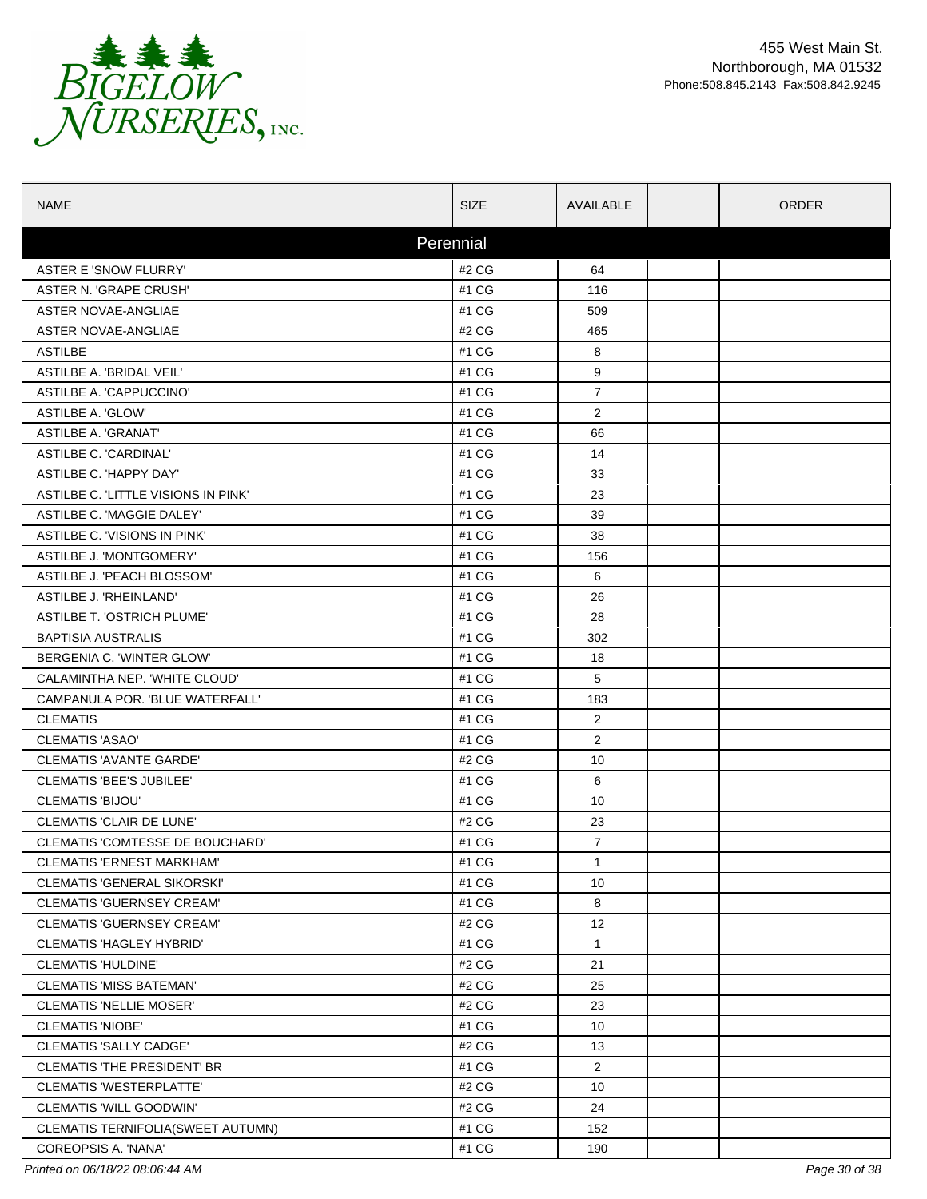Bigelow Nurseries, Inc.

455 West Main St.
Northborough, MA 01532
Phone:508.845.2143 Fax:508.842.9245

| NAME | SIZE | AVAILABLE | | ORDER |
|---|---|---|---|---|
| **Perennial** | | | | |
| ASTER E 'SNOW FLURRY' | #2 CG | 64 | | |
| ASTER N. 'GRAPE CRUSH' | #1 CG | 116 | | |
| ASTER NOVAE-ANGLIAE | #1 CG | 509 | | |
| ASTER NOVAE-ANGLIAE | #2 CG | 465 | | |
| ASTILBE | #1 CG | 8 | | |
| ASTILBE A. 'BRIDAL VEIL' | #1 CG | 9 | | |
| ASTILBE A. 'CAPPUCCINO' | #1 CG | 7 | | |
| ASTILBE A. 'GLOW' | #1 CG | 2 | | |
| ASTILBE A. 'GRANAT' | #1 CG | 66 | | |
| ASTILBE C. 'CARDINAL' | #1 CG | 14 | | |
| ASTILBE C. 'HAPPY DAY' | #1 CG | 33 | | |
| ASTILBE C. 'LITTLE VISIONS IN PINK' | #1 CG | 23 | | |
| ASTILBE C. 'MAGGIE DALEY' | #1 CG | 39 | | |
| ASTILBE C. 'VISIONS IN PINK' | #1 CG | 38 | | |
| ASTILBE J. 'MONTGOMERY' | #1 CG | 156 | | |
| ASTILBE J. 'PEACH BLOSSOM' | #1 CG | 6 | | |
| ASTILBE J. 'RHEINLAND' | #1 CG | 26 | | |
| ASTILBE T. 'OSTRICH PLUME' | #1 CG | 28 | | |
| BAPTISIA AUSTRALIS | #1 CG | 302 | | |
| BERGENIA C. 'WINTER GLOW' | #1 CG | 18 | | |
| CALAMINTHA NEP. 'WHITE CLOUD' | #1 CG | 5 | | |
| CAMPANULA POR. 'BLUE WATERFALL' | #1 CG | 183 | | |
| CLEMATIS | #1 CG | 2 | | |
| CLEMATIS 'ASAO' | #1 CG | 2 | | |
| CLEMATIS 'AVANTE GARDE' | #2 CG | 10 | | |
| CLEMATIS 'BEE'S JUBILEE' | #1 CG | 6 | | |
| CLEMATIS 'BIJOU' | #1 CG | 10 | | |
| CLEMATIS 'CLAIR DE LUNE' | #2 CG | 23 | | |
| CLEMATIS 'COMTESSE DE BOUCHARD' | #1 CG | 7 | | |
| CLEMATIS 'ERNEST MARKHAM' | #1 CG | 1 | | |
| CLEMATIS 'GENERAL SIKORSKI' | #1 CG | 10 | | |
| CLEMATIS 'GUERNSEY CREAM' | #1 CG | 8 | | |
| CLEMATIS 'GUERNSEY CREAM' | #2 CG | 12 | | |
| CLEMATIS 'HAGLEY HYBRID' | #1 CG | 1 | | |
| CLEMATIS 'HULDINE' | #2 CG | 21 | | |
| CLEMATIS 'MISS BATEMAN' | #2 CG | 25 | | |
| CLEMATIS 'NELLIE MOSER' | #2 CG | 23 | | |
| CLEMATIS 'NIOBE' | #1 CG | 10 | | |
| CLEMATIS 'SALLY CADGE' | #2 CG | 13 | | |
| CLEMATIS 'THE PRESIDENT' BR | #1 CG | 2 | | |
| CLEMATIS 'WESTERPLATTE' | #2 CG | 10 | | |
| CLEMATIS 'WILL GOODWIN' | #2 CG | 24 | | |
| CLEMATIS TERNIFOLIA(SWEET AUTUMN) | #1 CG | 152 | | |
| COREOPSIS A. 'NANA' | #1 CG | 190 | | |

*Printed on 06/18/22 08:06:44 AM*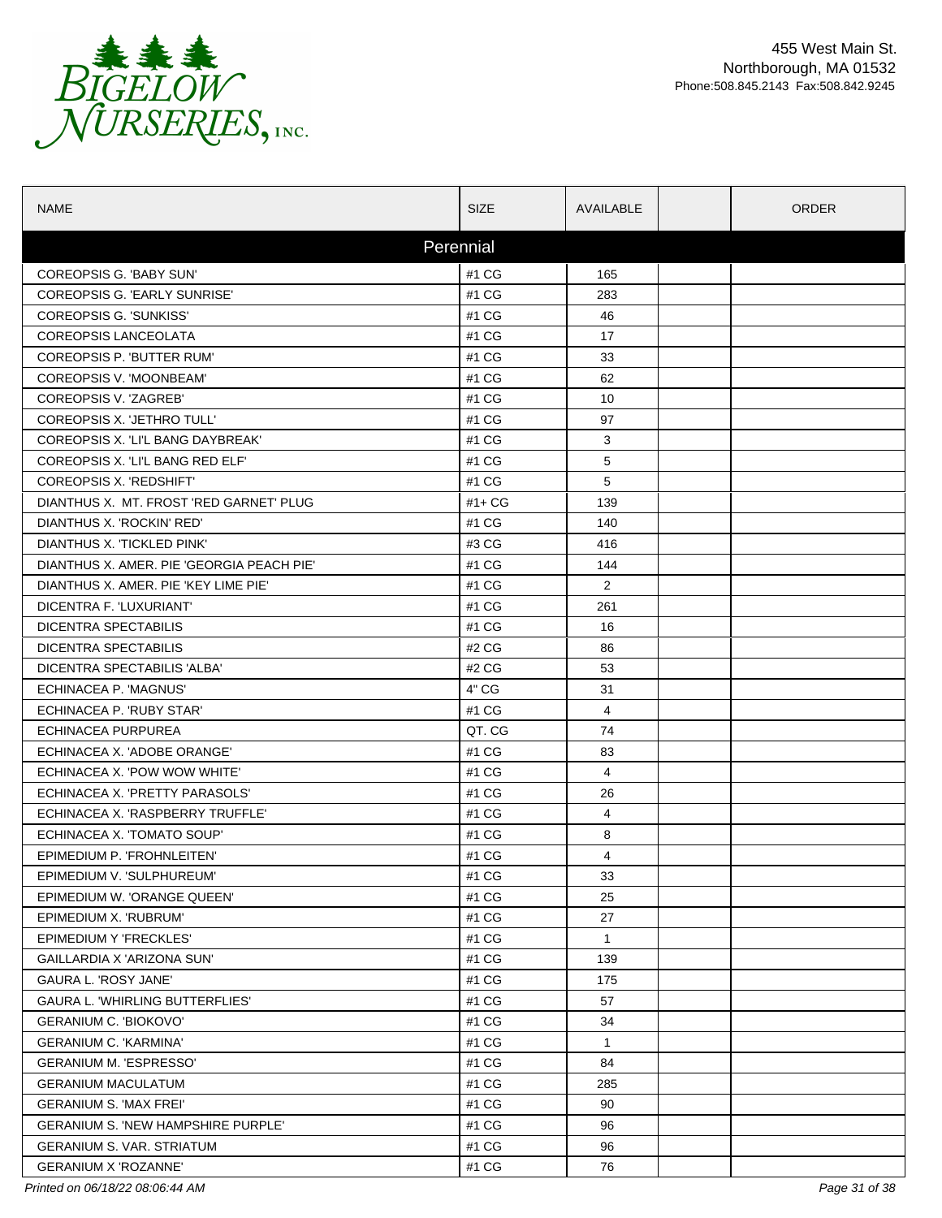Bigelow Nurseries, Inc.

455 West Main St.
Northborough, MA 01532
Phone:508.845.2143 Fax:508.842.9245

| NAME | SIZE | AVAILABLE | | ORDER |
|---|---|---|---|---|
| **Perennial** | | | | |
| COREOPSIS G. 'BABY SUN' | #1 CG | 165 | | |
| COREOPSIS G. 'EARLY SUNRISE' | #1 CG | 283 | | |
| COREOPSIS G. 'SUNKISS' | #1 CG | 46 | | |
| COREOPSIS LANCEOLATA | #1 CG | 17 | | |
| COREOPSIS P. 'BUTTER RUM' | #1 CG | 33 | | |
| COREOPSIS V. 'MOONBEAM' | #1 CG | 62 | | |
| COREOPSIS V. 'ZAGREB' | #1 CG | 10 | | |
| COREOPSIS X. 'JETHRO TULL' | #1 CG | 97 | | |
| COREOPSIS X. 'LI'L BANG DAYBREAK' | #1 CG | 3 | | |
| COREOPSIS X. 'LI'L BANG RED ELF' | #1 CG | 5 | | |
| COREOPSIS X. 'REDSHIFT' | #1 CG | 5 | | |
| DIANTHUS X. MT. FROST 'RED GARNET' PLUG | #1+ CG | 139 | | |
| DIANTHUS X. 'ROCKIN' RED' | #1 CG | 140 | | |
| DIANTHUS X. 'TICKLED PINK' | #3 CG | 416 | | |
| DIANTHUS X. AMER. PIE 'GEORGIA PEACH PIE' | #1 CG | 144 | | |
| DIANTHUS X. AMER. PIE 'KEY LIME PIE' | #1 CG | 2 | | |
| DICENTRA F. 'LUXURIANT' | #1 CG | 261 | | |
| DICENTRA SPECTABILIS | #1 CG | 16 | | |
| DICENTRA SPECTABILIS | #2 CG | 86 | | |
| DICENTRA SPECTABILIS 'ALBA' | #2 CG | 53 | | |
| ECHINACEA P. 'MAGNUS' | 4" CG | 31 | | |
| ECHINACEA P. 'RUBY STAR' | #1 CG | 4 | | |
| ECHINACEA PURPUREA | QT. CG | 74 | | |
| ECHINACEA X. 'ADOBE ORANGE' | #1 CG | 83 | | |
| ECHINACEA X. 'POW WOW WHITE' | #1 CG | 4 | | |
| ECHINACEA X. 'PRETTY PARASOLS' | #1 CG | 26 | | |
| ECHINACEA X. 'RASPBERRY TRUFFLE' | #1 CG | 4 | | |
| ECHINACEA X. 'TOMATO SOUP' | #1 CG | 8 | | |
| EPIMEDIUM P. 'FROHNLEITEN' | #1 CG | 4 | | |
| EPIMEDIUM V. 'SULPHUREUM' | #1 CG | 33 | | |
| EPIMEDIUM W. 'ORANGE QUEEN' | #1 CG | 25 | | |
| EPIMEDIUM X. 'RUBRUM' | #1 CG | 27 | | |
| EPIMEDIUM Y 'FRECKLES' | #1 CG | 1 | | |
| GAILLARDIA X 'ARIZONA SUN' | #1 CG | 139 | | |
| GAURA L. 'ROSY JANE' | #1 CG | 175 | | |
| GAURA L. 'WHIRLING BUTTERFLIES' | #1 CG | 57 | | |
| GERANIUM C. 'BIOKOVO' | #1 CG | 34 | | |
| GERANIUM C. 'KARMINA' | #1 CG | 1 | | |
| GERANIUM M. 'ESPRESSO' | #1 CG | 84 | | |
| GERANIUM MACULATUM | #1 CG | 285 | | |
| GERANIUM S. 'MAX FREI' | #1 CG | 90 | | |
| GERANIUM S. 'NEW HAMPSHIRE PURPLE' | #1 CG | 96 | | |
| GERANIUM S. VAR. STRIATUM | #1 CG | 96 | | |
| GERANIUM X 'ROZANNE' | #1 CG | 76 | | |

*Printed on 06/18/22 08:06:44 AM*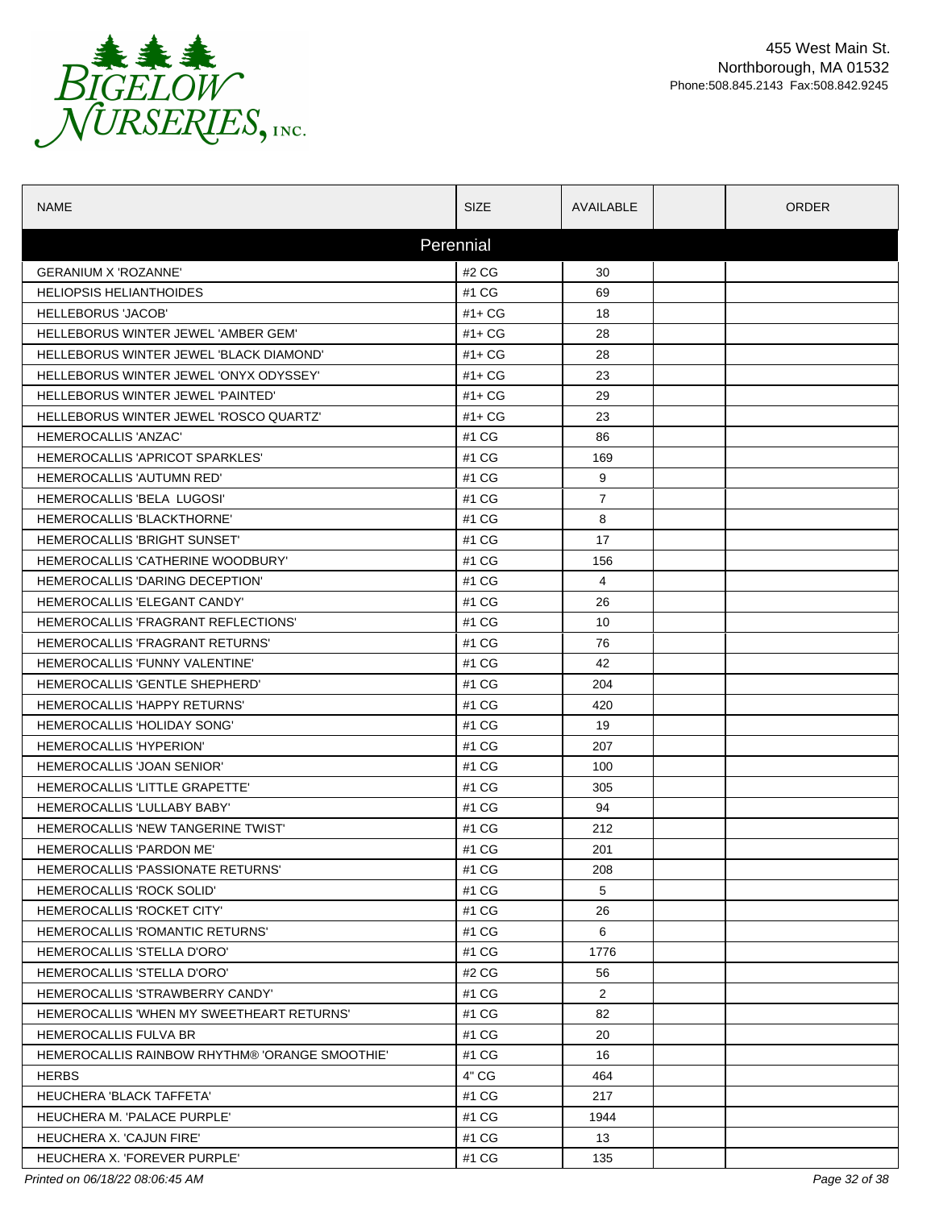455 West Main St.
Northborough, MA 01532
Phone:508.845.2143 Fax:508.842.9245

| NAME | SIZE | AVAILABLE | | ORDER |
|---|---|---|---|---|
| Perennial | | | | |
| GERANIUM X 'ROZANNE' | #2 CG | 30 | | |
| HELIOPSIS HELIANTHOIDES | #1 CG | 69 | | |
| HELLEBORUS 'JACOB' | #1+ CG | 18 | | |
| HELLEBORUS WINTER JEWEL 'AMBER GEM' | #1+ CG | 28 | | |
| HELLEBORUS WINTER JEWEL 'BLACK DIAMOND' | #1+ CG | 28 | | |
| HELLEBORUS WINTER JEWEL 'ONYX ODYSSEY' | #1+ CG | 23 | | |
| HELLEBORUS WINTER JEWEL 'PAINTED' | #1+ CG | 29 | | |
| HELLEBORUS WINTER JEWEL 'ROSCO QUARTZ' | #1+ CG | 23 | | |
| HEMEROCALLIS 'ANZAC' | #1 CG | 86 | | |
| HEMEROCALLIS 'APRICOT SPARKLES' | #1 CG | 169 | | |
| HEMEROCALLIS 'AUTUMN RED' | #1 CG | 9 | | |
| HEMEROCALLIS 'BELA LUGOSI' | #1 CG | 7 | | |
| HEMEROCALLIS 'BLACKTHORNE' | #1 CG | 8 | | |
| HEMEROCALLIS 'BRIGHT SUNSET' | #1 CG | 17 | | |
| HEMEROCALLIS 'CATHERINE WOODBURY' | #1 CG | 156 | | |
| HEMEROCALLIS 'DARING DECEPTION' | #1 CG | 4 | | |
| HEMEROCALLIS 'ELEGANT CANDY' | #1 CG | 26 | | |
| HEMEROCALLIS 'FRAGRANT REFLECTIONS' | #1 CG | 10 | | |
| HEMEROCALLIS 'FRAGRANT RETURNS' | #1 CG | 76 | | |
| HEMEROCALLIS 'FUNNY VALENTINE' | #1 CG | 42 | | |
| HEMEROCALLIS 'GENTLE SHEPHERD' | #1 CG | 204 | | |
| HEMEROCALLIS 'HAPPY RETURNS' | #1 CG | 420 | | |
| HEMEROCALLIS 'HOLIDAY SONG' | #1 CG | 19 | | |
| HEMEROCALLIS 'HYPERION' | #1 CG | 207 | | |
| HEMEROCALLIS 'JOAN SENIOR' | #1 CG | 100 | | |
| HEMEROCALLIS 'LITTLE GRAPETTE' | #1 CG | 305 | | |
| HEMEROCALLIS 'LULLABY BABY' | #1 CG | 94 | | |
| HEMEROCALLIS 'NEW TANGERINE TWIST' | #1 CG | 212 | | |
| HEMEROCALLIS 'PARDON ME' | #1 CG | 201 | | |
| HEMEROCALLIS 'PASSIONATE RETURNS' | #1 CG | 208 | | |
| HEMEROCALLIS 'ROCK SOLID' | #1 CG | 5 | | |
| HEMEROCALLIS 'ROCKET CITY' | #1 CG | 26 | | |
| HEMEROCALLIS 'ROMANTIC RETURNS' | #1 CG | 6 | | |
| HEMEROCALLIS 'STELLA D'ORO' | #1 CG | 1776 | | |
| HEMEROCALLIS 'STELLA D'ORO' | #2 CG | 56 | | |
| HEMEROCALLIS 'STRAWBERRY CANDY' | #1 CG | 2 | | |
| HEMEROCALLIS 'WHEN MY SWEETHEART RETURNS' | #1 CG | 82 | | |
| HEMEROCALLIS FULVA BR | #1 CG | 20 | | |
| HEMEROCALLIS RAINBOW RHYTHM® 'ORANGE SMOOTHIE' | #1 CG | 16 | | |
| HERBS | 4" CG | 464 | | |
| HEUCHERA 'BLACK TAFFETA' | #1 CG | 217 | | |
| HEUCHERA M. 'PALACE PURPLE' | #1 CG | 1944 | | |
| HEUCHERA X. 'CAJUN FIRE' | #1 CG | 13 | | |
| HEUCHERA X. 'FOREVER PURPLE' | #1 CG | 135 | | |

*Printed on 06/18/22 08:06:45 AM*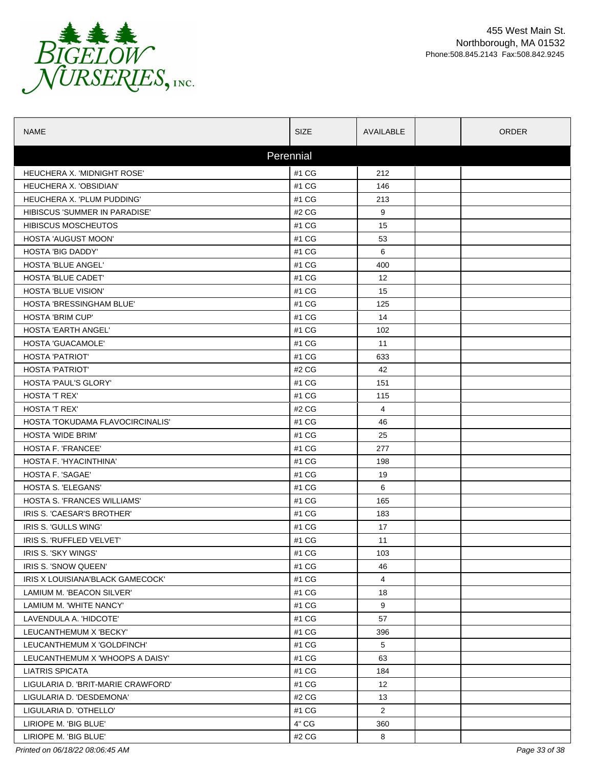455 West Main St.
Northborough, MA 01532
Phone:508.845.2143 Fax:508.842.9245

| NAME | SIZE | AVAILABLE | | ORDER |
|---|---|---|---|---|
| **Perennial** | | | | |
| HEUCHERA X. 'MIDNIGHT ROSE' | #1 CG | 212 | | |
| HEUCHERA X. 'OBSIDIAN' | #1 CG | 146 | | |
| HEUCHERA X. 'PLUM PUDDING' | #1 CG | 213 | | |
| HIBISCUS 'SUMMER IN PARADISE' | #2 CG | 9 | | |
| HIBISCUS MOSCHEUTOS | #1 CG | 15 | | |
| HOSTA 'AUGUST MOON' | #1 CG | 53 | | |
| HOSTA 'BIG DADDY' | #1 CG | 6 | | |
| HOSTA 'BLUE ANGEL' | #1 CG | 400 | | |
| HOSTA 'BLUE CADET' | #1 CG | 12 | | |
| HOSTA 'BLUE VISION' | #1 CG | 15 | | |
| HOSTA 'BRESSINGHAM BLUE' | #1 CG | 125 | | |
| HOSTA 'BRIM CUP' | #1 CG | 14 | | |
| HOSTA 'EARTH ANGEL' | #1 CG | 102 | | |
| HOSTA 'GUACAMOLE' | #1 CG | 11 | | |
| HOSTA 'PATRIOT' | #1 CG | 633 | | |
| HOSTA 'PATRIOT' | #2 CG | 42 | | |
| HOSTA 'PAUL'S GLORY' | #1 CG | 151 | | |
| HOSTA 'T REX' | #1 CG | 115 | | |
| HOSTA 'T REX' | #2 CG | 4 | | |
| HOSTA 'TOKUDAMA FLAVOCIRCINALIS' | #1 CG | 46 | | |
| HOSTA 'WIDE BRIM' | #1 CG | 25 | | |
| HOSTA F. 'FRANCEE' | #1 CG | 277 | | |
| HOSTA F. 'HYACINTHINA' | #1 CG | 198 | | |
| HOSTA F. 'SAGAE' | #1 CG | 19 | | |
| HOSTA S. 'ELEGANS' | #1 CG | 6 | | |
| HOSTA S. 'FRANCES WILLIAMS' | #1 CG | 165 | | |
| IRIS S. 'CAESAR'S BROTHER' | #1 CG | 183 | | |
| IRIS S. 'GULLS WING' | #1 CG | 17 | | |
| IRIS S. 'RUFFLED VELVET' | #1 CG | 11 | | |
| IRIS S. 'SKY WINGS' | #1 CG | 103 | | |
| IRIS S. 'SNOW QUEEN' | #1 CG | 46 | | |
| IRIS X LOUISIANA'BLACK GAMECOCK' | #1 CG | 4 | | |
| LAMIUM M. 'BEACON SILVER' | #1 CG | 18 | | |
| LAMIUM M. 'WHITE NANCY' | #1 CG | 9 | | |
| LAVENDULA A. 'HIDCOTE' | #1 CG | 57 | | |
| LEUCANTHEMUM X 'BECKY' | #1 CG | 396 | | |
| LEUCANTHEMUM X 'GOLDFINCH' | #1 CG | 5 | | |
| LEUCANTHEMUM X 'WHOOPS A DAISY' | #1 CG | 63 | | |
| LIATRIS SPICATA | #1 CG | 184 | | |
| LIGULARIA D. 'BRIT-MARIE CRAWFORD' | #1 CG | 12 | | |
| LIGULARIA D. 'DESDEMONA' | #2 CG | 13 | | |
| LIGULARIA D. 'OTHELLO' | #1 CG | 2 | | |
| LIRIOPE M. 'BIG BLUE' | 4" CG | 360 | | |
| LIRIOPE M. 'BIG BLUE' | #2 CG | 8 | | |

*Printed on 06/18/22 08:06:45 AM*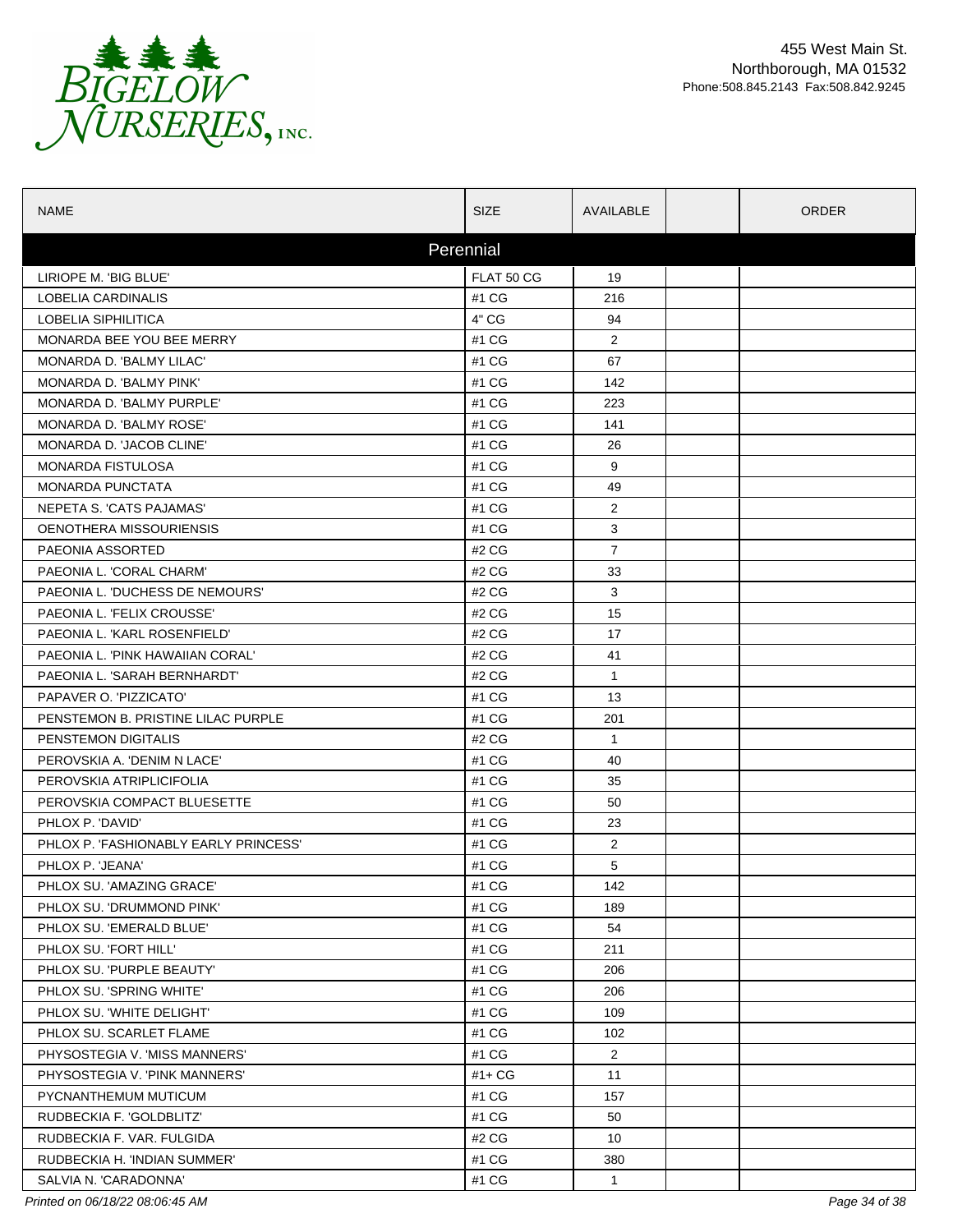455 West Main St.
Northborough, MA 01532
Phone:508.845.2143 Fax:508.842.9245

| NAME | SIZE | AVAILABLE | | ORDER |
|---|---|---|---|---|
| **Perennial** | | | | |
| LIRIOPE M. 'BIG BLUE' | FLAT 50 CG | 19 | | |
| LOBELIA CARDINALIS | #1 CG | 216 | | |
| LOBELIA SIPHILITICA | 4" CG | 94 | | |
| MONARDA BEE YOU BEE MERRY | #1 CG | 2 | | |
| MONARDA D. 'BALMY LILAC' | #1 CG | 67 | | |
| MONARDA D. 'BALMY PINK' | #1 CG | 142 | | |
| MONARDA D. 'BALMY PURPLE' | #1 CG | 223 | | |
| MONARDA D. 'BALMY ROSE' | #1 CG | 141 | | |
| MONARDA D. 'JACOB CLINE' | #1 CG | 26 | | |
| MONARDA FISTULOSA | #1 CG | 9 | | |
| MONARDA PUNCTATA | #1 CG | 49 | | |
| NEPETA S. 'CATS PAJAMAS' | #1 CG | 2 | | |
| OENOTHERA MISSOURIENSIS | #1 CG | 3 | | |
| PAEONIA ASSORTED | #2 CG | 7 | | |
| PAEONIA L. 'CORAL CHARM' | #2 CG | 33 | | |
| PAEONIA L. 'DUCHESS DE NEMOURS' | #2 CG | 3 | | |
| PAEONIA L. 'FELIX CROUSSE' | #2 CG | 15 | | |
| PAEONIA L. 'KARL ROSENFIELD' | #2 CG | 17 | | |
| PAEONIA L. 'PINK HAWAIIAN CORAL' | #2 CG | 41 | | |
| PAEONIA L. 'SARAH BERNHARDT' | #2 CG | 1 | | |
| PAPAVER O. 'PIZZICATO' | #1 CG | 13 | | |
| PENSTEMON B. PRISTINE LILAC PURPLE | #1 CG | 201 | | |
| PENSTEMON DIGITALIS | #2 CG | 1 | | |
| PEROVSKIA A. 'DENIM N LACE' | #1 CG | 40 | | |
| PEROVSKIA ATRIPLICIFOLIA | #1 CG | 35 | | |
| PEROVSKIA COMPACT BLUESETTE | #1 CG | 50 | | |
| PHLOX P. 'DAVID' | #1 CG | 23 | | |
| PHLOX P. 'FASHIONABLY EARLY PRINCESS' | #1 CG | 2 | | |
| PHLOX P. 'JEANA' | #1 CG | 5 | | |
| PHLOX SU. 'AMAZING GRACE' | #1 CG | 142 | | |
| PHLOX SU. 'DRUMMOND PINK' | #1 CG | 189 | | |
| PHLOX SU. 'EMERALD BLUE' | #1 CG | 54 | | |
| PHLOX SU. 'FORT HILL' | #1 CG | 211 | | |
| PHLOX SU. 'PURPLE BEAUTY' | #1 CG | 206 | | |
| PHLOX SU. 'SPRING WHITE' | #1 CG | 206 | | |
| PHLOX SU. 'WHITE DELIGHT' | #1 CG | 109 | | |
| PHLOX SU. SCARLET FLAME | #1 CG | 102 | | |
| PHYSOSTEGIA V. 'MISS MANNERS' | #1 CG | 2 | | |
| PHYSOSTEGIA V. 'PINK MANNERS' | #1+ CG | 11 | | |
| PYCNANTHEMUM MUTICUM | #1 CG | 157 | | |
| RUDBECKIA F. 'GOLDBLITZ' | #1 CG | 50 | | |
| RUDBECKIA F. VAR. FULGIDA | #2 CG | 10 | | |
| RUDBECKIA H. 'INDIAN SUMMER' | #1 CG | 380 | | |
| SALVIA N. 'CARADONNA' | #1 CG | 1 | | |

*Printed on 06/18/22 08:06:45 AM*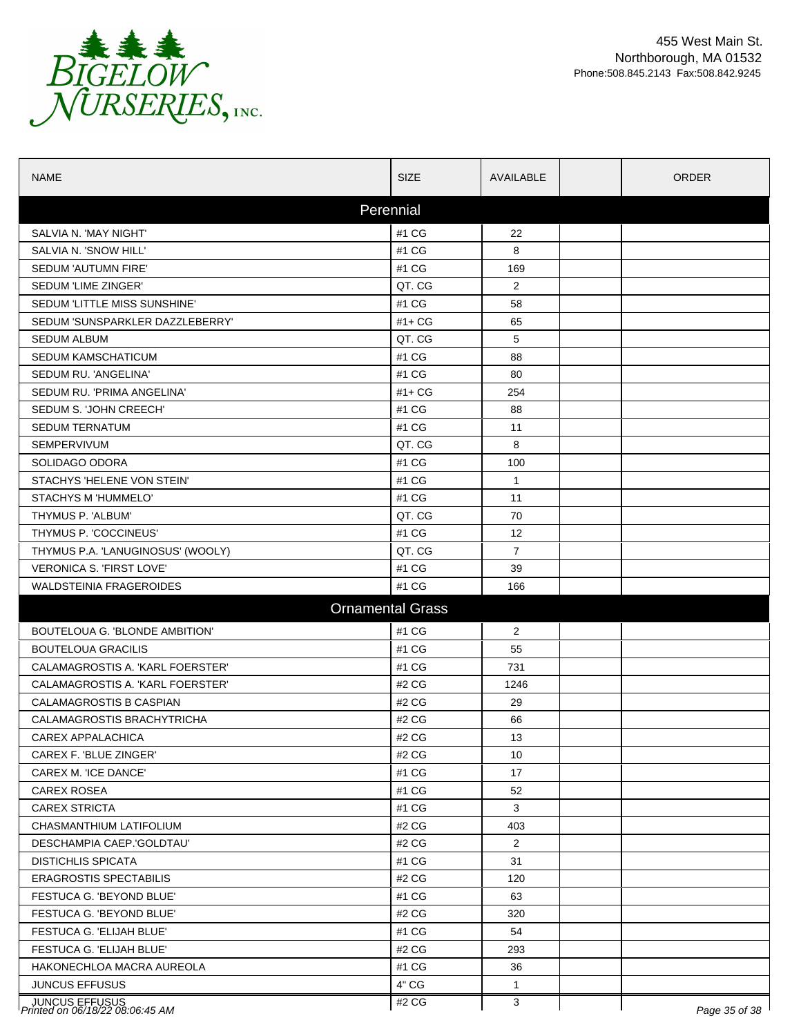BIGELOW NURSERIES, INC.

455 West Main St.
Northborough, MA 01532
Phone:508.845.2143 Fax:508.842.9245

| NAME | SIZE | AVAILABLE | | ORDER |
|---|---|---|---|---|
| **Perennial** | | | | |
| SALVIA N. 'MAY NIGHT' | #1 CG | 22 | | |
| SALVIA N. 'SNOW HILL' | #1 CG | 8 | | |
| SEDUM 'AUTUMN FIRE' | #1 CG | 169 | | |
| SEDUM 'LIME ZINGER' | QT. CG | 2 | | |
| SEDUM 'LITTLE MISS SUNSHINE' | #1 CG | 58 | | |
| SEDUM 'SUNSPARKLER DAZZLEBERRY' | #1+ CG | 65 | | |
| SEDUM ALBUM | QT. CG | 5 | | |
| SEDUM KAMSCHATICUM | #1 CG | 88 | | |
| SEDUM RU. 'ANGELINA' | #1 CG | 80 | | |
| SEDUM RU. 'PRIMA ANGELINA' | #1+ CG | 254 | | |
| SEDUM S. 'JOHN CREECH' | #1 CG | 88 | | |
| SEDUM TERNATUM | #1 CG | 11 | | |
| SEMPERVIVUM | QT. CG | 8 | | |
| SOLIDAGO ODORA | #1 CG | 100 | | |
| STACHYS 'HELENE VON STEIN' | #1 CG | 1 | | |
| STACHYS M 'HUMMELO' | #1 CG | 11 | | |
| THYMUS P. 'ALBUM' | QT. CG | 70 | | |
| THYMUS P. 'COCCINEUS' | #1 CG | 12 | | |
| THYMUS P.A. 'LANUGINOSUS' (WOOLY) | QT. CG | 7 | | |
| VERONICA S. 'FIRST LOVE' | #1 CG | 39 | | |
| WALDSTEINIA FRAGEROIDES | #1 CG | 166 | | |
| **Ornamental Grass** | | | | |
| BOUTELOUA G. 'BLONDE AMBITION' | #1 CG | 2 | | |
| BOUTELOUA GRACILIS | #1 CG | 55 | | |
| CALAMAGROSTIS A. 'KARL FOERSTER' | #1 CG | 731 | | |
| CALAMAGROSTIS A. 'KARL FOERSTER' | #2 CG | 1246 | | |
| CALAMAGROSTIS B CASPIAN | #2 CG | 29 | | |
| CALAMAGROSTIS BRACHYTRICHA | #2 CG | 66 | | |
| CAREX APPALACHICA | #2 CG | 13 | | |
| CAREX F. 'BLUE ZINGER' | #2 CG | 10 | | |
| CAREX M. 'ICE DANCE' | #1 CG | 17 | | |
| CAREX ROSEA | #1 CG | 52 | | |
| CAREX STRICTA | #1 CG | 3 | | |
| CHASMANTHIUM LATIFOLIUM | #2 CG | 403 | | |
| DESCHAMPIA CAEP.'GOLDTAU' | #2 CG | 2 | | |
| DISTICHLIS SPICATA | #1 CG | 31 | | |
| ERAGROSTIS SPECTABILIS | #2 CG | 120 | | |
| FESTUCA G. 'BEYOND BLUE' | #1 CG | 63 | | |
| FESTUCA G. 'BEYOND BLUE' | #2 CG | 320 | | |
| FESTUCA G. 'ELIJAH BLUE' | #1 CG | 54 | | |
| FESTUCA G. 'ELIJAH BLUE' | #2 CG | 293 | | |
| HAKONECHLOA MACRA AUREOLA | #1 CG | 36 | | |
| JUNCUS EFFUSUS | 4" CG | 1 | | |
| JUNCUS EFFUSUS | #2 CG | 3 | | |

Printed on 06/18/22 08:06:45 AM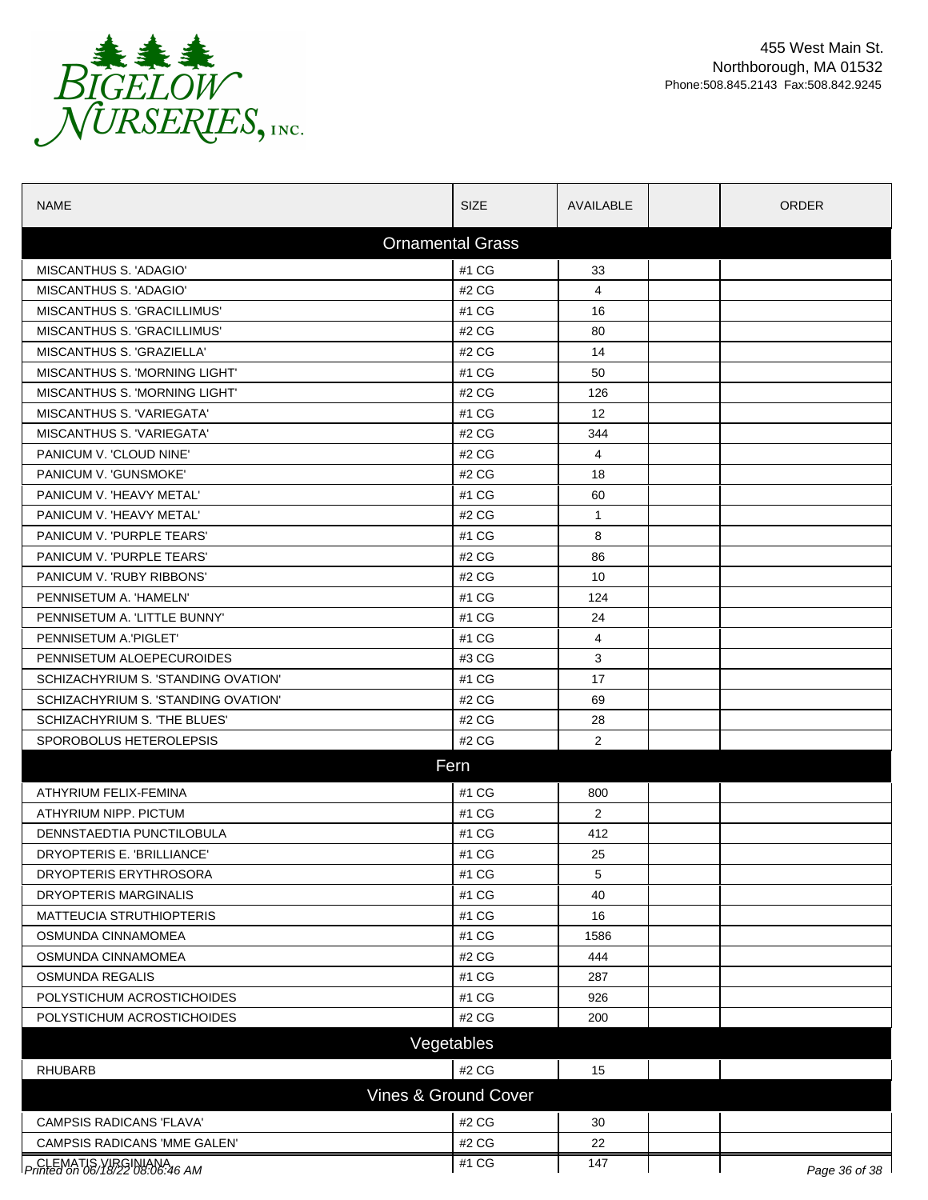Bigelow Nurseries, Inc.

455 West Main St.
Northborough, MA 01532
Phone:508.845.2143 Fax:508.842.9245

| NAME | SIZE | AVAILABLE | | ORDER |
|---|---|---|---|---|
| **Ornamental Grass** | | | | |
| MISCANTHUS S. 'ADAGIO' | #1 CG | 33 | | |
| MISCANTHUS S. 'ADAGIO' | #2 CG | 4 | | |
| MISCANTHUS S. 'GRACILLIMUS' | #1 CG | 16 | | |
| MISCANTHUS S. 'GRACILLIMUS' | #2 CG | 80 | | |
| MISCANTHUS S. 'GRAZIELLA' | #2 CG | 14 | | |
| MISCANTHUS S. 'MORNING LIGHT' | #1 CG | 50 | | |
| MISCANTHUS S. 'MORNING LIGHT' | #2 CG | 126 | | |
| MISCANTHUS S. 'VARIEGATA' | #1 CG | 12 | | |
| MISCANTHUS S. 'VARIEGATA' | #2 CG | 344 | | |
| PANICUM V. 'CLOUD NINE' | #2 CG | 4 | | |
| PANICUM V. 'GUNSMOKE' | #2 CG | 18 | | |
| PANICUM V. 'HEAVY METAL' | #1 CG | 60 | | |
| PANICUM V. 'HEAVY METAL' | #2 CG | 1 | | |
| PANICUM V. 'PURPLE TEARS' | #1 CG | 8 | | |
| PANICUM V. 'PURPLE TEARS' | #2 CG | 86 | | |
| PANICUM V. 'RUBY RIBBONS' | #2 CG | 10 | | |
| PENNISETUM A. 'HAMELN' | #1 CG | 124 | | |
| PENNISETUM A. 'LITTLE BUNNY' | #1 CG | 24 | | |
| PENNISETUM A.'PIGLET' | #1 CG | 4 | | |
| PENNISETUM ALOEPECUROIDES | #3 CG | 3 | | |
| SCHIZACHYRIUM S. 'STANDING OVATION' | #1 CG | 17 | | |
| SCHIZACHYRIUM S. 'STANDING OVATION' | #2 CG | 69 | | |
| SCHIZACHYRIUM S. 'THE BLUES' | #2 CG | 28 | | |
| SPOROBOLUS HETEROLEPSIS | #2 CG | 2 | | |
| **Fern** | | | | |
| ATHYRIUM FELIX-FEMINA | #1 CG | 800 | | |
| ATHYRIUM NIPP. PICTUM | #1 CG | 2 | | |
| DENNSTAEDTIA PUNCTILOBULA | #1 CG | 412 | | |
| DRYOPTERIS E. 'BRILLIANCE' | #1 CG | 25 | | |
| DRYOPTERIS ERYTHROSORA | #1 CG | 5 | | |
| DRYOPTERIS MARGINALIS | #1 CG | 40 | | |
| MATTEUCIA STRUTHIOPTERIS | #1 CG | 16 | | |
| OSMUNDA CINNAMOMEA | #1 CG | 1586 | | |
| OSMUNDA CINNAMOMEA | #2 CG | 444 | | |
| OSMUNDA REGALIS | #1 CG | 287 | | |
| POLYSTICHUM ACROSTICHOIDES | #1 CG | 926 | | |
| POLYSTICHUM ACROSTICHOIDES | #2 CG | 200 | | |
| **Vegetables** | | | | |
| RHUBARB | #2 CG | 15 | | |
| **Vines & Ground Cover** | | | | |
| CAMPSIS RADICANS 'FLAVA' | #2 CG | 30 | | |
| CAMPSIS RADICANS 'MME GALEN' | #2 CG | 22 | | |
| CLEMATIS VIRGINIANA | #1 CG | 147 | | |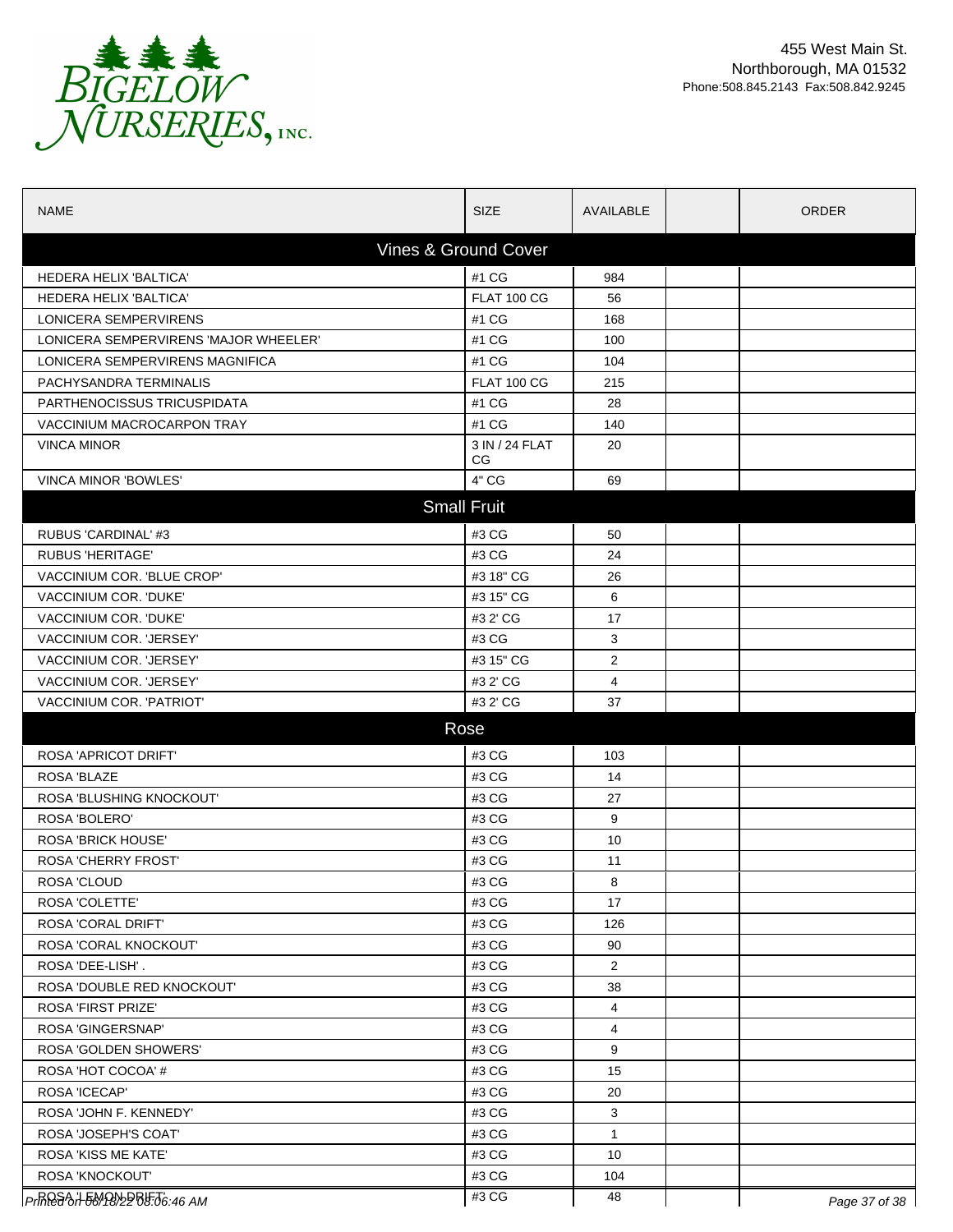Bigelow Nurseries, Inc.

455 West Main St.
Northborough, MA 01532
Phone:508.845.2143 Fax:508.842.9245

| NAME | SIZE | AVAILABLE | | ORDER |
|---|---|---|---|---|
| **Vines & Ground Cover** | | | | |
| HEDERA HELIX 'BALTICA' | #1 CG | 984 | | |
| HEDERA HELIX 'BALTICA' | FLAT 100 CG | 56 | | |
| LONICERA SEMPERVIRENS | #1 CG | 168 | | |
| LONICERA SEMPERVIRENS 'MAJOR WHEELER' | #1 CG | 100 | | |
| LONICERA SEMPERVIRENS MAGNIFICA | #1 CG | 104 | | |
| PACHYSANDRA TERMINALIS | FLAT 100 CG | 215 | | |
| PARTHENOCISSUS TRICUSPIDATA | #1 CG | 28 | | |
| VACCINIUM MACROCARPON TRAY | #1 CG | 140 | | |
| VINCA MINOR | 3 IN / 24 FLAT CG | 20 | | |
| VINCA MINOR 'BOWLES' | 4" CG | 69 | | |
| **Small Fruit** | | | | |
| RUBUS 'CARDINAL' #3 | #3 CG | 50 | | |
| RUBUS 'HERITAGE' | #3 CG | 24 | | |
| VACCINIUM COR. 'BLUE CROP' | #3 18" CG | 26 | | |
| VACCINIUM COR. 'DUKE' | #3 15" CG | 6 | | |
| VACCINIUM COR. 'DUKE' | #3 2' CG | 17 | | |
| VACCINIUM COR. 'JERSEY' | #3 CG | 3 | | |
| VACCINIUM COR. 'JERSEY' | #3 15" CG | 2 | | |
| VACCINIUM COR. 'JERSEY' | #3 2' CG | 4 | | |
| VACCINIUM COR. 'PATRIOT' | #3 2' CG | 37 | | |
| **Rose** | | | | |
| ROSA 'APRICOT DRIFT' | #3 CG | 103 | | |
| ROSA 'BLAZE | #3 CG | 14 | | |
| ROSA 'BLUSHING KNOCKOUT' | #3 CG | 27 | | |
| ROSA 'BOLERO' | #3 CG | 9 | | |
| ROSA 'BRICK HOUSE' | #3 CG | 10 | | |
| ROSA 'CHERRY FROST' | #3 CG | 11 | | |
| ROSA 'CLOUD | #3 CG | 8 | | |
| ROSA 'COLETTE' | #3 CG | 17 | | |
| ROSA 'CORAL DRIFT' | #3 CG | 126 | | |
| ROSA 'CORAL KNOCKOUT' | #3 CG | 90 | | |
| ROSA 'DEE-LISH' . | #3 CG | 2 | | |
| ROSA 'DOUBLE RED KNOCKOUT' | #3 CG | 38 | | |
| ROSA 'FIRST PRIZE' | #3 CG | 4 | | |
| ROSA 'GINGERSNAP' | #3 CG | 4 | | |
| ROSA 'GOLDEN SHOWERS' | #3 CG | 9 | | |
| ROSA 'HOT COCOA' # | #3 CG | 15 | | |
| ROSA 'ICECAP' | #3 CG | 20 | | |
| ROSA 'JOHN F. KENNEDY' | #3 CG | 3 | | |
| ROSA 'JOSEPH'S COAT' | #3 CG | 1 | | |
| ROSA 'KISS ME KATE' | #3 CG | 10 | | |
| ROSA 'KNOCKOUT' | #3 CG | 104 | | |
| ROSA 'LEMON DRIFT' | #3 CG | 48 | | |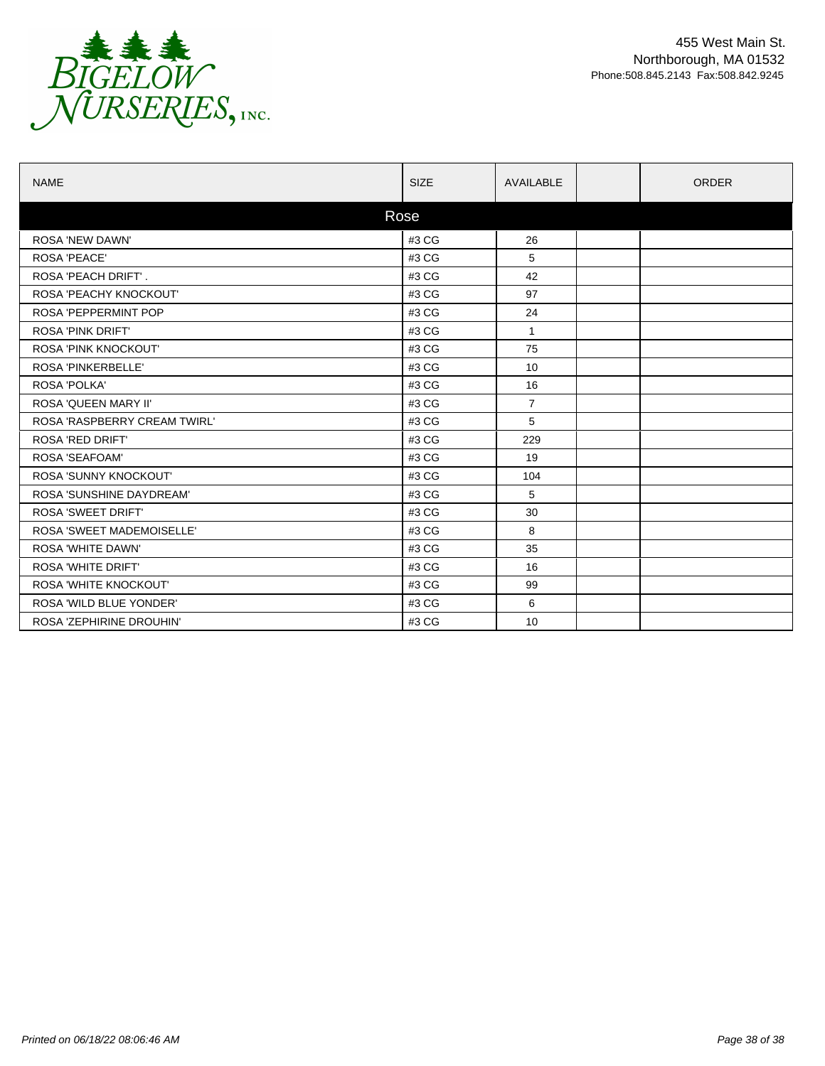BIGELOW NURSERIES, INC.

455 West Main St.
Northborough, MA 01532
Phone:508.845.2143 Fax:508.842.9245

| NAME | SIZE | AVAILABLE | | ORDER |
|---|---|---|---|---|
| Rose | | | | |
| ROSA 'NEW DAWN' | #3 CG | 26 | | |
| ROSA 'PEACE' | #3 CG | 5 | | |
| ROSA 'PEACH DRIFT' . | #3 CG | 42 | | |
| ROSA 'PEACHY KNOCKOUT' | #3 CG | 97 | | |
| ROSA 'PEPPERMINT POP | #3 CG | 24 | | |
| ROSA 'PINK DRIFT' | #3 CG | 1 | | |
| ROSA 'PINK KNOCKOUT' | #3 CG | 75 | | |
| ROSA 'PINKERBELLE' | #3 CG | 10 | | |
| ROSA 'POLKA' | #3 CG | 16 | | |
| ROSA 'QUEEN MARY II' | #3 CG | 7 | | |
| ROSA 'RASPBERRY CREAM TWIRL' | #3 CG | 5 | | |
| ROSA 'RED DRIFT' | #3 CG | 229 | | |
| ROSA 'SEAFOAM' | #3 CG | 19 | | |
| ROSA 'SUNNY KNOCKOUT' | #3 CG | 104 | | |
| ROSA 'SUNSHINE DAYDREAM' | #3 CG | 5 | | |
| ROSA 'SWEET DRIFT' | #3 CG | 30 | | |
| ROSA 'SWEET MADEMOISELLE' | #3 CG | 8 | | |
| ROSA 'WHITE DAWN' | #3 CG | 35 | | |
| ROSA 'WHITE DRIFT' | #3 CG | 16 | | |
| ROSA 'WHITE KNOCKOUT' | #3 CG | 99 | | |
| ROSA 'WILD BLUE YONDER' | #3 CG | 6 | | |
| ROSA 'ZEPHIRINE DROUHIN' | #3 CG | 10 | | |

*Printed on 06/18/22 08:06:46 AM*